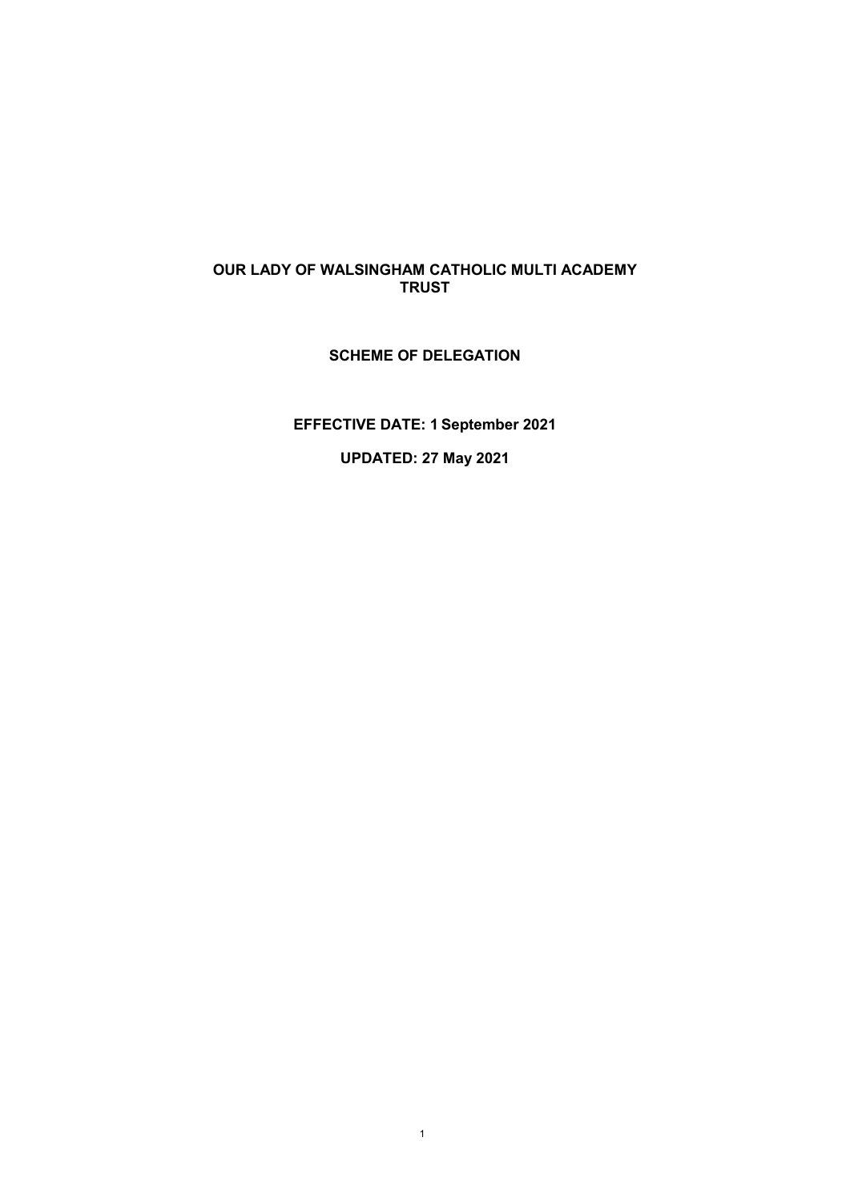# OUR LADY OF WALSINGHAM CATHOLIC MULTI ACADEMY TRUST

## SCHEME OF DELEGATION

**EFFECTIVE DATE: 1 September 2021**

**UPDATED: 27 May 2021**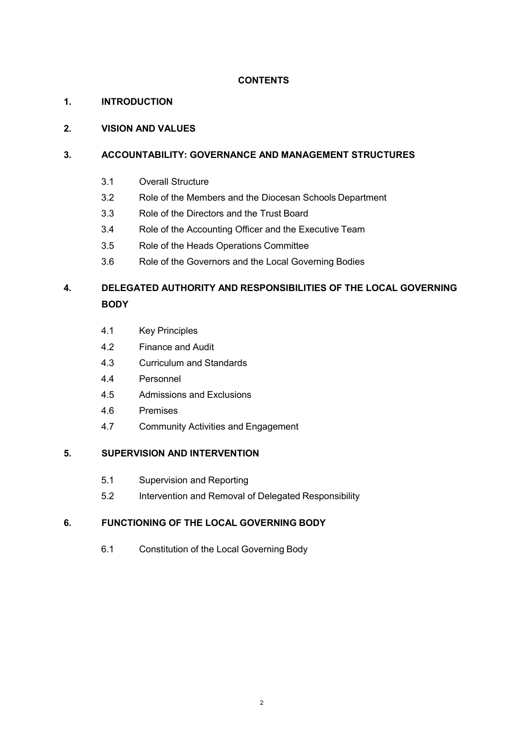**CONTENTS**

**1. INTRODUCTION**

**2. VISION AND VALUES**

**3. ACCOUNTABILITY: GOVERNANCE AND MANAGEMENT STRUCTURES**

- 3.1 Overall Structure
- 3.2 Role of the Members and the Diocesan Schools Department
- 3.3 Role of the Directors and the Trust Board
- 3.4 Role of the Accounting Officer and the Executive Team
- 3.5 Role of the Heads Operations Committee
- 3.6 Role of the Governors and the Local Governing Bodies

**4. DELEGATED AUTHORITY AND RESPONSIBILITIES OF THE LOCAL GOVERNING BODY**

- 4.1 Key Principles
- 4.2 Finance and Audit
- 4.3 Curriculum and Standards
- 4.4 Personnel
- 4.5 Admissions and Exclusions
- 4.6 Premises
- 4.7 Community Activities and Engagement

**5. SUPERVISION AND INTERVENTION**

- 5.1 Supervision and Reporting
- 5.2 Intervention and Removal of Delegated Responsibility

**6. FUNCTIONING OF THE LOCAL GOVERNING BODY**

- 6.1 Constitution of the Local Governing Body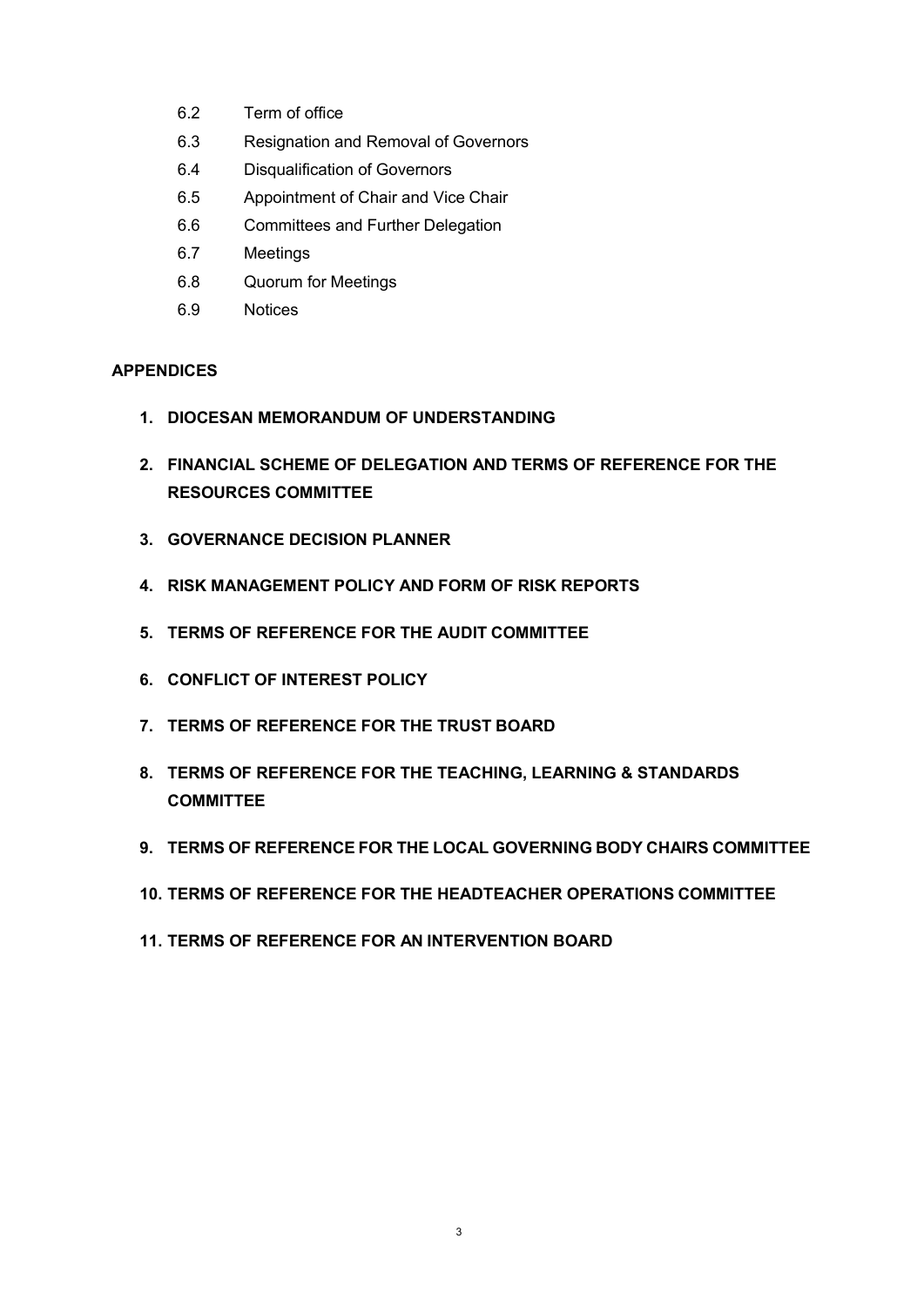6.2 Term of office

6.3 Resignation and Removal of Governors

6.4 Disqualification of Governors

6.5 Appointment of Chair and Vice Chair

6.6 Committees and Further Delegation

6.7 Meetings

6.8 Quorum for Meetings

6.9 Notices

**APPENDICES**

1. **DIOCESAN MEMORANDUM OF UNDERSTANDING**
2. **FINANCIAL SCHEME OF DELEGATION AND TERMS OF REFERENCE FOR THE RESOURCES COMMITTEE**
3. **GOVERNANCE DECISION PLANNER**
4. **RISK MANAGEMENT POLICY AND FORM OF RISK REPORTS**
5. **TERMS OF REFERENCE FOR THE AUDIT COMMITTEE**
6. **CONFLICT OF INTEREST POLICY**
7. **TERMS OF REFERENCE FOR THE TRUST BOARD**
8. **TERMS OF REFERENCE FOR THE TEACHING, LEARNING & STANDARDS COMMITTEE**
9. **TERMS OF REFERENCE FOR THE LOCAL GOVERNING BODY CHAIRS COMMITTEE**
10. **TERMS OF REFERENCE FOR THE HEADTEACHER OPERATIONS COMMITTEE**
11. **TERMS OF REFERENCE FOR AN INTERVENTION BOARD**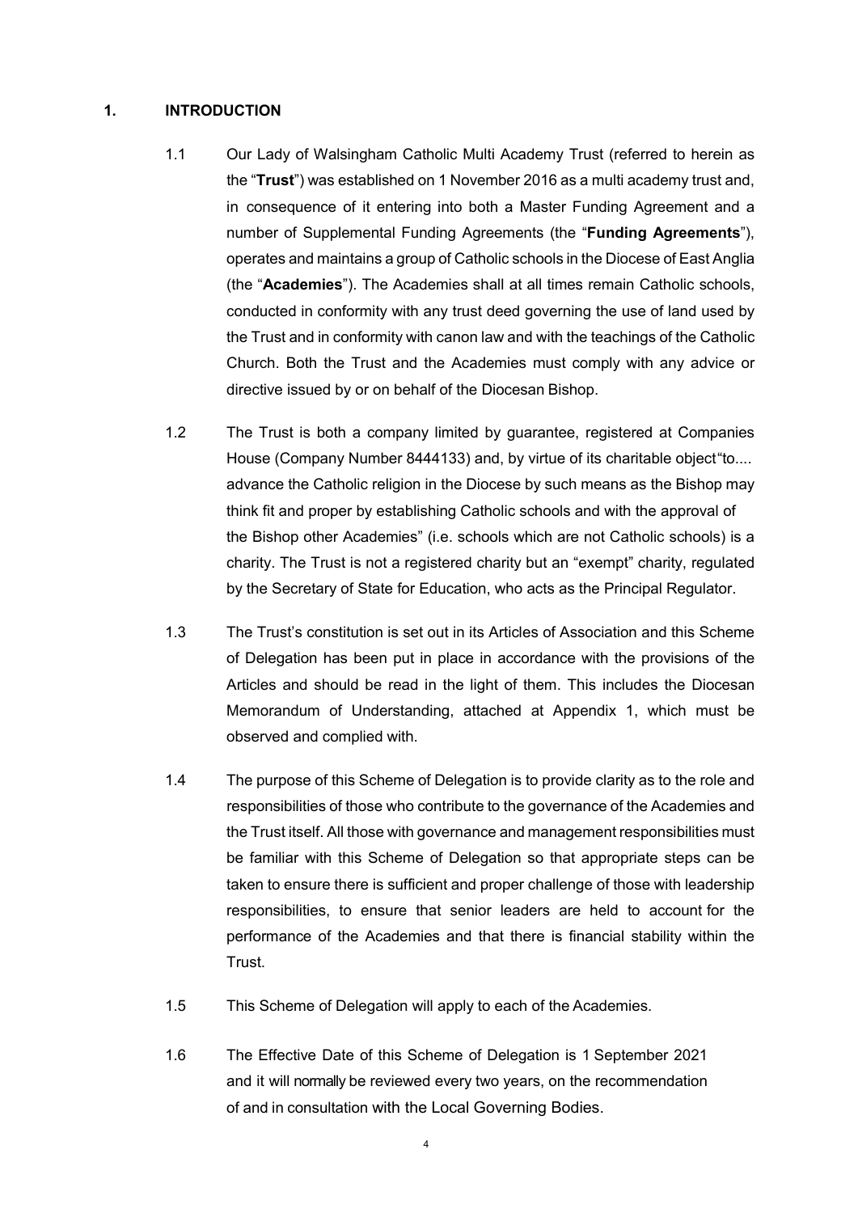## 1. INTRODUCTION

1.1 Our Lady of Walsingham Catholic Multi Academy Trust (referred to herein as the "**Trust**") was established on 1 November 2016 as a multi academy trust and, in consequence of it entering into both a Master Funding Agreement and a number of Supplemental Funding Agreements (the "**Funding Agreements**"), operates and maintains a group of Catholic schools in the Diocese of East Anglia (the "**Academies**"). The Academies shall at all times remain Catholic schools, conducted in conformity with any trust deed governing the use of land used by the Trust and in conformity with canon law and with the teachings of the Catholic Church. Both the Trust and the Academies must comply with any advice or directive issued by or on behalf of the Diocesan Bishop.

1.2 The Trust is both a company limited by guarantee, registered at Companies House (Company Number 8444133) and, by virtue of its charitable object "to.... advance the Catholic religion in the Diocese by such means as the Bishop may think fit and proper by establishing Catholic schools and with the approval of the Bishop other Academies" (i.e. schools which are not Catholic schools) is a charity. The Trust is not a registered charity but an "exempt" charity, regulated by the Secretary of State for Education, who acts as the Principal Regulator.

1.3 The Trust's constitution is set out in its Articles of Association and this Scheme of Delegation has been put in place in accordance with the provisions of the Articles and should be read in the light of them. This includes the Diocesan Memorandum of Understanding, attached at Appendix 1, which must be observed and complied with.

1.4 The purpose of this Scheme of Delegation is to provide clarity as to the role and responsibilities of those who contribute to the governance of the Academies and the Trust itself. All those with governance and management responsibilities must be familiar with this Scheme of Delegation so that appropriate steps can be taken to ensure there is sufficient and proper challenge of those with leadership responsibilities, to ensure that senior leaders are held to account for the performance of the Academies and that there is financial stability within the Trust.

1.5 This Scheme of Delegation will apply to each of the Academies.

1.6 The Effective Date of this Scheme of Delegation is 1 September 2021 and it will normally be reviewed every two years, on the recommendation of and in consultation with the Local Governing Bodies.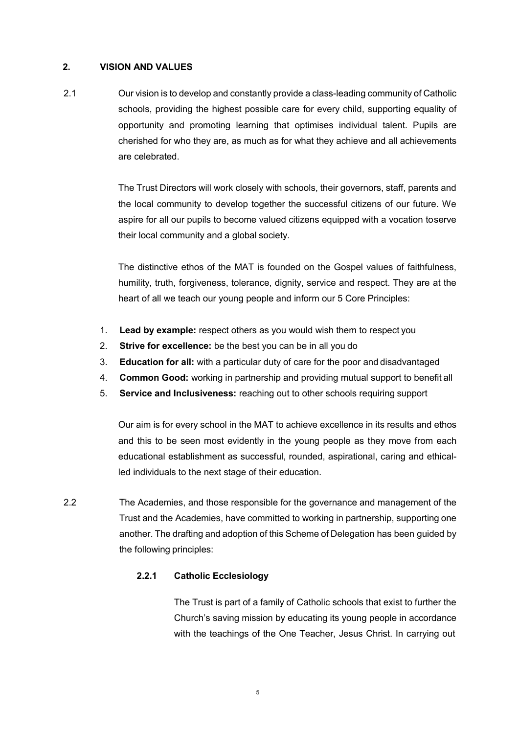## 2. VISION AND VALUES

2.1 Our vision is to develop and constantly provide a class-leading community of Catholic schools, providing the highest possible care for every child, supporting equality of opportunity and promoting learning that optimises individual talent. Pupils are cherished for who they are, as much as for what they achieve and all achievements are celebrated.

The Trust Directors will work closely with schools, their governors, staff, parents and the local community to develop together the successful citizens of our future. We aspire for all our pupils to become valued citizens equipped with a vocation toserve their local community and a global society.

The distinctive ethos of the MAT is founded on the Gospel values of faithfulness, humility, truth, forgiveness, tolerance, dignity, service and respect. They are at the heart of all we teach our young people and inform our 5 Core Principles:

1. **Lead by example:** respect others as you would wish them to respect you
2. **Strive for excellence:** be the best you can be in all you do
3. **Education for all:** with a particular duty of care for the poor and disadvantaged
4. **Common Good:** working in partnership and providing mutual support to benefit all
5. **Service and Inclusiveness:** reaching out to other schools requiring support

Our aim is for every school in the MAT to achieve excellence in its results and ethos and this to be seen most evidently in the young people as they move from each educational establishment as successful, rounded, aspirational, caring and ethical-led individuals to the next stage of their education.

2.2 The Academies, and those responsible for the governance and management of the Trust and the Academies, have committed to working in partnership, supporting one another. The drafting and adoption of this Scheme of Delegation has been guided by the following principles:

### 2.2.1 Catholic Ecclesiology

The Trust is part of a family of Catholic schools that exist to further the Church's saving mission by educating its young people in accordance with the teachings of the One Teacher, Jesus Christ. In carrying out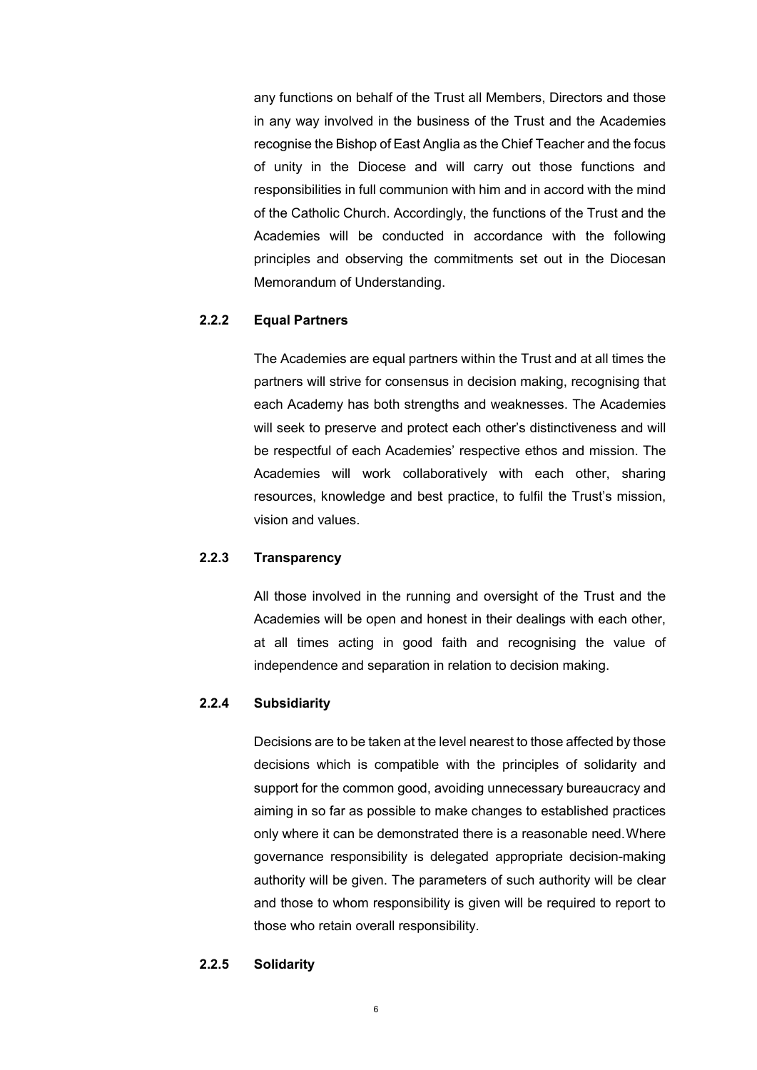any functions on behalf of the Trust all Members, Directors and those in any way involved in the business of the Trust and the Academies recognise the Bishop of East Anglia as the Chief Teacher and the focus of unity in the Diocese and will carry out those functions and responsibilities in full communion with him and in accord with the mind of the Catholic Church. Accordingly, the functions of the Trust and the Academies will be conducted in accordance with the following principles and observing the commitments set out in the Diocesan Memorandum of Understanding.

**2.2.2 Equal Partners**

The Academies are equal partners within the Trust and at all times the partners will strive for consensus in decision making, recognising that each Academy has both strengths and weaknesses. The Academies will seek to preserve and protect each other's distinctiveness and will be respectful of each Academies' respective ethos and mission. The Academies will work collaboratively with each other, sharing resources, knowledge and best practice, to fulfil the Trust's mission, vision and values.

**2.2.3 Transparency**

All those involved in the running and oversight of the Trust and the Academies will be open and honest in their dealings with each other, at all times acting in good faith and recognising the value of independence and separation in relation to decision making.

**2.2.4 Subsidiarity**

Decisions are to be taken at the level nearest to those affected by those decisions which is compatible with the principles of solidarity and support for the common good, avoiding unnecessary bureaucracy and aiming in so far as possible to make changes to established practices only where it can be demonstrated there is a reasonable need. Where governance responsibility is delegated appropriate decision-making authority will be given. The parameters of such authority will be clear and those to whom responsibility is given will be required to report to those who retain overall responsibility.

**2.2.5 Solidarity**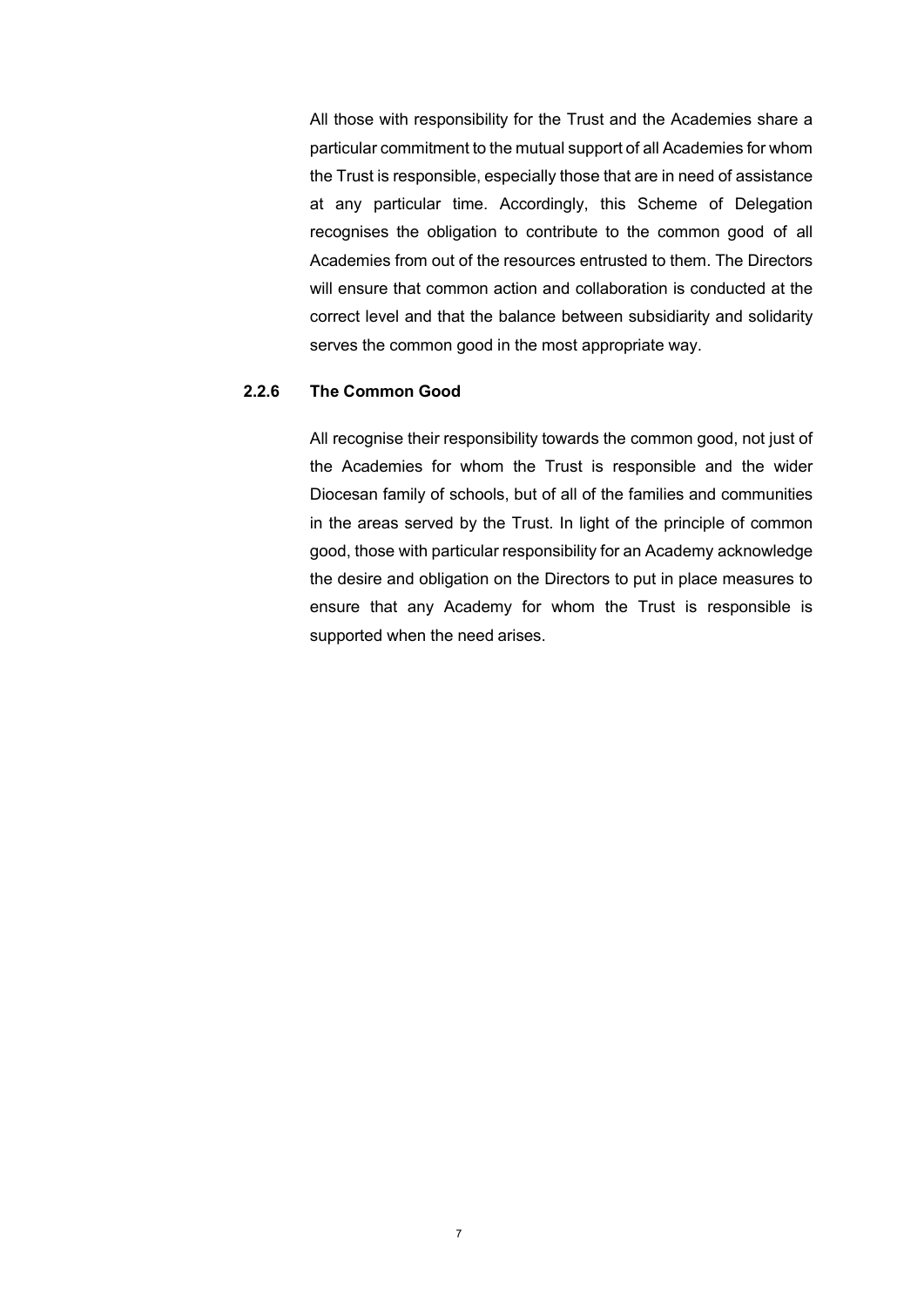All those with responsibility for the Trust and the Academies share a particular commitment to the mutual support of all Academies for whom the Trust is responsible, especially those that are in need of assistance at any particular time. Accordingly, this Scheme of Delegation recognises the obligation to contribute to the common good of all Academies from out of the resources entrusted to them. The Directors will ensure that common action and collaboration is conducted at the correct level and that the balance between subsidiarity and solidarity serves the common good in the most appropriate way.

#### 2.2.6 The Common Good

All recognise their responsibility towards the common good, not just of the Academies for whom the Trust is responsible and the wider Diocesan family of schools, but of all of the families and communities in the areas served by the Trust. In light of the principle of common good, those with particular responsibility for an Academy acknowledge the desire and obligation on the Directors to put in place measures to ensure that any Academy for whom the Trust is responsible is supported when the need arises.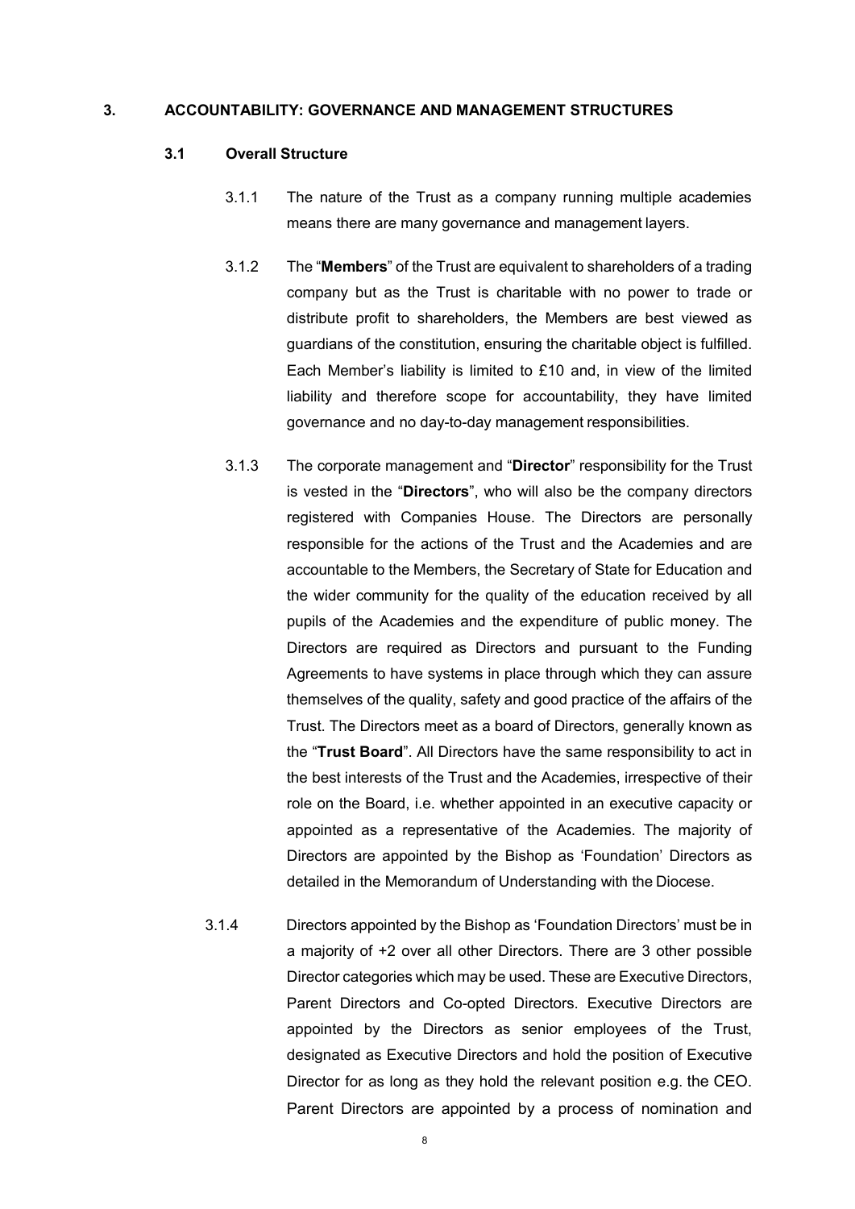## 3. ACCOUNTABILITY: GOVERNANCE AND MANAGEMENT STRUCTURES

### 3.1 Overall Structure

3.1.1 The nature of the Trust as a company running multiple academies means there are many governance and management layers.

3.1.2 The "**Members**" of the Trust are equivalent to shareholders of a trading company but as the Trust is charitable with no power to trade or distribute profit to shareholders, the Members are best viewed as guardians of the constitution, ensuring the charitable object is fulfilled. Each Member's liability is limited to £10 and, in view of the limited liability and therefore scope for accountability, they have limited governance and no day-to-day management responsibilities.

3.1.3 The corporate management and "**Director**" responsibility for the Trust is vested in the "**Directors**", who will also be the company directors registered with Companies House. The Directors are personally responsible for the actions of the Trust and the Academies and are accountable to the Members, the Secretary of State for Education and the wider community for the quality of the education received by all pupils of the Academies and the expenditure of public money. The Directors are required as Directors and pursuant to the Funding Agreements to have systems in place through which they can assure themselves of the quality, safety and good practice of the affairs of the Trust. The Directors meet as a board of Directors, generally known as the "**Trust Board**". All Directors have the same responsibility to act in the best interests of the Trust and the Academies, irrespective of their role on the Board, i.e. whether appointed in an executive capacity or appointed as a representative of the Academies. The majority of Directors are appointed by the Bishop as 'Foundation' Directors as detailed in the Memorandum of Understanding with the Diocese.

3.1.4 Directors appointed by the Bishop as 'Foundation Directors' must be in a majority of +2 over all other Directors. There are 3 other possible Director categories which may be used. These are Executive Directors, Parent Directors and Co-opted Directors. Executive Directors are appointed by the Directors as senior employees of the Trust, designated as Executive Directors and hold the position of Executive Director for as long as they hold the relevant position e.g. the CEO. Parent Directors are appointed by a process of nomination and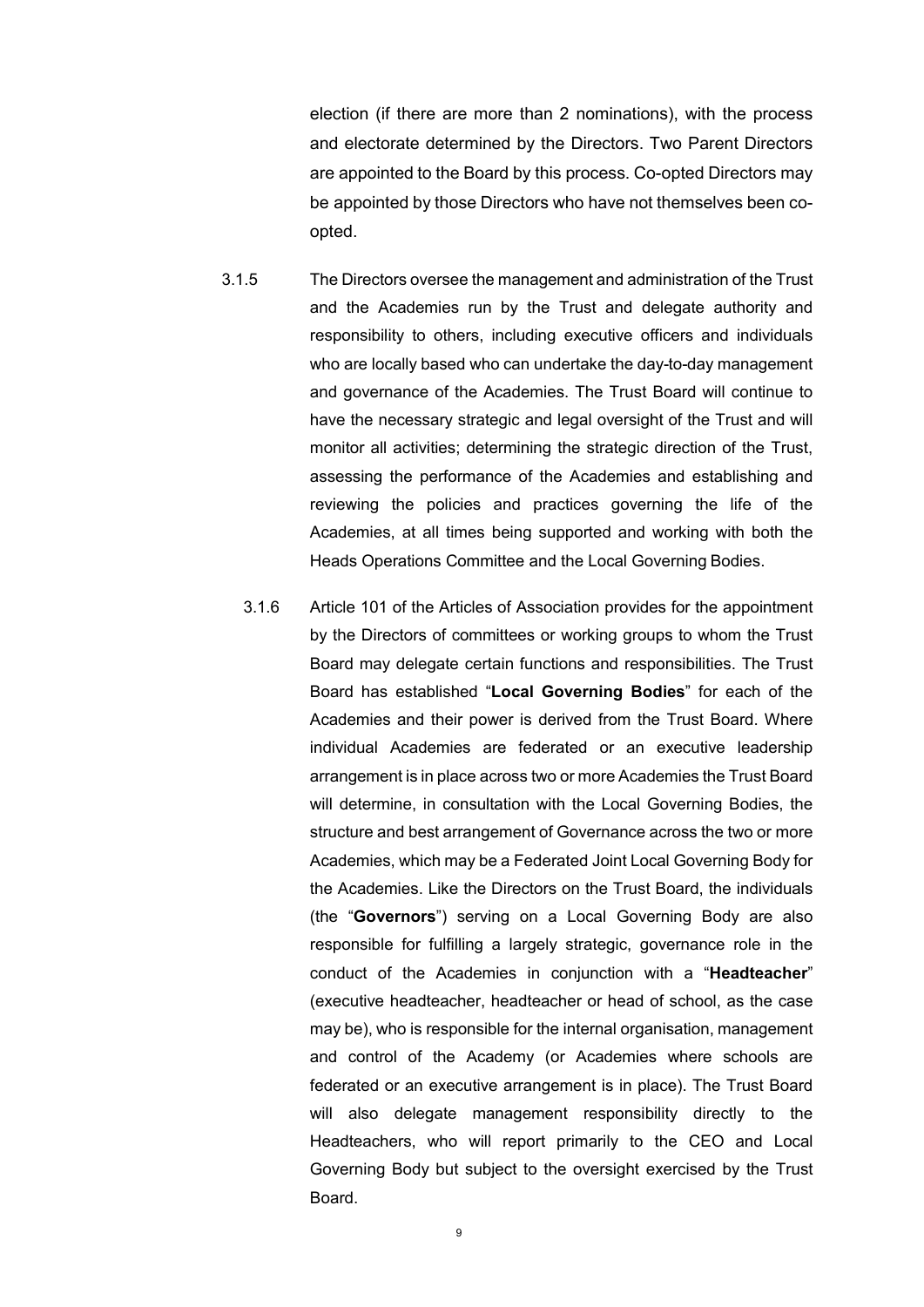election (if there are more than 2 nominations), with the process and electorate determined by the Directors. Two Parent Directors are appointed to the Board by this process. Co-opted Directors may be appointed by those Directors who have not themselves been co-opted.

3.1.5 The Directors oversee the management and administration of the Trust and the Academies run by the Trust and delegate authority and responsibility to others, including executive officers and individuals who are locally based who can undertake the day-to-day management and governance of the Academies. The Trust Board will continue to have the necessary strategic and legal oversight of the Trust and will monitor all activities; determining the strategic direction of the Trust, assessing the performance of the Academies and establishing and reviewing the policies and practices governing the life of the Academies, at all times being supported and working with both the Heads Operations Committee and the Local Governing Bodies.

3.1.6 Article 101 of the Articles of Association provides for the appointment by the Directors of committees or working groups to whom the Trust Board may delegate certain functions and responsibilities. The Trust Board has established "**Local Governing Bodies**" for each of the Academies and their power is derived from the Trust Board. Where individual Academies are federated or an executive leadership arrangement is in place across two or more Academies the Trust Board will determine, in consultation with the Local Governing Bodies, the structure and best arrangement of Governance across the two or more Academies, which may be a Federated Joint Local Governing Body for the Academies. Like the Directors on the Trust Board, the individuals (the "**Governors**") serving on a Local Governing Body are also responsible for fulfilling a largely strategic, governance role in the conduct of the Academies in conjunction with a "**Headteacher**" (executive headteacher, headteacher or head of school, as the case may be), who is responsible for the internal organisation, management and control of the Academy (or Academies where schools are federated or an executive arrangement is in place). The Trust Board will also delegate management responsibility directly to the Headteachers, who will report primarily to the CEO and Local Governing Body but subject to the oversight exercised by the Trust Board.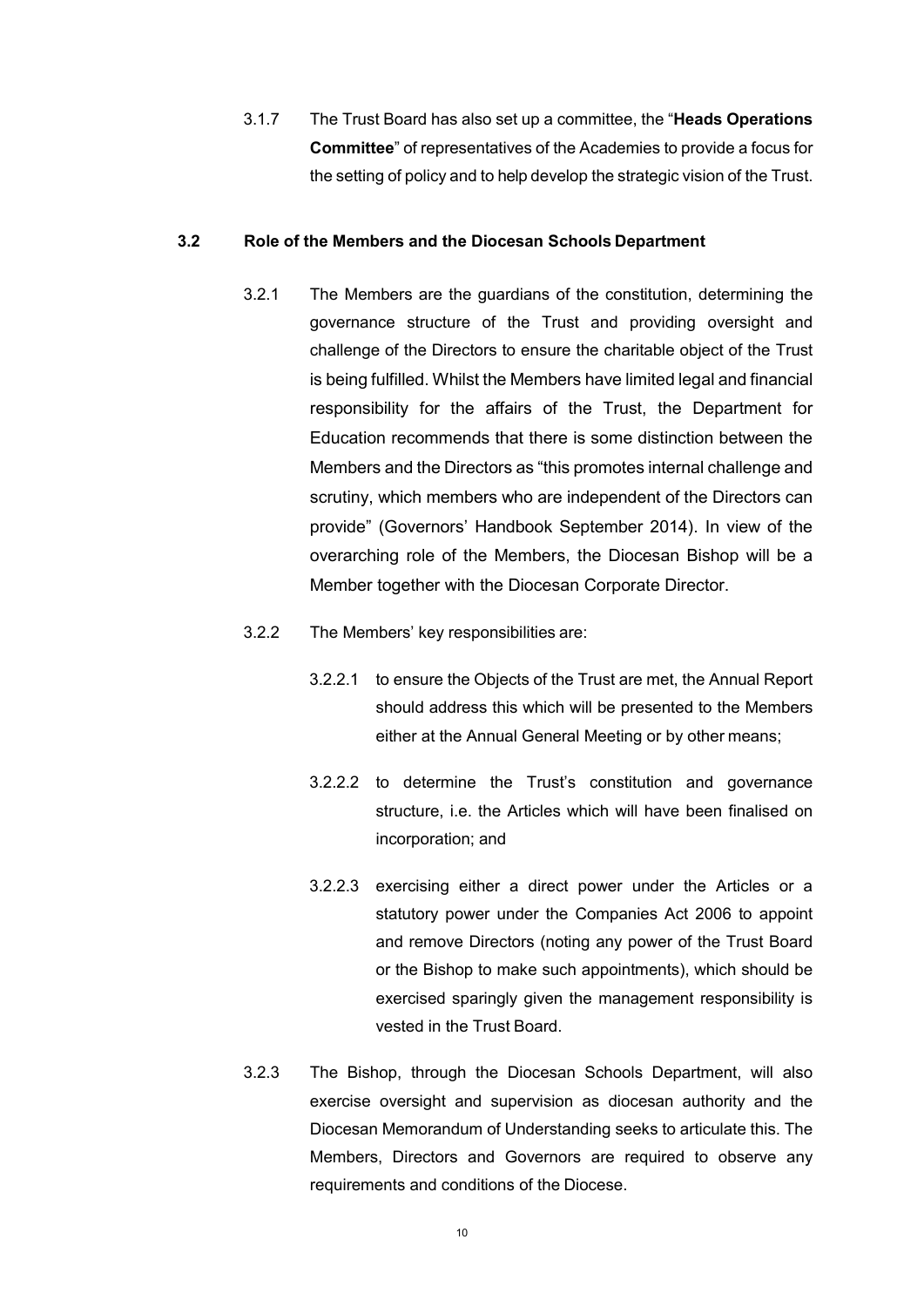3.1.7 The Trust Board has also set up a committee, the "**Heads Operations Committee**" of representatives of the Academies to provide a focus for the setting of policy and to help develop the strategic vision of the Trust.

### 3.2 Role of the Members and the Diocesan Schools Department

3.2.1 The Members are the guardians of the constitution, determining the governance structure of the Trust and providing oversight and challenge of the Directors to ensure the charitable object of the Trust is being fulfilled. Whilst the Members have limited legal and financial responsibility for the affairs of the Trust, the Department for Education recommends that there is some distinction between the Members and the Directors as "this promotes internal challenge and scrutiny, which members who are independent of the Directors can provide" (Governors' Handbook September 2014). In view of the overarching role of the Members, the Diocesan Bishop will be a Member together with the Diocesan Corporate Director.

3.2.2 The Members' key responsibilities are:

3.2.2.1 to ensure the Objects of the Trust are met, the Annual Report should address this which will be presented to the Members either at the Annual General Meeting or by other means;

3.2.2.2 to determine the Trust's constitution and governance structure, i.e. the Articles which will have been finalised on incorporation; and

3.2.2.3 exercising either a direct power under the Articles or a statutory power under the Companies Act 2006 to appoint and remove Directors (noting any power of the Trust Board or the Bishop to make such appointments), which should be exercised sparingly given the management responsibility is vested in the Trust Board.

3.2.3 The Bishop, through the Diocesan Schools Department, will also exercise oversight and supervision as diocesan authority and the Diocesan Memorandum of Understanding seeks to articulate this. The Members, Directors and Governors are required to observe any requirements and conditions of the Diocese.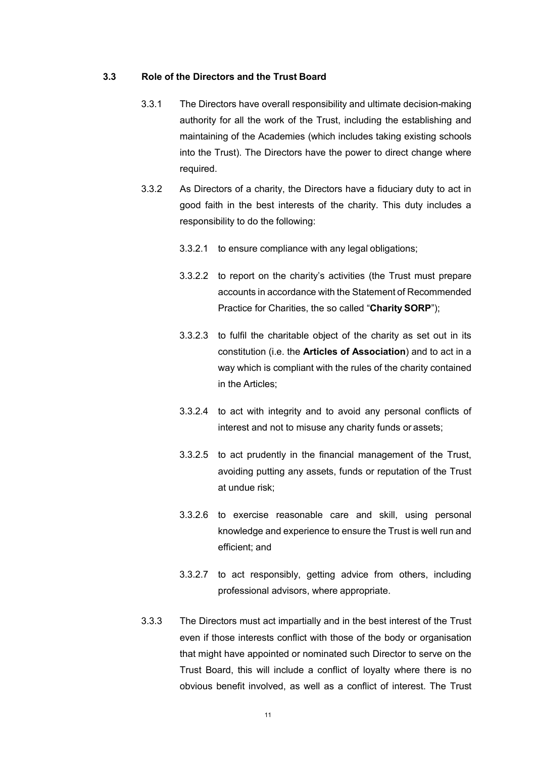### 3.3 Role of the Directors and the Trust Board

3.3.1 The Directors have overall responsibility and ultimate decision-making authority for all the work of the Trust, including the establishing and maintaining of the Academies (which includes taking existing schools into the Trust). The Directors have the power to direct change where required.

3.3.2 As Directors of a charity, the Directors have a fiduciary duty to act in good faith in the best interests of the charity. This duty includes a responsibility to do the following:

3.3.2.1 to ensure compliance with any legal obligations;

3.3.2.2 to report on the charity's activities (the Trust must prepare accounts in accordance with the Statement of Recommended Practice for Charities, the so called "**Charity SORP**");

3.3.2.3 to fulfil the charitable object of the charity as set out in its constitution (i.e. the **Articles of Association**) and to act in a way which is compliant with the rules of the charity contained in the Articles;

3.3.2.4 to act with integrity and to avoid any personal conflicts of interest and not to misuse any charity funds or assets;

3.3.2.5 to act prudently in the financial management of the Trust, avoiding putting any assets, funds or reputation of the Trust at undue risk;

3.3.2.6 to exercise reasonable care and skill, using personal knowledge and experience to ensure the Trust is well run and efficient; and

3.3.2.7 to act responsibly, getting advice from others, including professional advisors, where appropriate.

3.3.3 The Directors must act impartially and in the best interest of the Trust even if those interests conflict with those of the body or organisation that might have appointed or nominated such Director to serve on the Trust Board, this will include a conflict of loyalty where there is no obvious benefit involved, as well as a conflict of interest. The Trust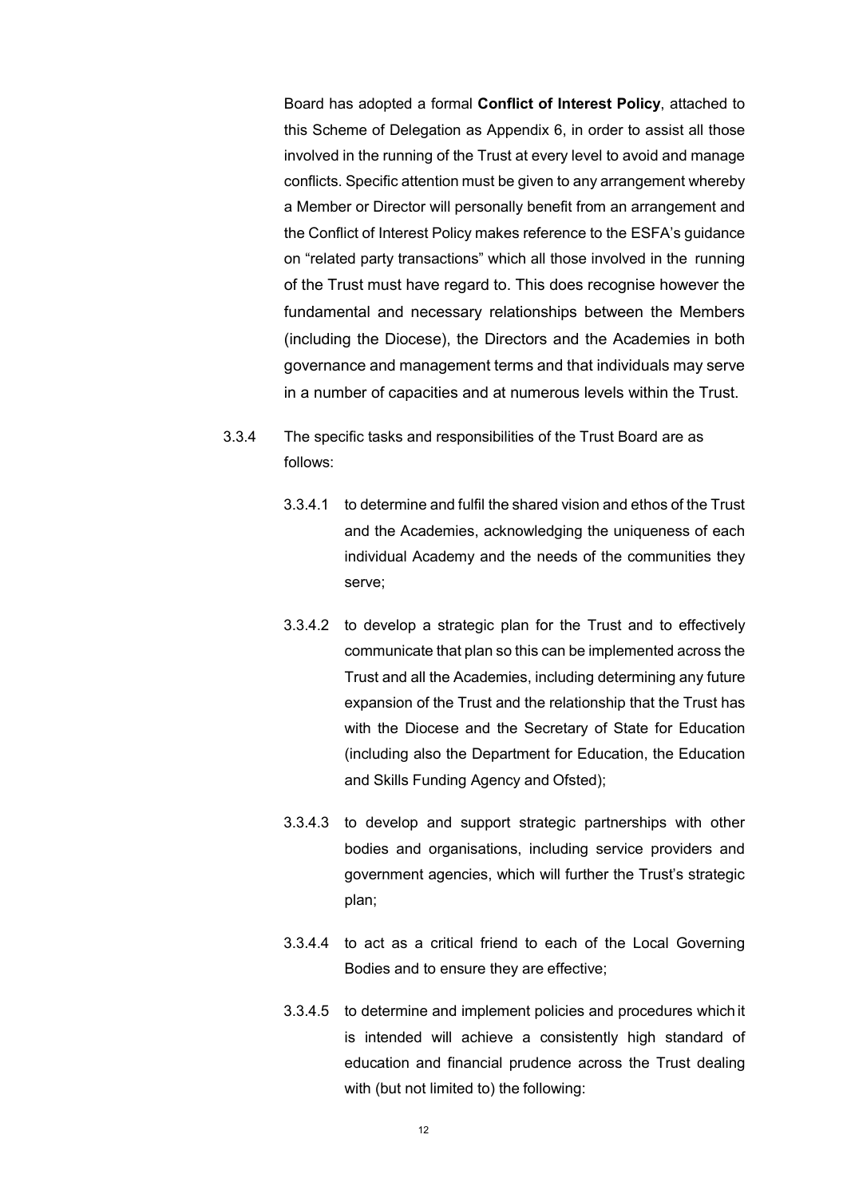Board has adopted a formal **Conflict of Interest Policy**, attached to this Scheme of Delegation as Appendix 6, in order to assist all those involved in the running of the Trust at every level to avoid and manage conflicts. Specific attention must be given to any arrangement whereby a Member or Director will personally benefit from an arrangement and the Conflict of Interest Policy makes reference to the ESFA's guidance on "related party transactions" which all those involved in the running of the Trust must have regard to. This does recognise however the fundamental and necessary relationships between the Members (including the Diocese), the Directors and the Academies in both governance and management terms and that individuals may serve in a number of capacities and at numerous levels within the Trust.

3.3.4 The specific tasks and responsibilities of the Trust Board are as follows:

3.3.4.1 to determine and fulfil the shared vision and ethos of the Trust and the Academies, acknowledging the uniqueness of each individual Academy and the needs of the communities they serve;

3.3.4.2 to develop a strategic plan for the Trust and to effectively communicate that plan so this can be implemented across the Trust and all the Academies, including determining any future expansion of the Trust and the relationship that the Trust has with the Diocese and the Secretary of State for Education (including also the Department for Education, the Education and Skills Funding Agency and Ofsted);

3.3.4.3 to develop and support strategic partnerships with other bodies and organisations, including service providers and government agencies, which will further the Trust's strategic plan;

3.3.4.4 to act as a critical friend to each of the Local Governing Bodies and to ensure they are effective;

3.3.4.5 to determine and implement policies and procedures which it is intended will achieve a consistently high standard of education and financial prudence across the Trust dealing with (but not limited to) the following: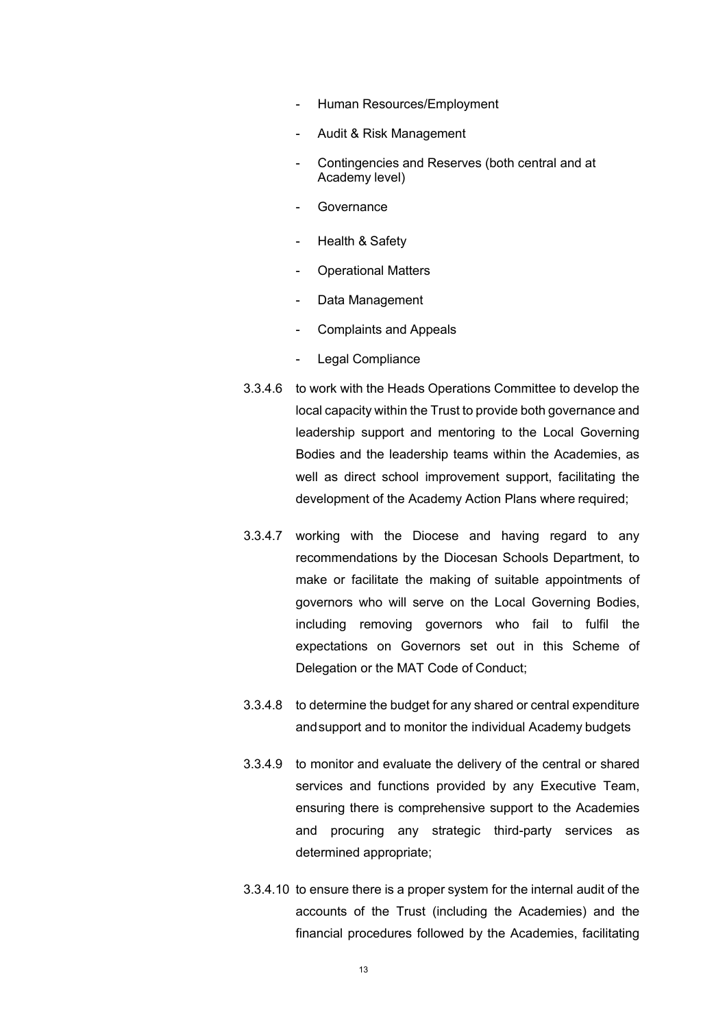- Human Resources/Employment
- Audit & Risk Management
- Contingencies and Reserves (both central and at Academy level)
- Governance
- Health & Safety
- Operational Matters
- Data Management
- Complaints and Appeals
- Legal Compliance

3.3.4.6 to work with the Heads Operations Committee to develop the local capacity within the Trust to provide both governance and leadership support and mentoring to the Local Governing Bodies and the leadership teams within the Academies, as well as direct school improvement support, facilitating the development of the Academy Action Plans where required;

3.3.4.7 working with the Diocese and having regard to any recommendations by the Diocesan Schools Department, to make or facilitate the making of suitable appointments of governors who will serve on the Local Governing Bodies, including removing governors who fail to fulfil the expectations on Governors set out in this Scheme of Delegation or the MAT Code of Conduct;

3.3.4.8 to determine the budget for any shared or central expenditure and support and to monitor the individual Academy budgets

3.3.4.9 to monitor and evaluate the delivery of the central or shared services and functions provided by any Executive Team, ensuring there is comprehensive support to the Academies and procuring any strategic third-party services as determined appropriate;

3.3.4.10 to ensure there is a proper system for the internal audit of the accounts of the Trust (including the Academies) and the financial procedures followed by the Academies, facilitating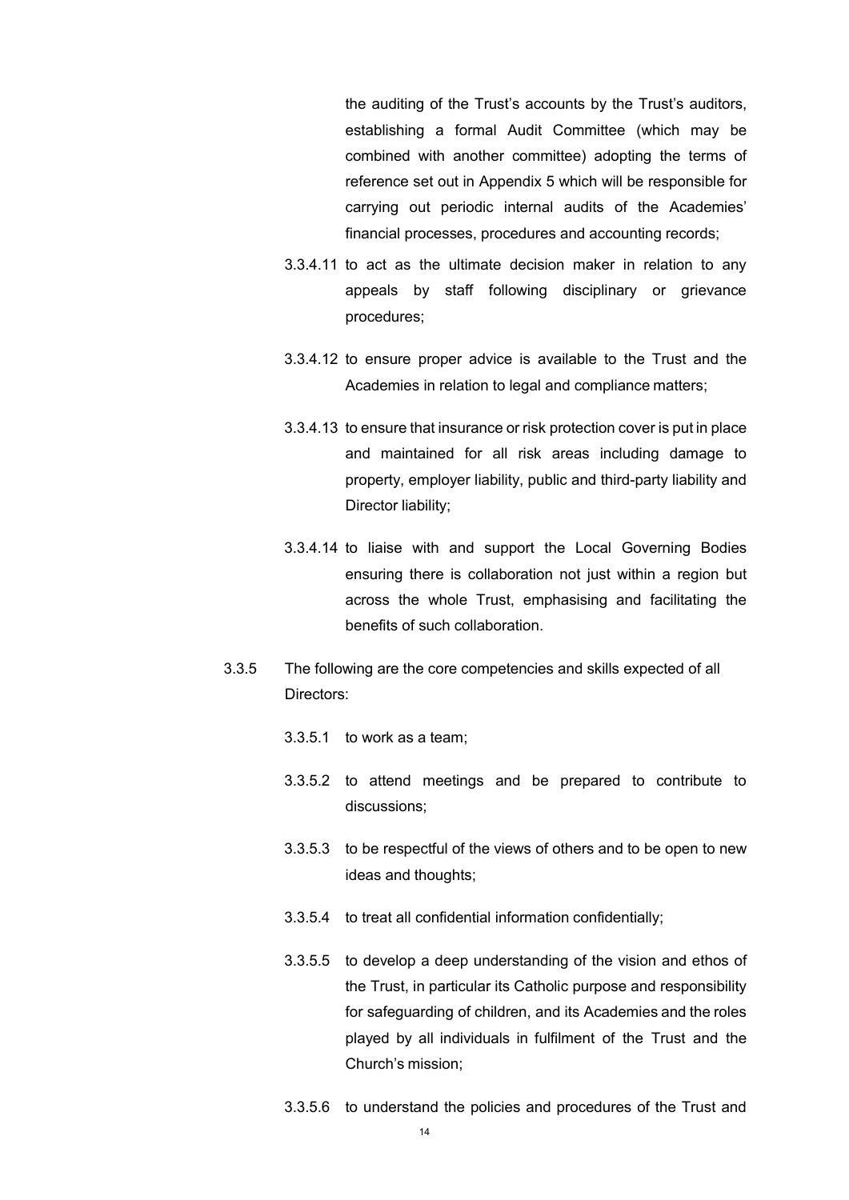the auditing of the Trust's accounts by the Trust's auditors, establishing a formal Audit Committee (which may be combined with another committee) adopting the terms of reference set out in Appendix 5 which will be responsible for carrying out periodic internal audits of the Academies' financial processes, procedures and accounting records;

3.3.4.11 to act as the ultimate decision maker in relation to any appeals by staff following disciplinary or grievance procedures;

3.3.4.12 to ensure proper advice is available to the Trust and the Academies in relation to legal and compliance matters;

3.3.4.13 to ensure that insurance or risk protection cover is put in place and maintained for all risk areas including damage to property, employer liability, public and third-party liability and Director liability;

3.3.4.14 to liaise with and support the Local Governing Bodies ensuring there is collaboration not just within a region but across the whole Trust, emphasising and facilitating the benefits of such collaboration.

3.3.5 The following are the core competencies and skills expected of all Directors:

3.3.5.1 to work as a team;

3.3.5.2 to attend meetings and be prepared to contribute to discussions;

3.3.5.3 to be respectful of the views of others and to be open to new ideas and thoughts;

3.3.5.4 to treat all confidential information confidentially;

3.3.5.5 to develop a deep understanding of the vision and ethos of the Trust, in particular its Catholic purpose and responsibility for safeguarding of children, and its Academies and the roles played by all individuals in fulfilment of the Trust and the Church's mission;

3.3.5.6 to understand the policies and procedures of the Trust and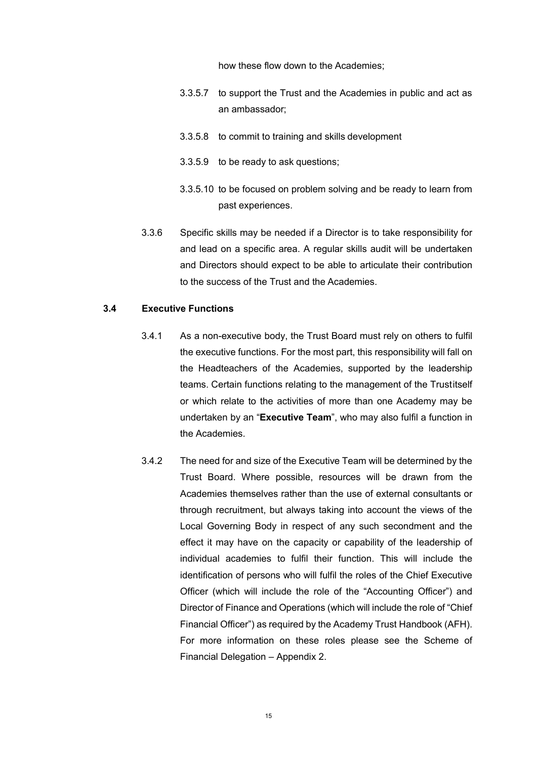how these flow down to the Academies;

3.3.5.7 to support the Trust and the Academies in public and act as an ambassador;

3.3.5.8 to commit to training and skills development

3.3.5.9 to be ready to ask questions;

3.3.5.10 to be focused on problem solving and be ready to learn from past experiences.

3.3.6 Specific skills may be needed if a Director is to take responsibility for and lead on a specific area. A regular skills audit will be undertaken and Directors should expect to be able to articulate their contribution to the success of the Trust and the Academies.

### 3.4 Executive Functions

3.4.1 As a non-executive body, the Trust Board must rely on others to fulfil the executive functions. For the most part, this responsibility will fall on the Headteachers of the Academies, supported by the leadership teams. Certain functions relating to the management of the Trustitself or which relate to the activities of more than one Academy may be undertaken by an "**Executive Team**", who may also fulfil a function in the Academies.

3.4.2 The need for and size of the Executive Team will be determined by the Trust Board. Where possible, resources will be drawn from the Academies themselves rather than the use of external consultants or through recruitment, but always taking into account the views of the Local Governing Body in respect of any such secondment and the effect it may have on the capacity or capability of the leadership of individual academies to fulfil their function. This will include the identification of persons who will fulfil the roles of the Chief Executive Officer (which will include the role of the "Accounting Officer") and Director of Finance and Operations (which will include the role of "Chief Financial Officer") as required by the Academy Trust Handbook (AFH). For more information on these roles please see the Scheme of Financial Delegation – Appendix 2.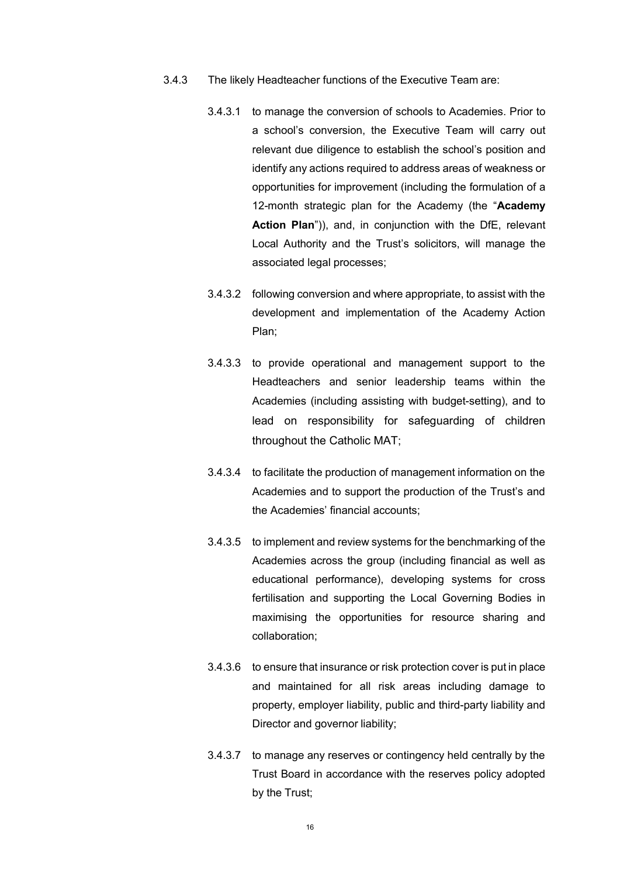3.4.3 The likely Headteacher functions of the Executive Team are:

3.4.3.1 to manage the conversion of schools to Academies. Prior to a school's conversion, the Executive Team will carry out relevant due diligence to establish the school's position and identify any actions required to address areas of weakness or opportunities for improvement (including the formulation of a 12-month strategic plan for the Academy (the "**Academy Action Plan**")), and, in conjunction with the DfE, relevant Local Authority and the Trust's solicitors, will manage the associated legal processes;

3.4.3.2 following conversion and where appropriate, to assist with the development and implementation of the Academy Action Plan;

3.4.3.3 to provide operational and management support to the Headteachers and senior leadership teams within the Academies (including assisting with budget-setting), and to lead on responsibility for safeguarding of children throughout the Catholic MAT;

3.4.3.4 to facilitate the production of management information on the Academies and to support the production of the Trust's and the Academies' financial accounts;

3.4.3.5 to implement and review systems for the benchmarking of the Academies across the group (including financial as well as educational performance), developing systems for cross fertilisation and supporting the Local Governing Bodies in maximising the opportunities for resource sharing and collaboration;

3.4.3.6 to ensure that insurance or risk protection cover is put in place and maintained for all risk areas including damage to property, employer liability, public and third-party liability and Director and governor liability;

3.4.3.7 to manage any reserves or contingency held centrally by the Trust Board in accordance with the reserves policy adopted by the Trust;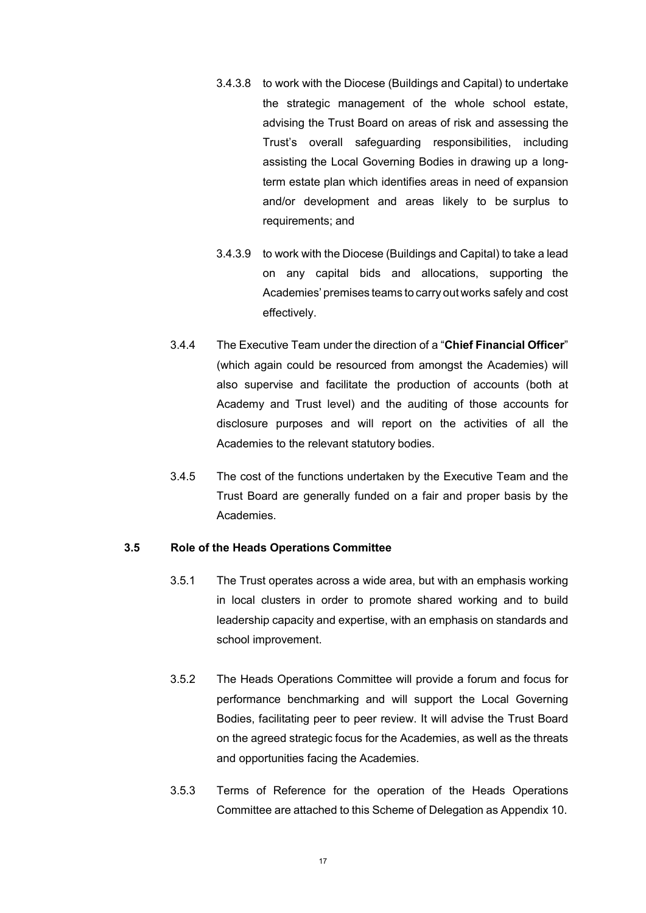3.4.3.8 to work with the Diocese (Buildings and Capital) to undertake the strategic management of the whole school estate, advising the Trust Board on areas of risk and assessing the Trust's overall safeguarding responsibilities, including assisting the Local Governing Bodies in drawing up a long-term estate plan which identifies areas in need of expansion and/or development and areas likely to be surplus to requirements; and

3.4.3.9 to work with the Diocese (Buildings and Capital) to take a lead on any capital bids and allocations, supporting the Academies' premises teams to carry out works safely and cost effectively.

3.4.4 The Executive Team under the direction of a "**Chief Financial Officer**" (which again could be resourced from amongst the Academies) will also supervise and facilitate the production of accounts (both at Academy and Trust level) and the auditing of those accounts for disclosure purposes and will report on the activities of all the Academies to the relevant statutory bodies.

3.4.5 The cost of the functions undertaken by the Executive Team and the Trust Board are generally funded on a fair and proper basis by the Academies.

**3.5 Role of the Heads Operations Committee**

3.5.1 The Trust operates across a wide area, but with an emphasis working in local clusters in order to promote shared working and to build leadership capacity and expertise, with an emphasis on standards and school improvement.

3.5.2 The Heads Operations Committee will provide a forum and focus for performance benchmarking and will support the Local Governing Bodies, facilitating peer to peer review. It will advise the Trust Board on the agreed strategic focus for the Academies, as well as the threats and opportunities facing the Academies.

3.5.3 Terms of Reference for the operation of the Heads Operations Committee are attached to this Scheme of Delegation as Appendix 10.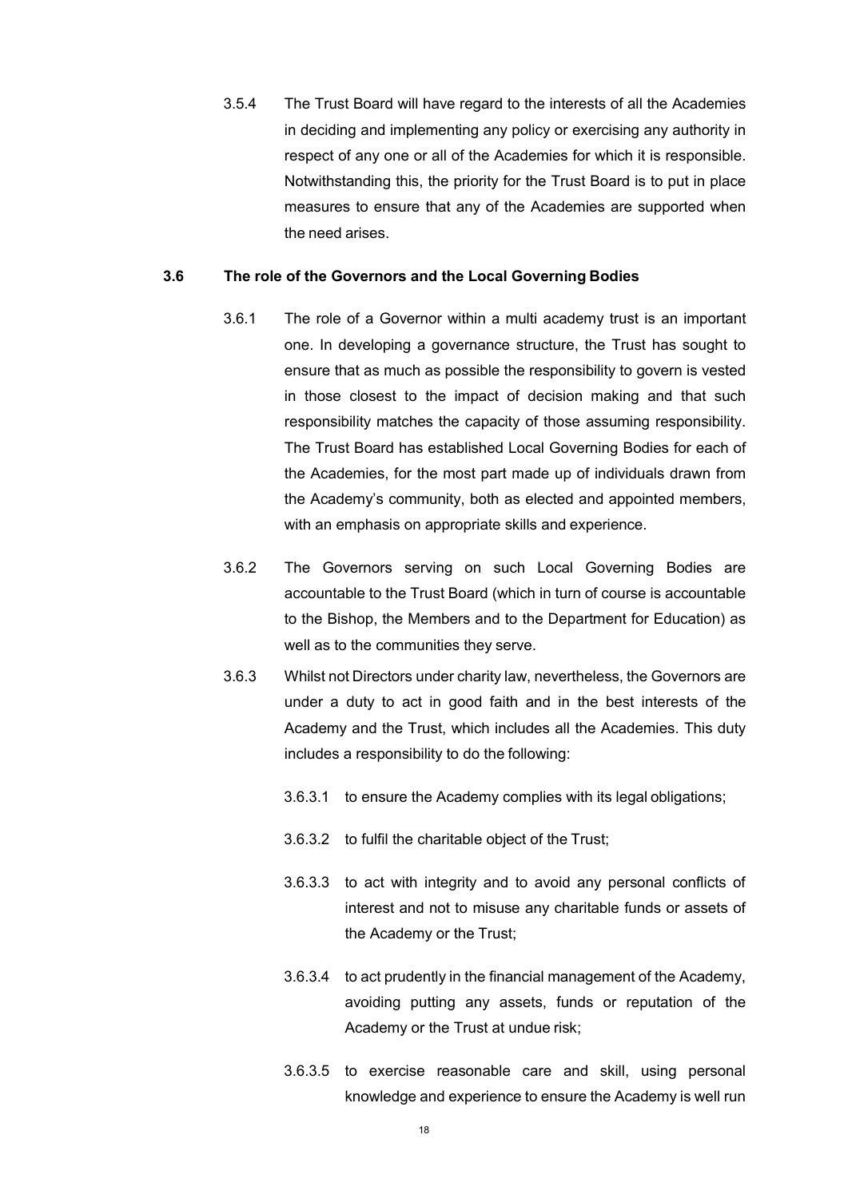3.5.4 The Trust Board will have regard to the interests of all the Academies in deciding and implementing any policy or exercising any authority in respect of any one or all of the Academies for which it is responsible. Notwithstanding this, the priority for the Trust Board is to put in place measures to ensure that any of the Academies are supported when the need arises.

### 3.6 The role of the Governors and the Local Governing Bodies

3.6.1 The role of a Governor within a multi academy trust is an important one. In developing a governance structure, the Trust has sought to ensure that as much as possible the responsibility to govern is vested in those closest to the impact of decision making and that such responsibility matches the capacity of those assuming responsibility. The Trust Board has established Local Governing Bodies for each of the Academies, for the most part made up of individuals drawn from the Academy's community, both as elected and appointed members, with an emphasis on appropriate skills and experience.

3.6.2 The Governors serving on such Local Governing Bodies are accountable to the Trust Board (which in turn of course is accountable to the Bishop, the Members and to the Department for Education) as well as to the communities they serve.

3.6.3 Whilst not Directors under charity law, nevertheless, the Governors are under a duty to act in good faith and in the best interests of the Academy and the Trust, which includes all the Academies. This duty includes a responsibility to do the following:

3.6.3.1 to ensure the Academy complies with its legal obligations;

3.6.3.2 to fulfil the charitable object of the Trust;

3.6.3.3 to act with integrity and to avoid any personal conflicts of interest and not to misuse any charitable funds or assets of the Academy or the Trust;

3.6.3.4 to act prudently in the financial management of the Academy, avoiding putting any assets, funds or reputation of the Academy or the Trust at undue risk;

3.6.3.5 to exercise reasonable care and skill, using personal knowledge and experience to ensure the Academy is well run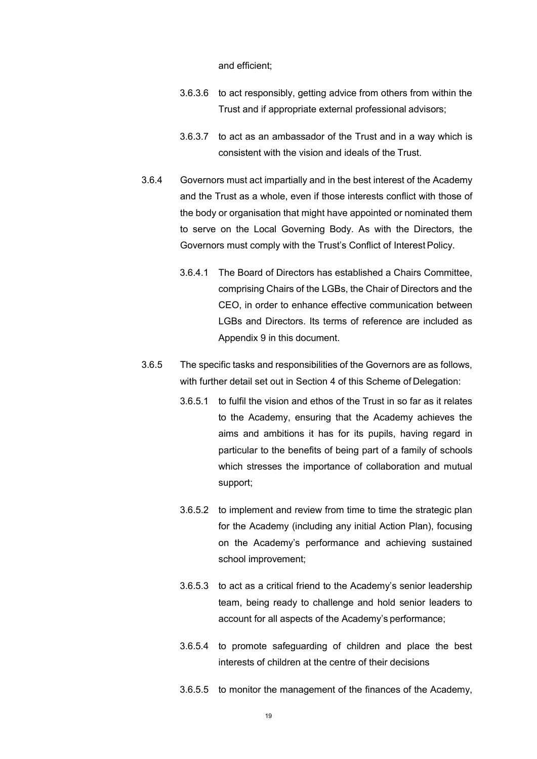and efficient;

3.6.3.6 to act responsibly, getting advice from others from within the Trust and if appropriate external professional advisors;

3.6.3.7 to act as an ambassador of the Trust and in a way which is consistent with the vision and ideals of the Trust.

3.6.4 Governors must act impartially and in the best interest of the Academy and the Trust as a whole, even if those interests conflict with those of the body or organisation that might have appointed or nominated them to serve on the Local Governing Body. As with the Directors, the Governors must comply with the Trust's Conflict of Interest Policy.

3.6.4.1 The Board of Directors has established a Chairs Committee, comprising Chairs of the LGBs, the Chair of Directors and the CEO, in order to enhance effective communication between LGBs and Directors. Its terms of reference are included as Appendix 9 in this document.

3.6.5 The specific tasks and responsibilities of the Governors are as follows, with further detail set out in Section 4 of this Scheme of Delegation:

3.6.5.1 to fulfil the vision and ethos of the Trust in so far as it relates to the Academy, ensuring that the Academy achieves the aims and ambitions it has for its pupils, having regard in particular to the benefits of being part of a family of schools which stresses the importance of collaboration and mutual support;

3.6.5.2 to implement and review from time to time the strategic plan for the Academy (including any initial Action Plan), focusing on the Academy's performance and achieving sustained school improvement;

3.6.5.3 to act as a critical friend to the Academy's senior leadership team, being ready to challenge and hold senior leaders to account for all aspects of the Academy's performance;

3.6.5.4 to promote safeguarding of children and place the best interests of children at the centre of their decisions

3.6.5.5 to monitor the management of the finances of the Academy,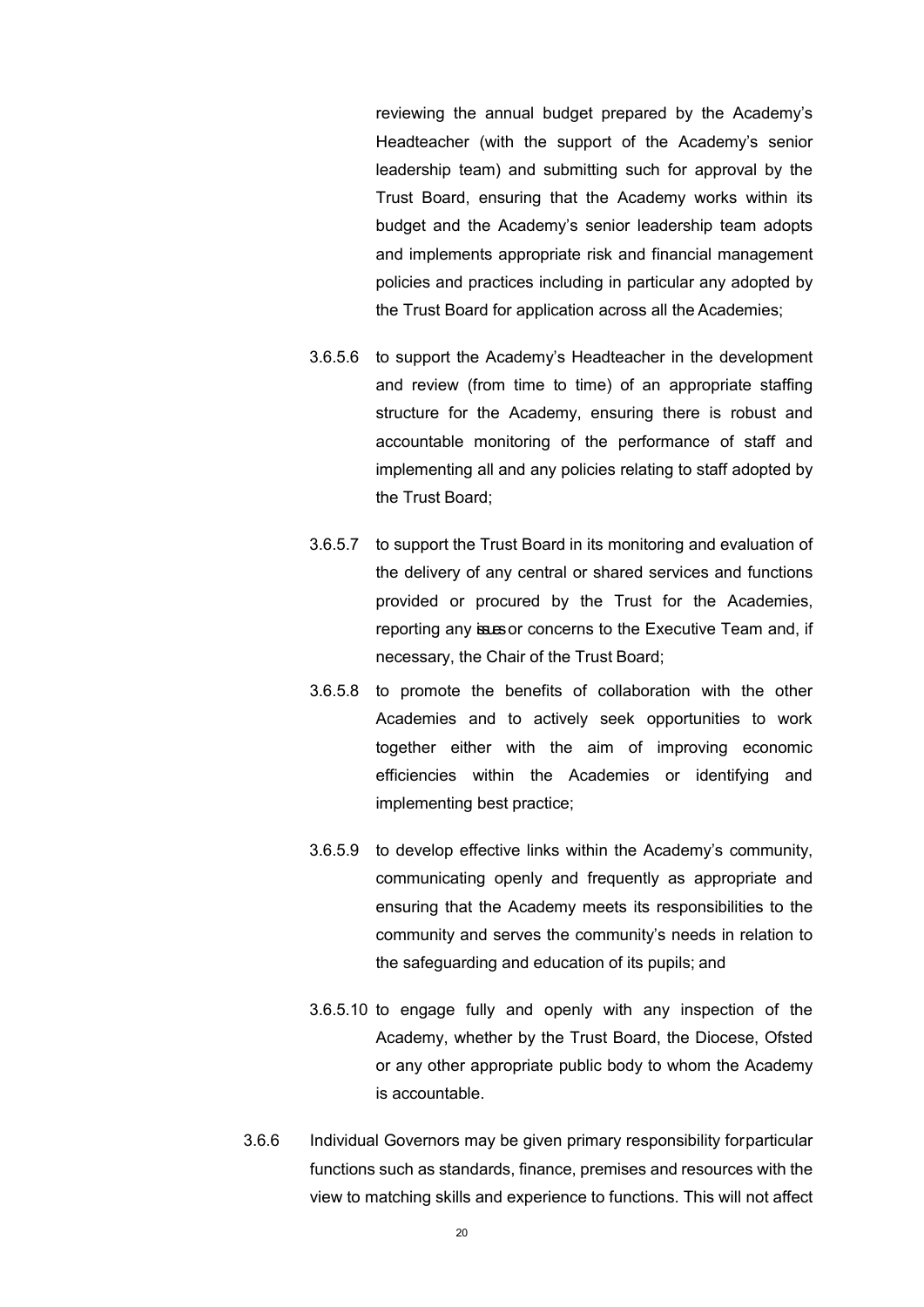reviewing the annual budget prepared by the Academy's Headteacher (with the support of the Academy's senior leadership team) and submitting such for approval by the Trust Board, ensuring that the Academy works within its budget and the Academy's senior leadership team adopts and implements appropriate risk and financial management policies and practices including in particular any adopted by the Trust Board for application across all the Academies;

3.6.5.6 to support the Academy's Headteacher in the development and review (from time to time) of an appropriate staffing structure for the Academy, ensuring there is robust and accountable monitoring of the performance of staff and implementing all and any policies relating to staff adopted by the Trust Board;

3.6.5.7 to support the Trust Board in its monitoring and evaluation of the delivery of any central or shared services and functions provided or procured by the Trust for the Academies, reporting any issues or concerns to the Executive Team and, if necessary, the Chair of the Trust Board;

3.6.5.8 to promote the benefits of collaboration with the other Academies and to actively seek opportunities to work together either with the aim of improving economic efficiencies within the Academies or identifying and implementing best practice;

3.6.5.9 to develop effective links within the Academy's community, communicating openly and frequently as appropriate and ensuring that the Academy meets its responsibilities to the community and serves the community's needs in relation to the safeguarding and education of its pupils; and

3.6.5.10 to engage fully and openly with any inspection of the Academy, whether by the Trust Board, the Diocese, Ofsted or any other appropriate public body to whom the Academy is accountable.

3.6.6 Individual Governors may be given primary responsibility for particular functions such as standards, finance, premises and resources with the view to matching skills and experience to functions. This will not affect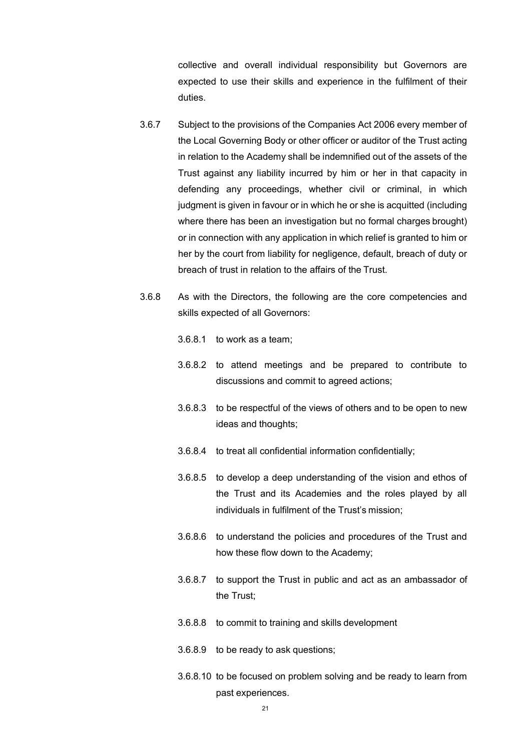collective and overall individual responsibility but Governors are expected to use their skills and experience in the fulfilment of their duties.

3.6.7 Subject to the provisions of the Companies Act 2006 every member of the Local Governing Body or other officer or auditor of the Trust acting in relation to the Academy shall be indemnified out of the assets of the Trust against any liability incurred by him or her in that capacity in defending any proceedings, whether civil or criminal, in which judgment is given in favour or in which he or she is acquitted (including where there has been an investigation but no formal charges brought) or in connection with any application in which relief is granted to him or her by the court from liability for negligence, default, breach of duty or breach of trust in relation to the affairs of the Trust.

3.6.8 As with the Directors, the following are the core competencies and skills expected of all Governors:

3.6.8.1 to work as a team;

3.6.8.2 to attend meetings and be prepared to contribute to discussions and commit to agreed actions;

3.6.8.3 to be respectful of the views of others and to be open to new ideas and thoughts;

3.6.8.4 to treat all confidential information confidentially;

3.6.8.5 to develop a deep understanding of the vision and ethos of the Trust and its Academies and the roles played by all individuals in fulfilment of the Trust's mission;

3.6.8.6 to understand the policies and procedures of the Trust and how these flow down to the Academy;

3.6.8.7 to support the Trust in public and act as an ambassador of the Trust;

3.6.8.8 to commit to training and skills development

3.6.8.9 to be ready to ask questions;

3.6.8.10 to be focused on problem solving and be ready to learn from past experiences.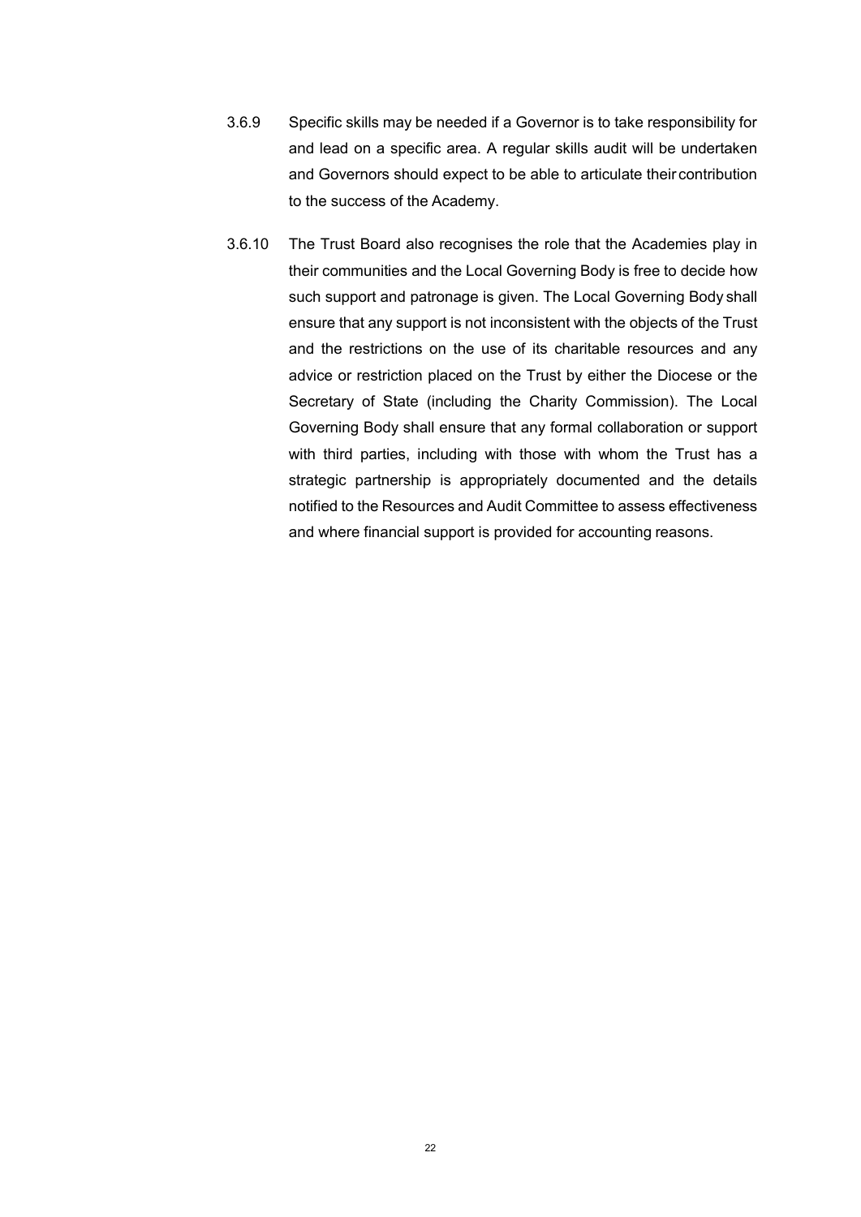3.6.9 Specific skills may be needed if a Governor is to take responsibility for and lead on a specific area. A regular skills audit will be undertaken and Governors should expect to be able to articulate their contribution to the success of the Academy.

3.6.10 The Trust Board also recognises the role that the Academies play in their communities and the Local Governing Body is free to decide how such support and patronage is given. The Local Governing Body shall ensure that any support is not inconsistent with the objects of the Trust and the restrictions on the use of its charitable resources and any advice or restriction placed on the Trust by either the Diocese or the Secretary of State (including the Charity Commission). The Local Governing Body shall ensure that any formal collaboration or support with third parties, including with those with whom the Trust has a strategic partnership is appropriately documented and the details notified to the Resources and Audit Committee to assess effectiveness and where financial support is provided for accounting reasons.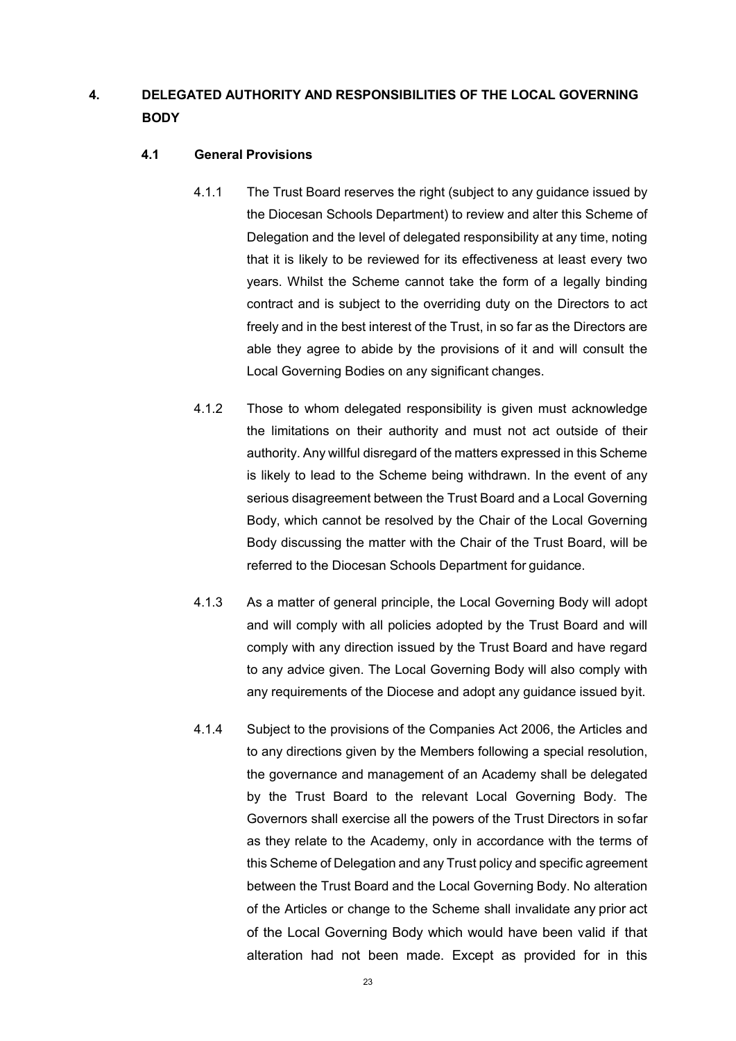# 4. DELEGATED AUTHORITY AND RESPONSIBILITIES OF THE LOCAL GOVERNING BODY

## 4.1 General Provisions

4.1.1 The Trust Board reserves the right (subject to any guidance issued by the Diocesan Schools Department) to review and alter this Scheme of Delegation and the level of delegated responsibility at any time, noting that it is likely to be reviewed for its effectiveness at least every two years. Whilst the Scheme cannot take the form of a legally binding contract and is subject to the overriding duty on the Directors to act freely and in the best interest of the Trust, in so far as the Directors are able they agree to abide by the provisions of it and will consult the Local Governing Bodies on any significant changes.

4.1.2 Those to whom delegated responsibility is given must acknowledge the limitations on their authority and must not act outside of their authority. Any willful disregard of the matters expressed in this Scheme is likely to lead to the Scheme being withdrawn. In the event of any serious disagreement between the Trust Board and a Local Governing Body, which cannot be resolved by the Chair of the Local Governing Body discussing the matter with the Chair of the Trust Board, will be referred to the Diocesan Schools Department for guidance.

4.1.3 As a matter of general principle, the Local Governing Body will adopt and will comply with all policies adopted by the Trust Board and will comply with any direction issued by the Trust Board and have regard to any advice given. The Local Governing Body will also comply with any requirements of the Diocese and adopt any guidance issued by it.

4.1.4 Subject to the provisions of the Companies Act 2006, the Articles and to any directions given by the Members following a special resolution, the governance and management of an Academy shall be delegated by the Trust Board to the relevant Local Governing Body. The Governors shall exercise all the powers of the Trust Directors in so far as they relate to the Academy, only in accordance with the terms of this Scheme of Delegation and any Trust policy and specific agreement between the Trust Board and the Local Governing Body. No alteration of the Articles or change to the Scheme shall invalidate any prior act of the Local Governing Body which would have been valid if that alteration had not been made. Except as provided for in this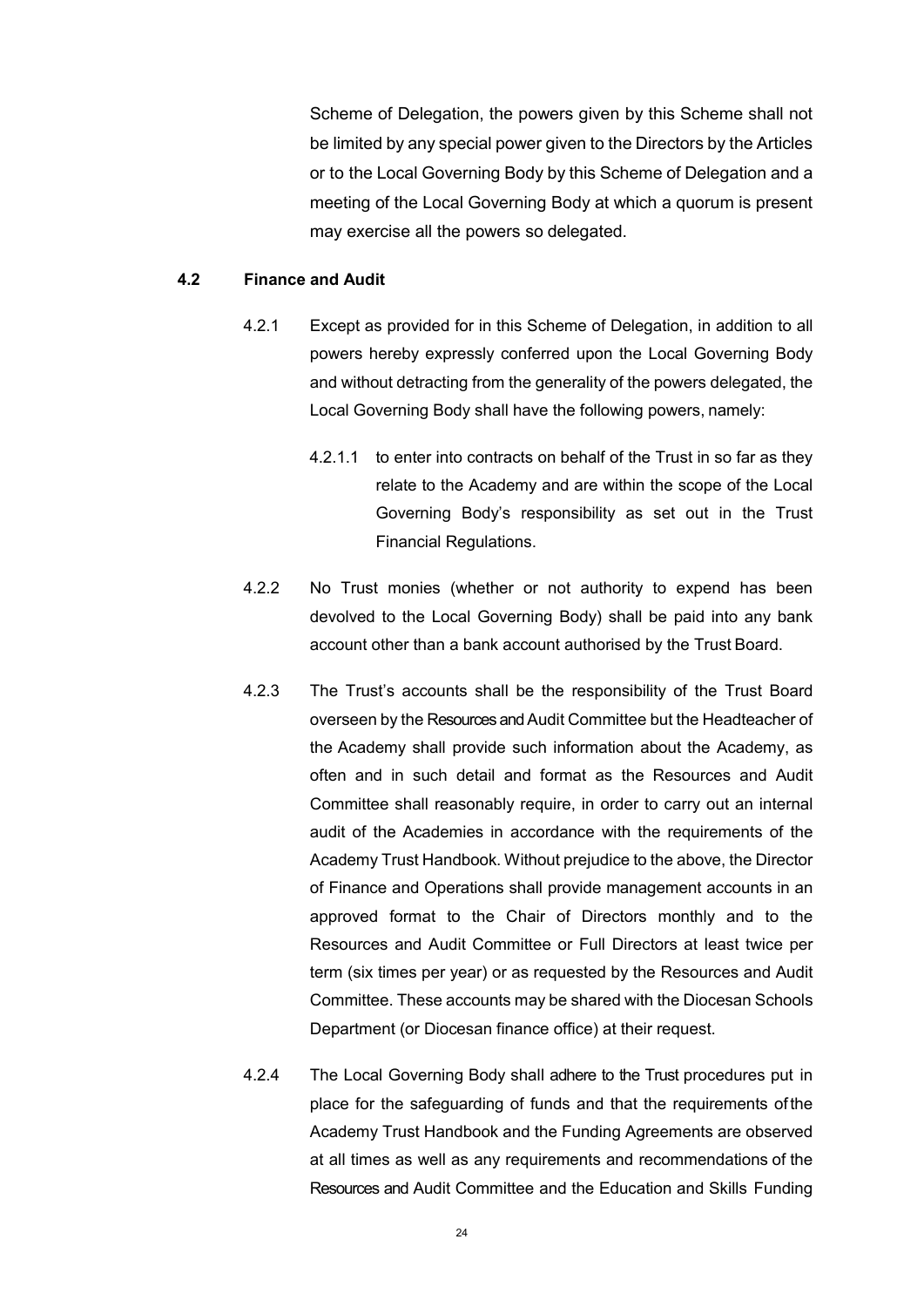Scheme of Delegation, the powers given by this Scheme shall not be limited by any special power given to the Directors by the Articles or to the Local Governing Body by this Scheme of Delegation and a meeting of the Local Governing Body at which a quorum is present may exercise all the powers so delegated.

**4.2 Finance and Audit**

4.2.1 Except as provided for in this Scheme of Delegation, in addition to all powers hereby expressly conferred upon the Local Governing Body and without detracting from the generality of the powers delegated, the Local Governing Body shall have the following powers, namely:

4.2.1.1 to enter into contracts on behalf of the Trust in so far as they relate to the Academy and are within the scope of the Local Governing Body's responsibility as set out in the Trust Financial Regulations.

4.2.2 No Trust monies (whether or not authority to expend has been devolved to the Local Governing Body) shall be paid into any bank account other than a bank account authorised by the Trust Board.

4.2.3 The Trust's accounts shall be the responsibility of the Trust Board overseen by the Resources and Audit Committee but the Headteacher of the Academy shall provide such information about the Academy, as often and in such detail and format as the Resources and Audit Committee shall reasonably require, in order to carry out an internal audit of the Academies in accordance with the requirements of the Academy Trust Handbook. Without prejudice to the above, the Director of Finance and Operations shall provide management accounts in an approved format to the Chair of Directors monthly and to the Resources and Audit Committee or Full Directors at least twice per term (six times per year) or as requested by the Resources and Audit Committee. These accounts may be shared with the Diocesan Schools Department (or Diocesan finance office) at their request.

4.2.4 The Local Governing Body shall adhere to the Trust procedures put in place for the safeguarding of funds and that the requirements of the Academy Trust Handbook and the Funding Agreements are observed at all times as well as any requirements and recommendations of the Resources and Audit Committee and the Education and Skills Funding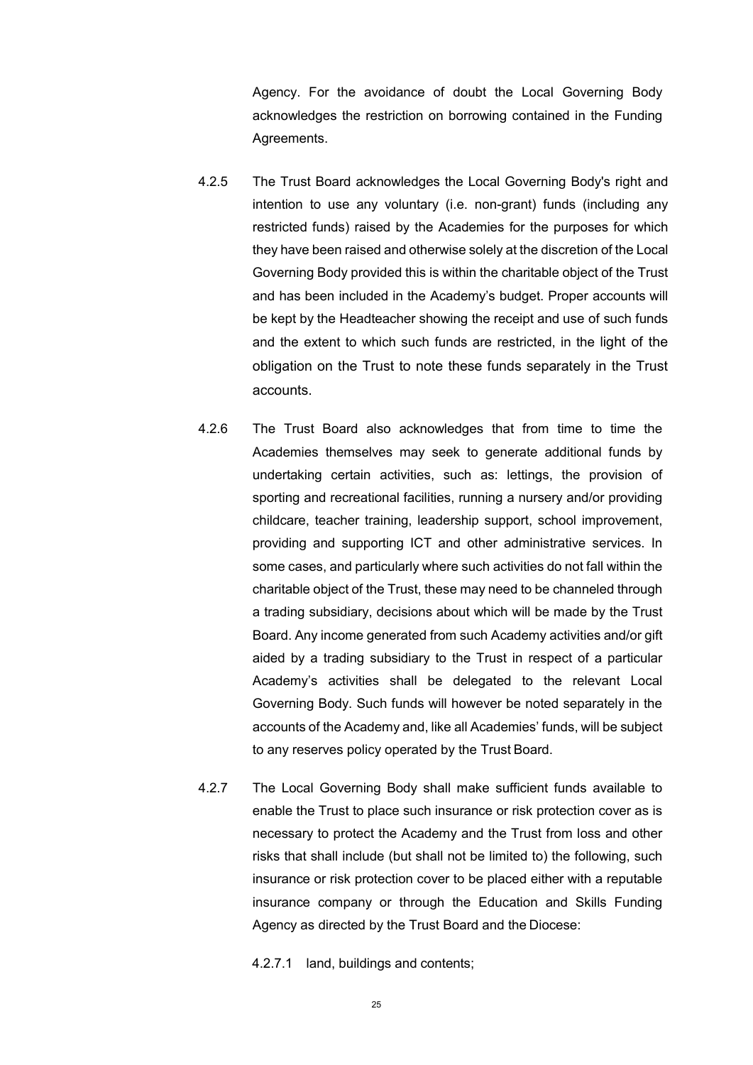Agency. For the avoidance of doubt the Local Governing Body acknowledges the restriction on borrowing contained in the Funding Agreements.

4.2.5 The Trust Board acknowledges the Local Governing Body's right and intention to use any voluntary (i.e. non-grant) funds (including any restricted funds) raised by the Academies for the purposes for which they have been raised and otherwise solely at the discretion of the Local Governing Body provided this is within the charitable object of the Trust and has been included in the Academy's budget. Proper accounts will be kept by the Headteacher showing the receipt and use of such funds and the extent to which such funds are restricted, in the light of the obligation on the Trust to note these funds separately in the Trust accounts.

4.2.6 The Trust Board also acknowledges that from time to time the Academies themselves may seek to generate additional funds by undertaking certain activities, such as: lettings, the provision of sporting and recreational facilities, running a nursery and/or providing childcare, teacher training, leadership support, school improvement, providing and supporting ICT and other administrative services. In some cases, and particularly where such activities do not fall within the charitable object of the Trust, these may need to be channeled through a trading subsidiary, decisions about which will be made by the Trust Board. Any income generated from such Academy activities and/or gift aided by a trading subsidiary to the Trust in respect of a particular Academy's activities shall be delegated to the relevant Local Governing Body. Such funds will however be noted separately in the accounts of the Academy and, like all Academies' funds, will be subject to any reserves policy operated by the Trust Board.

4.2.7 The Local Governing Body shall make sufficient funds available to enable the Trust to place such insurance or risk protection cover as is necessary to protect the Academy and the Trust from loss and other risks that shall include (but shall not be limited to) the following, such insurance or risk protection cover to be placed either with a reputable insurance company or through the Education and Skills Funding Agency as directed by the Trust Board and the Diocese:

4.2.7.1 land, buildings and contents;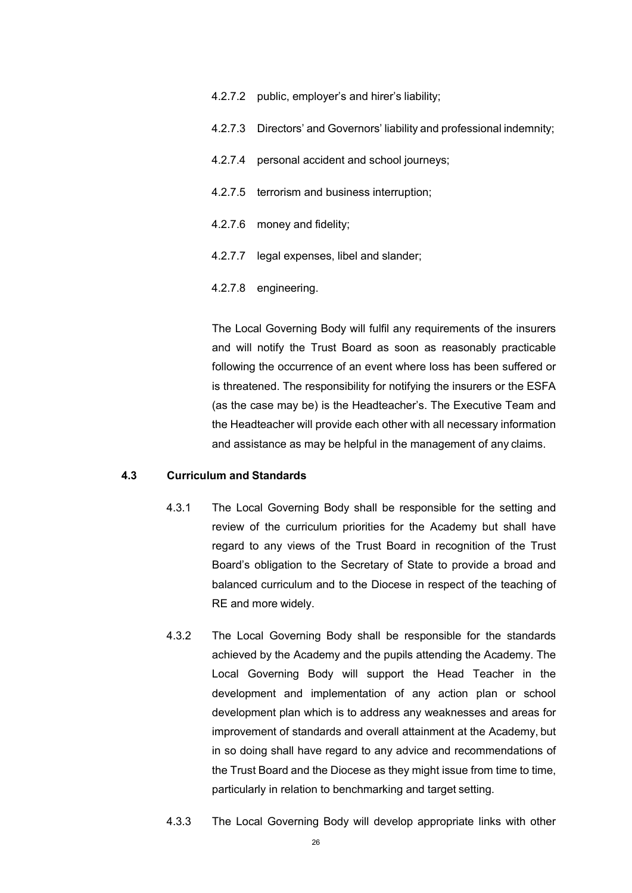4.2.7.2 public, employer's and hirer's liability;

4.2.7.3 Directors' and Governors' liability and professional indemnity;

4.2.7.4 personal accident and school journeys;

4.2.7.5 terrorism and business interruption;

4.2.7.6 money and fidelity;

4.2.7.7 legal expenses, libel and slander;

4.2.7.8 engineering.

The Local Governing Body will fulfil any requirements of the insurers and will notify the Trust Board as soon as reasonably practicable following the occurrence of an event where loss has been suffered or is threatened. The responsibility for notifying the insurers or the ESFA (as the case may be) is the Headteacher's. The Executive Team and the Headteacher will provide each other with all necessary information and assistance as may be helpful in the management of any claims.

**4.3 Curriculum and Standards**

4.3.1 The Local Governing Body shall be responsible for the setting and review of the curriculum priorities for the Academy but shall have regard to any views of the Trust Board in recognition of the Trust Board's obligation to the Secretary of State to provide a broad and balanced curriculum and to the Diocese in respect of the teaching of RE and more widely.

4.3.2 The Local Governing Body shall be responsible for the standards achieved by the Academy and the pupils attending the Academy. The Local Governing Body will support the Head Teacher in the development and implementation of any action plan or school development plan which is to address any weaknesses and areas for improvement of standards and overall attainment at the Academy, but in so doing shall have regard to any advice and recommendations of the Trust Board and the Diocese as they might issue from time to time, particularly in relation to benchmarking and target setting.

4.3.3 The Local Governing Body will develop appropriate links with other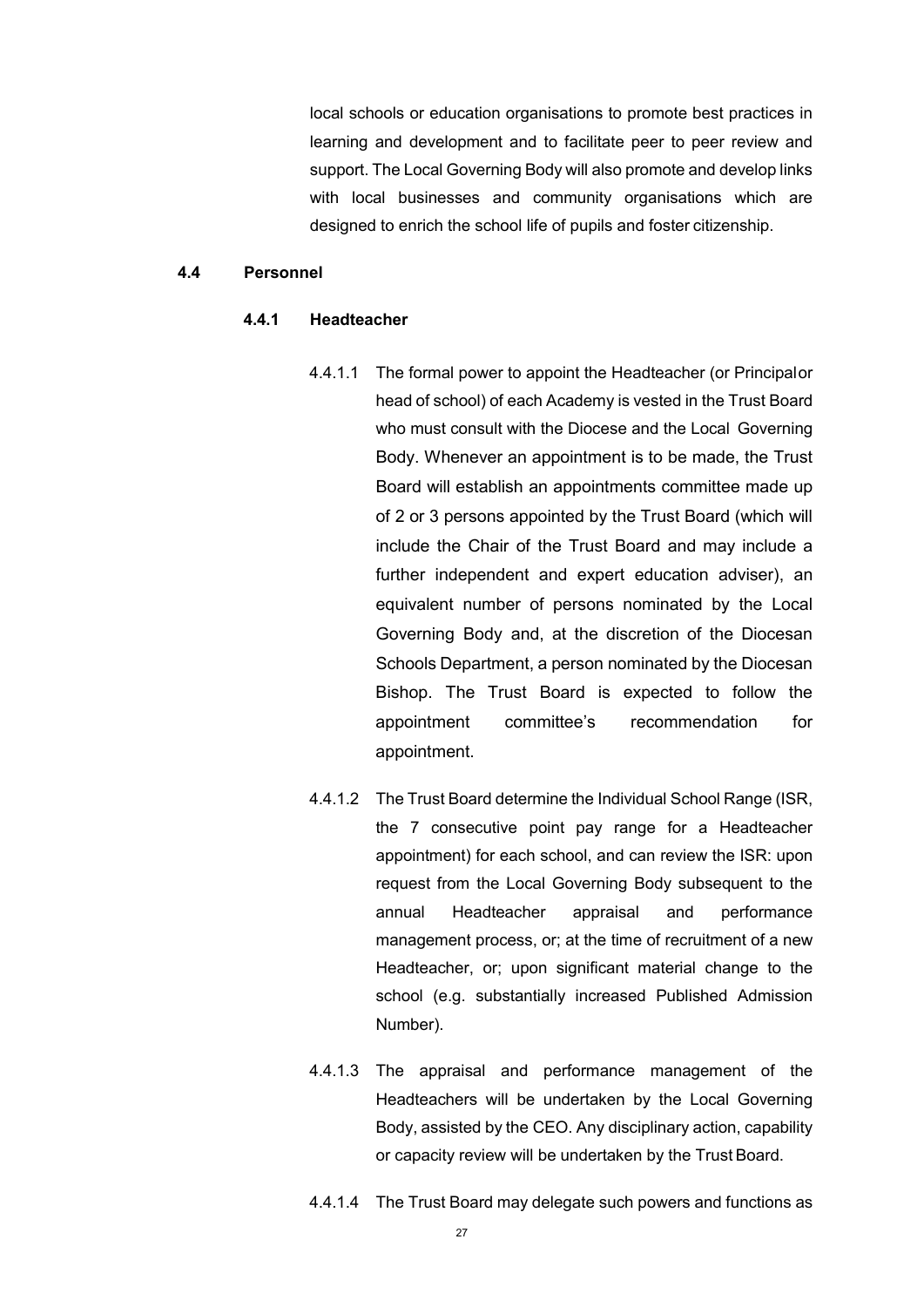local schools or education organisations to promote best practices in learning and development and to facilitate peer to peer review and support. The Local Governing Body will also promote and develop links with local businesses and community organisations which are designed to enrich the school life of pupils and foster citizenship.

**4.4 Personnel**

**4.4.1 Headteacher**

4.4.1.1 The formal power to appoint the Headteacher (or Principalor head of school) of each Academy is vested in the Trust Board who must consult with the Diocese and the Local Governing Body. Whenever an appointment is to be made, the Trust Board will establish an appointments committee made up of 2 or 3 persons appointed by the Trust Board (which will include the Chair of the Trust Board and may include a further independent and expert education adviser), an equivalent number of persons nominated by the Local Governing Body and, at the discretion of the Diocesan Schools Department, a person nominated by the Diocesan Bishop. The Trust Board is expected to follow the appointment committee's recommendation for appointment.

4.4.1.2 The Trust Board determine the Individual School Range (ISR, the 7 consecutive point pay range for a Headteacher appointment) for each school, and can review the ISR: upon request from the Local Governing Body subsequent to the annual Headteacher appraisal and performance management process, or; at the time of recruitment of a new Headteacher, or; upon significant material change to the school (e.g. substantially increased Published Admission Number).

4.4.1.3 The appraisal and performance management of the Headteachers will be undertaken by the Local Governing Body, assisted by the CEO. Any disciplinary action, capability or capacity review will be undertaken by the Trust Board.

4.4.1.4 The Trust Board may delegate such powers and functions as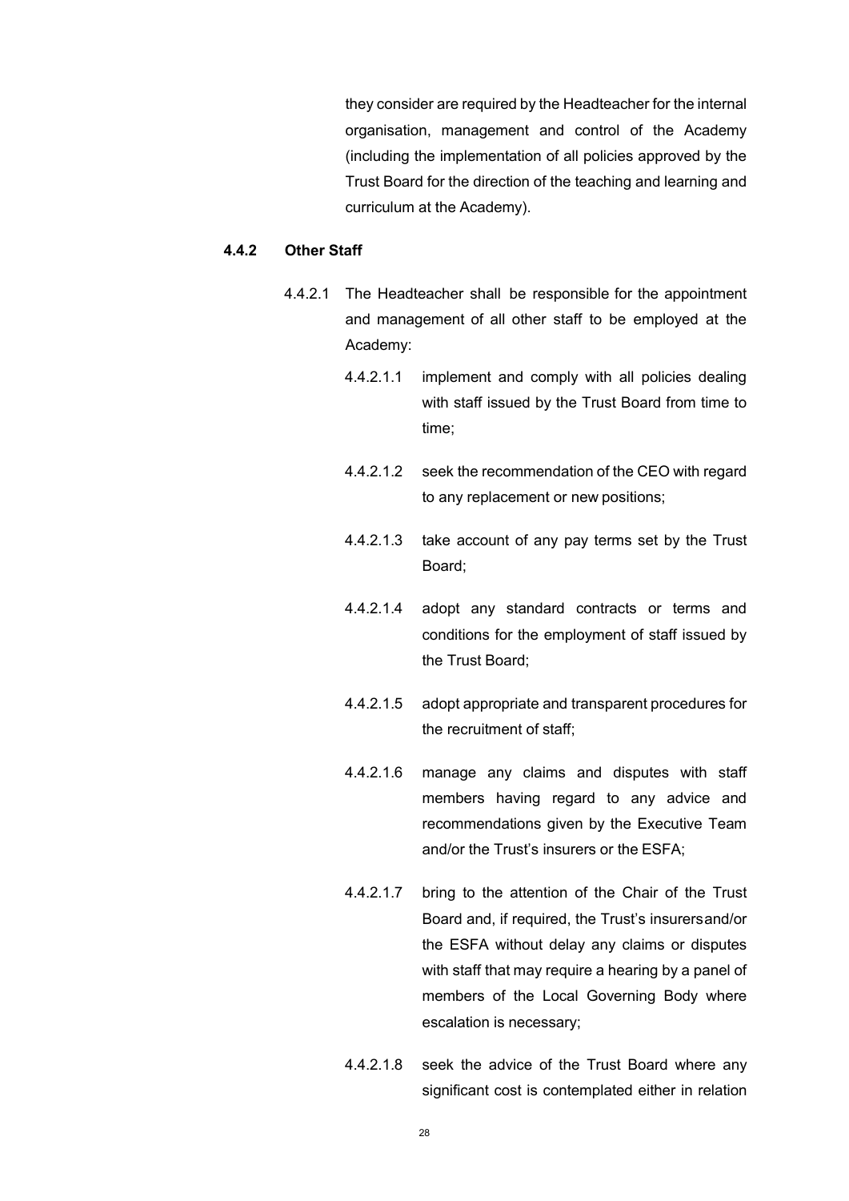they consider are required by the Headteacher for the internal organisation, management and control of the Academy (including the implementation of all policies approved by the Trust Board for the direction of the teaching and learning and curriculum at the Academy).

**4.4.2 Other Staff**

4.4.2.1 The Headteacher shall be responsible for the appointment and management of all other staff to be employed at the Academy:

4.4.2.1.1 implement and comply with all policies dealing with staff issued by the Trust Board from time to time;

4.4.2.1.2 seek the recommendation of the CEO with regard to any replacement or new positions;

4.4.2.1.3 take account of any pay terms set by the Trust Board;

4.4.2.1.4 adopt any standard contracts or terms and conditions for the employment of staff issued by the Trust Board;

4.4.2.1.5 adopt appropriate and transparent procedures for the recruitment of staff;

4.4.2.1.6 manage any claims and disputes with staff members having regard to any advice and recommendations given by the Executive Team and/or the Trust's insurers or the ESFA;

4.4.2.1.7 bring to the attention of the Chair of the Trust Board and, if required, the Trust's insurersand/or the ESFA without delay any claims or disputes with staff that may require a hearing by a panel of members of the Local Governing Body where escalation is necessary;

4.4.2.1.8 seek the advice of the Trust Board where any significant cost is contemplated either in relation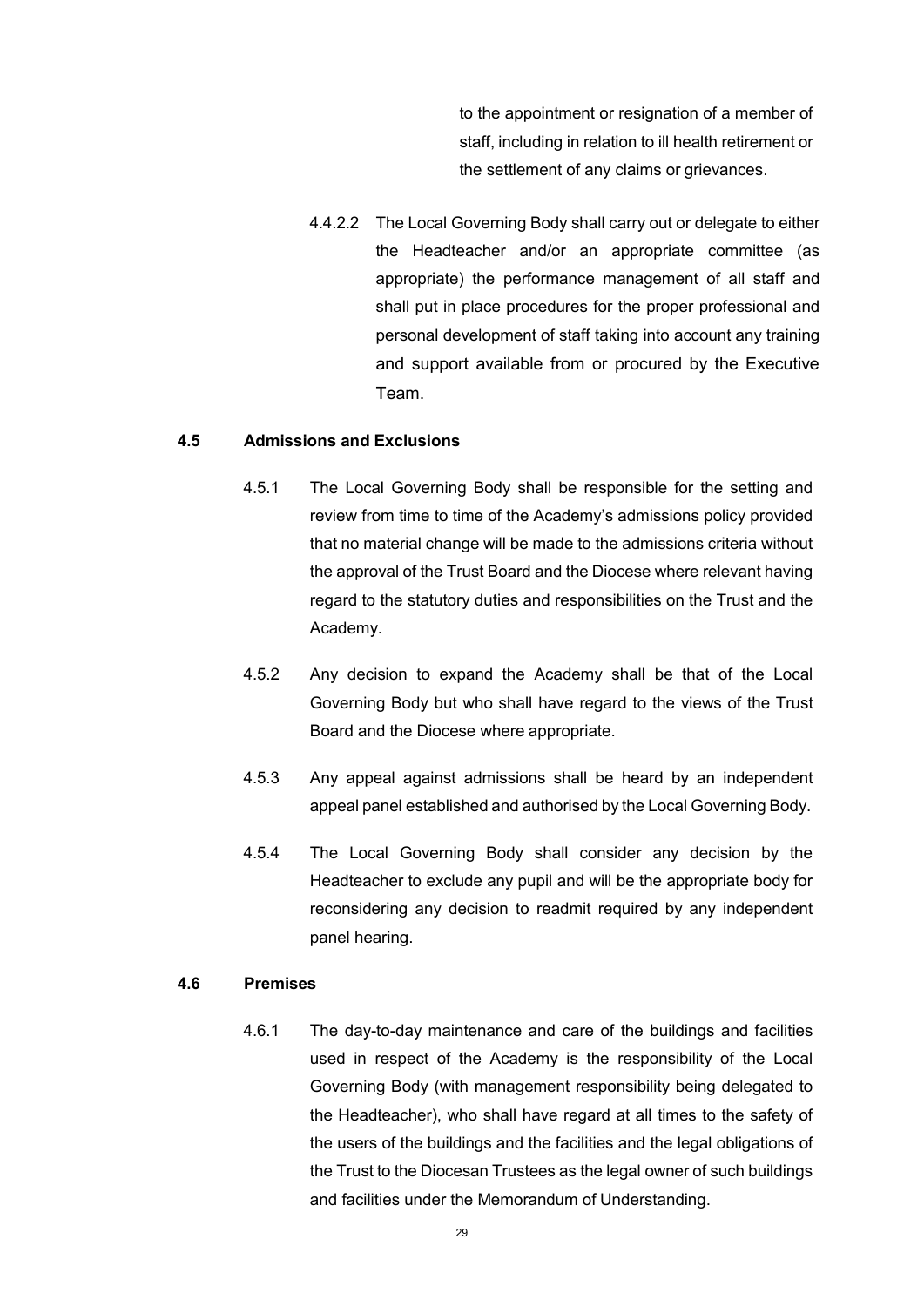to the appointment or resignation of a member of staff, including in relation to ill health retirement or the settlement of any claims or grievances.

4.4.2.2 The Local Governing Body shall carry out or delegate to either the Headteacher and/or an appropriate committee (as appropriate) the performance management of all staff and shall put in place procedures for the proper professional and personal development of staff taking into account any training and support available from or procured by the Executive Team.

**4.5 Admissions and Exclusions**

4.5.1 The Local Governing Body shall be responsible for the setting and review from time to time of the Academy's admissions policy provided that no material change will be made to the admissions criteria without the approval of the Trust Board and the Diocese where relevant having regard to the statutory duties and responsibilities on the Trust and the Academy.

4.5.2 Any decision to expand the Academy shall be that of the Local Governing Body but who shall have regard to the views of the Trust Board and the Diocese where appropriate.

4.5.3 Any appeal against admissions shall be heard by an independent appeal panel established and authorised by the Local Governing Body.

4.5.4 The Local Governing Body shall consider any decision by the Headteacher to exclude any pupil and will be the appropriate body for reconsidering any decision to readmit required by any independent panel hearing.

**4.6 Premises**

4.6.1 The day-to-day maintenance and care of the buildings and facilities used in respect of the Academy is the responsibility of the Local Governing Body (with management responsibility being delegated to the Headteacher), who shall have regard at all times to the safety of the users of the buildings and the facilities and the legal obligations of the Trust to the Diocesan Trustees as the legal owner of such buildings and facilities under the Memorandum of Understanding.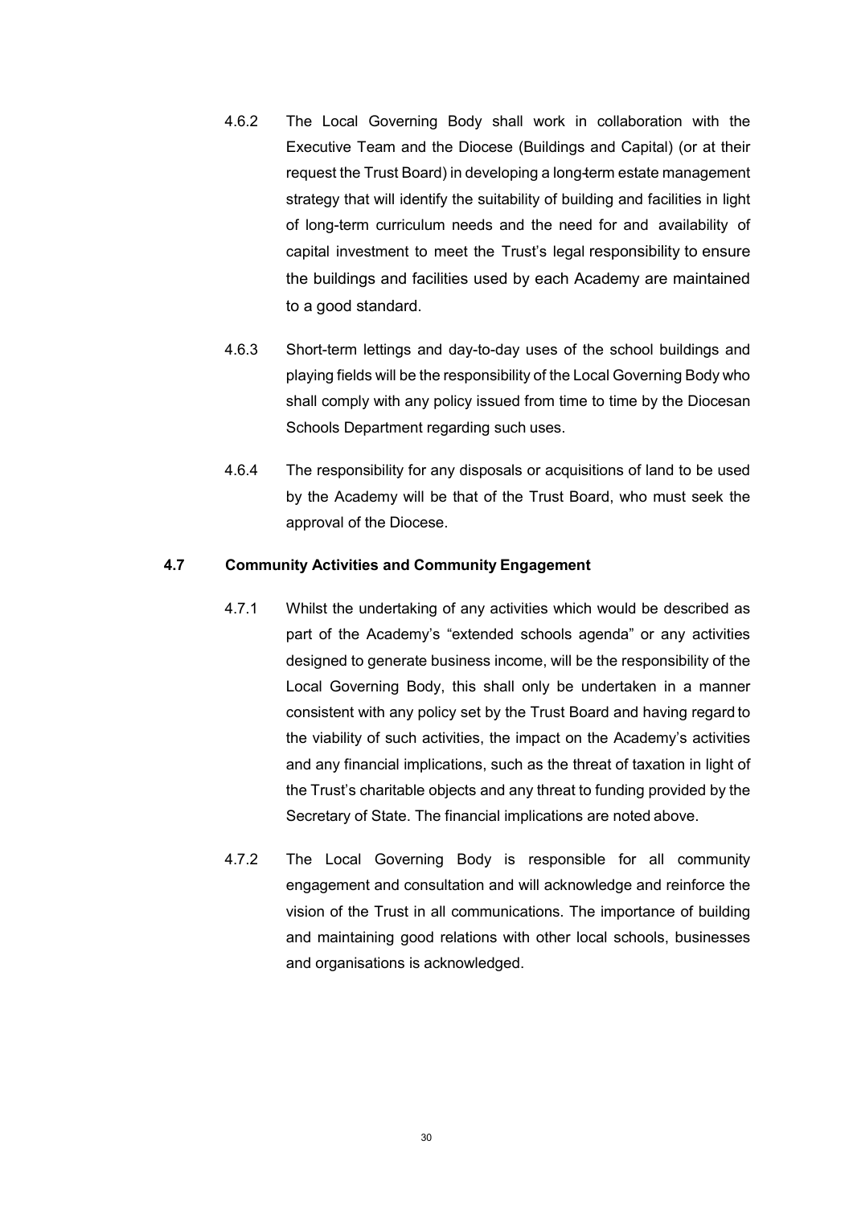4.6.2 The Local Governing Body shall work in collaboration with the Executive Team and the Diocese (Buildings and Capital) (or at their request the Trust Board) in developing a long-term estate management strategy that will identify the suitability of building and facilities in light of long-term curriculum needs and the need for and availability of capital investment to meet the Trust's legal responsibility to ensure the buildings and facilities used by each Academy are maintained to a good standard.

4.6.3 Short-term lettings and day-to-day uses of the school buildings and playing fields will be the responsibility of the Local Governing Body who shall comply with any policy issued from time to time by the Diocesan Schools Department regarding such uses.

4.6.4 The responsibility for any disposals or acquisitions of land to be used by the Academy will be that of the Trust Board, who must seek the approval of the Diocese.

**4.7 Community Activities and Community Engagement**

4.7.1 Whilst the undertaking of any activities which would be described as part of the Academy's "extended schools agenda" or any activities designed to generate business income, will be the responsibility of the Local Governing Body, this shall only be undertaken in a manner consistent with any policy set by the Trust Board and having regard to the viability of such activities, the impact on the Academy's activities and any financial implications, such as the threat of taxation in light of the Trust's charitable objects and any threat to funding provided by the Secretary of State. The financial implications are noted above.

4.7.2 The Local Governing Body is responsible for all community engagement and consultation and will acknowledge and reinforce the vision of the Trust in all communications. The importance of building and maintaining good relations with other local schools, businesses and organisations is acknowledged.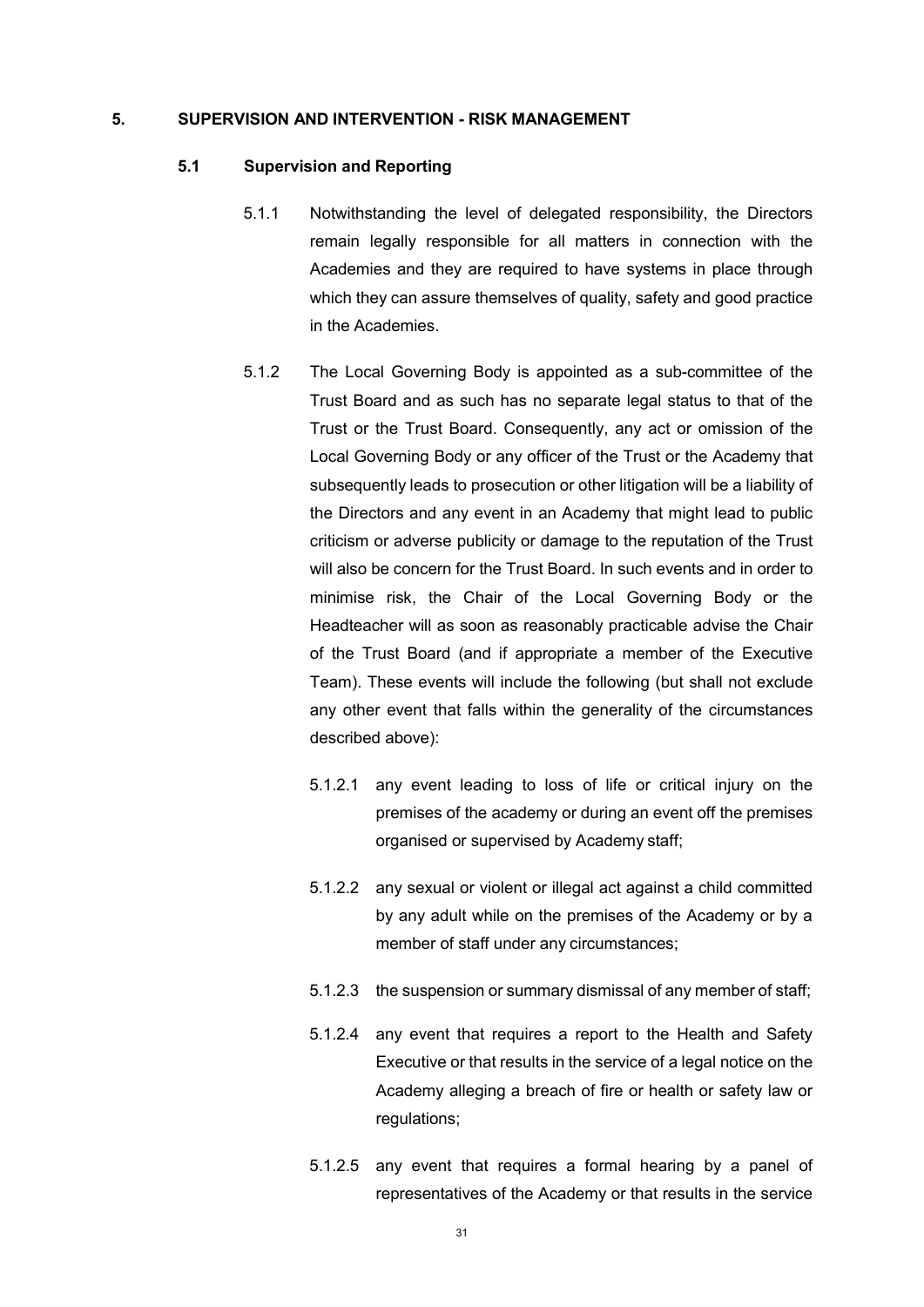## 5. SUPERVISION AND INTERVENTION - RISK MANAGEMENT

### 5.1 Supervision and Reporting

5.1.1 Notwithstanding the level of delegated responsibility, the Directors remain legally responsible for all matters in connection with the Academies and they are required to have systems in place through which they can assure themselves of quality, safety and good practice in the Academies.

5.1.2 The Local Governing Body is appointed as a sub-committee of the Trust Board and as such has no separate legal status to that of the Trust or the Trust Board. Consequently, any act or omission of the Local Governing Body or any officer of the Trust or the Academy that subsequently leads to prosecution or other litigation will be a liability of the Directors and any event in an Academy that might lead to public criticism or adverse publicity or damage to the reputation of the Trust will also be concern for the Trust Board. In such events and in order to minimise risk, the Chair of the Local Governing Body or the Headteacher will as soon as reasonably practicable advise the Chair of the Trust Board (and if appropriate a member of the Executive Team). These events will include the following (but shall not exclude any other event that falls within the generality of the circumstances described above):

5.1.2.1 any event leading to loss of life or critical injury on the premises of the academy or during an event off the premises organised or supervised by Academy staff;

5.1.2.2 any sexual or violent or illegal act against a child committed by any adult while on the premises of the Academy or by a member of staff under any circumstances;

5.1.2.3 the suspension or summary dismissal of any member of staff;

5.1.2.4 any event that requires a report to the Health and Safety Executive or that results in the service of a legal notice on the Academy alleging a breach of fire or health or safety law or regulations;

5.1.2.5 any event that requires a formal hearing by a panel of representatives of the Academy or that results in the service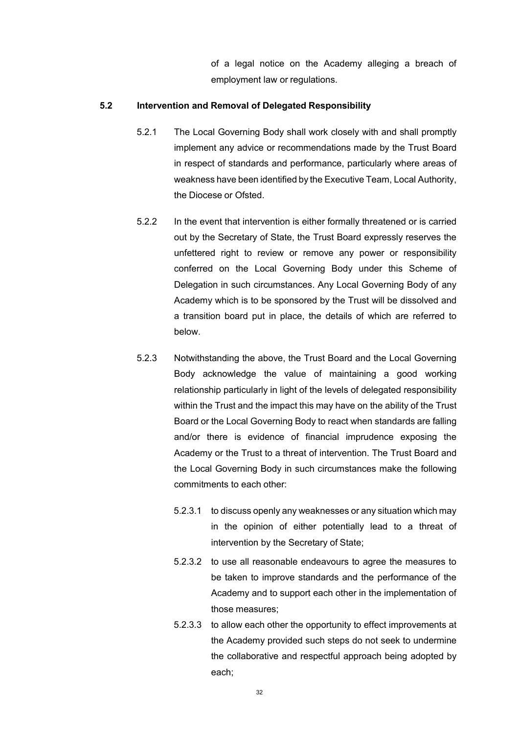of a legal notice on the Academy alleging a breach of employment law or regulations.

**5.2 Intervention and Removal of Delegated Responsibility**

5.2.1 The Local Governing Body shall work closely with and shall promptly implement any advice or recommendations made by the Trust Board in respect of standards and performance, particularly where areas of weakness have been identified by the Executive Team, Local Authority, the Diocese or Ofsted.

5.2.2 In the event that intervention is either formally threatened or is carried out by the Secretary of State, the Trust Board expressly reserves the unfettered right to review or remove any power or responsibility conferred on the Local Governing Body under this Scheme of Delegation in such circumstances. Any Local Governing Body of any Academy which is to be sponsored by the Trust will be dissolved and a transition board put in place, the details of which are referred to below.

5.2.3 Notwithstanding the above, the Trust Board and the Local Governing Body acknowledge the value of maintaining a good working relationship particularly in light of the levels of delegated responsibility within the Trust and the impact this may have on the ability of the Trust Board or the Local Governing Body to react when standards are falling and/or there is evidence of financial imprudence exposing the Academy or the Trust to a threat of intervention. The Trust Board and the Local Governing Body in such circumstances make the following commitments to each other:

5.2.3.1 to discuss openly any weaknesses or any situation which may in the opinion of either potentially lead to a threat of intervention by the Secretary of State;

5.2.3.2 to use all reasonable endeavours to agree the measures to be taken to improve standards and the performance of the Academy and to support each other in the implementation of those measures;

5.2.3.3 to allow each other the opportunity to effect improvements at the Academy provided such steps do not seek to undermine the collaborative and respectful approach being adopted by each;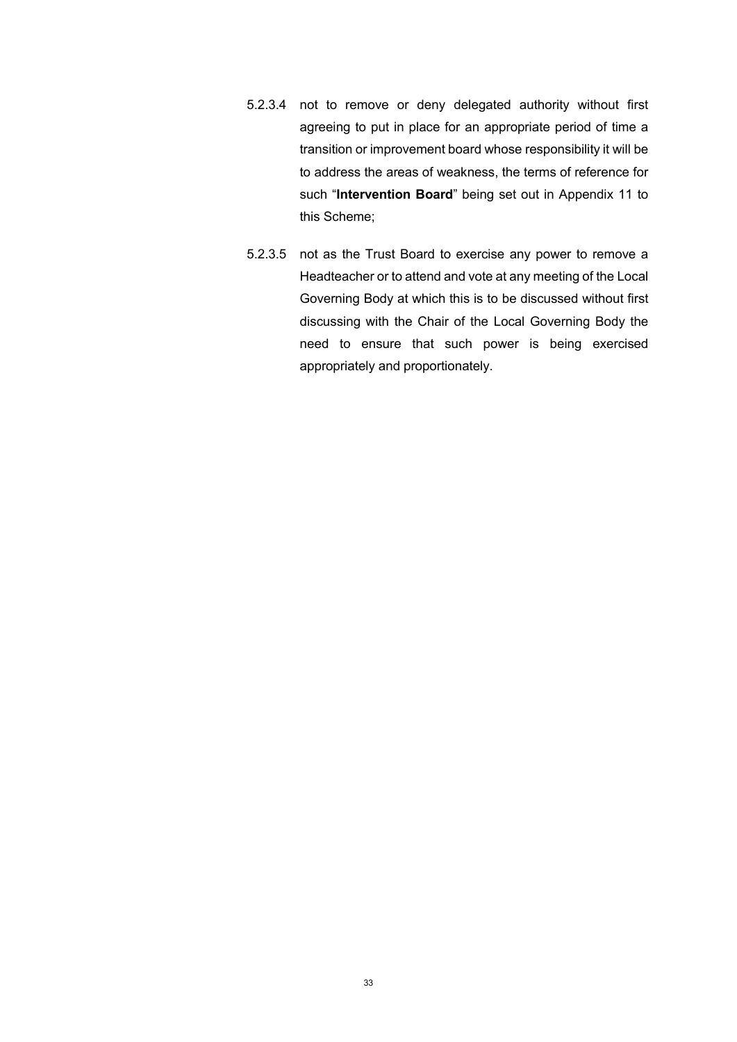5.2.3.4 not to remove or deny delegated authority without first agreeing to put in place for an appropriate period of time a transition or improvement board whose responsibility it will be to address the areas of weakness, the terms of reference for such "**Intervention Board**" being set out in Appendix 11 to this Scheme;

5.2.3.5 not as the Trust Board to exercise any power to remove a Headteacher or to attend and vote at any meeting of the Local Governing Body at which this is to be discussed without first discussing with the Chair of the Local Governing Body the need to ensure that such power is being exercised appropriately and proportionately.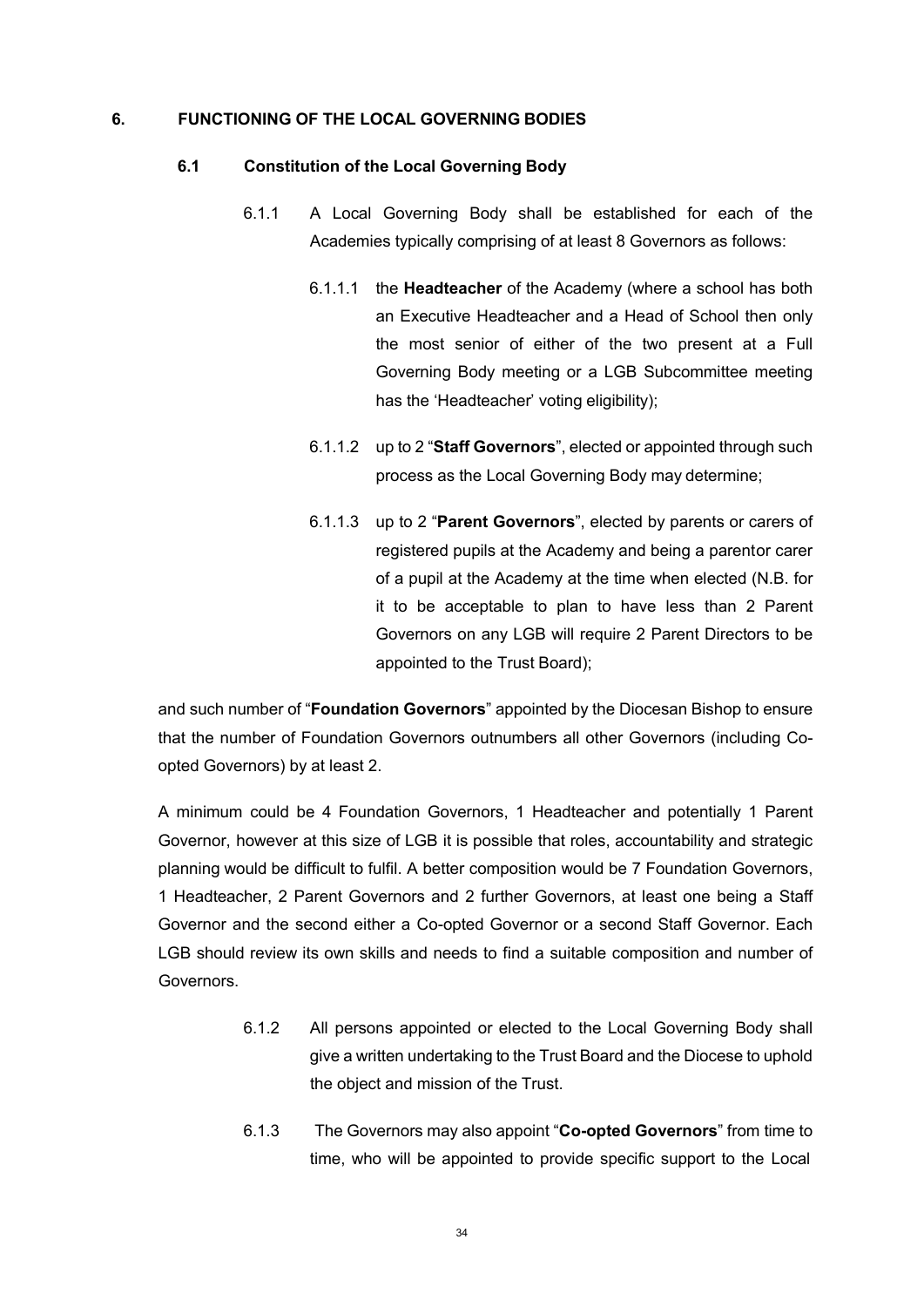## 6. FUNCTIONING OF THE LOCAL GOVERNING BODIES

### 6.1 Constitution of the Local Governing Body

6.1.1 A Local Governing Body shall be established for each of the Academies typically comprising of at least 8 Governors as follows:

6.1.1.1 the **Headteacher** of the Academy (where a school has both an Executive Headteacher and a Head of School then only the most senior of either of the two present at a Full Governing Body meeting or a LGB Subcommittee meeting has the 'Headteacher' voting eligibility);

6.1.1.2 up to 2 "**Staff Governors**", elected or appointed through such process as the Local Governing Body may determine;

6.1.1.3 up to 2 "**Parent Governors**", elected by parents or carers of registered pupils at the Academy and being a parentor carer of a pupil at the Academy at the time when elected (N.B. for it to be acceptable to plan to have less than 2 Parent Governors on any LGB will require 2 Parent Directors to be appointed to the Trust Board);

and such number of "**Foundation Governors**" appointed by the Diocesan Bishop to ensure that the number of Foundation Governors outnumbers all other Governors (including Co-opted Governors) by at least 2.

A minimum could be 4 Foundation Governors, 1 Headteacher and potentially 1 Parent Governor, however at this size of LGB it is possible that roles, accountability and strategic planning would be difficult to fulfil. A better composition would be 7 Foundation Governors, 1 Headteacher, 2 Parent Governors and 2 further Governors, at least one being a Staff Governor and the second either a Co-opted Governor or a second Staff Governor. Each LGB should review its own skills and needs to find a suitable composition and number of Governors.

6.1.2 All persons appointed or elected to the Local Governing Body shall give a written undertaking to the Trust Board and the Diocese to uphold the object and mission of the Trust.

6.1.3 The Governors may also appoint "**Co-opted Governors**" from time to time, who will be appointed to provide specific support to the Local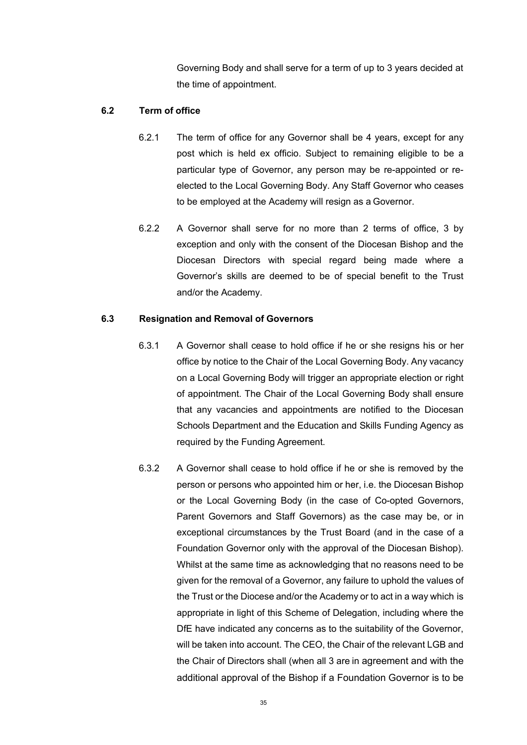Governing Body and shall serve for a term of up to 3 years decided at the time of appointment.

### 6.2 Term of office

6.2.1 The term of office for any Governor shall be 4 years, except for any post which is held ex officio. Subject to remaining eligible to be a particular type of Governor, any person may be re-appointed or re-elected to the Local Governing Body. Any Staff Governor who ceases to be employed at the Academy will resign as a Governor.

6.2.2 A Governor shall serve for no more than 2 terms of office, 3 by exception and only with the consent of the Diocesan Bishop and the Diocesan Directors with special regard being made where a Governor's skills are deemed to be of special benefit to the Trust and/or the Academy.

### 6.3 Resignation and Removal of Governors

6.3.1 A Governor shall cease to hold office if he or she resigns his or her office by notice to the Chair of the Local Governing Body. Any vacancy on a Local Governing Body will trigger an appropriate election or right of appointment. The Chair of the Local Governing Body shall ensure that any vacancies and appointments are notified to the Diocesan Schools Department and the Education and Skills Funding Agency as required by the Funding Agreement.

6.3.2 A Governor shall cease to hold office if he or she is removed by the person or persons who appointed him or her, i.e. the Diocesan Bishop or the Local Governing Body (in the case of Co-opted Governors, Parent Governors and Staff Governors) as the case may be, or in exceptional circumstances by the Trust Board (and in the case of a Foundation Governor only with the approval of the Diocesan Bishop). Whilst at the same time as acknowledging that no reasons need to be given for the removal of a Governor, any failure to uphold the values of the Trust or the Diocese and/or the Academy or to act in a way which is appropriate in light of this Scheme of Delegation, including where the DfE have indicated any concerns as to the suitability of the Governor, will be taken into account. The CEO, the Chair of the relevant LGB and the Chair of Directors shall (when all 3 are in agreement and with the additional approval of the Bishop if a Foundation Governor is to be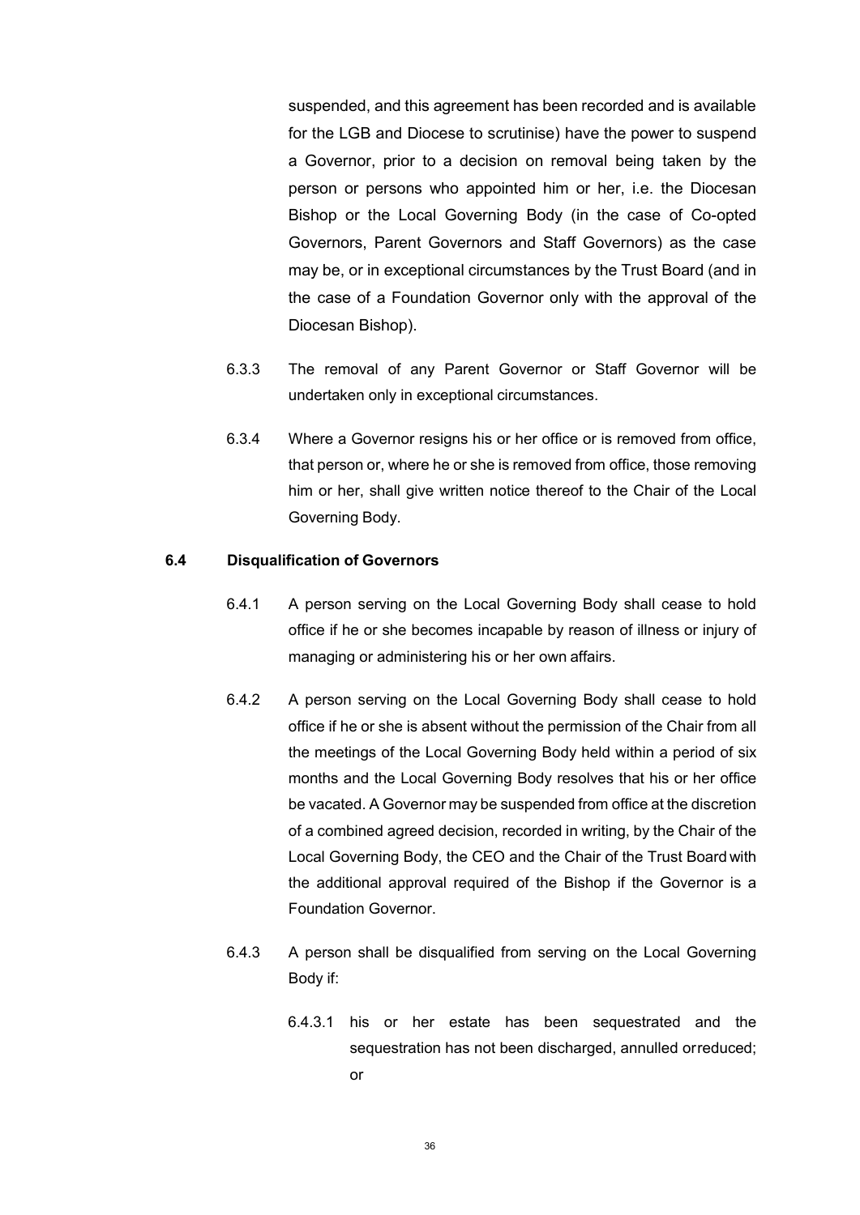suspended, and this agreement has been recorded and is available for the LGB and Diocese to scrutinise) have the power to suspend a Governor, prior to a decision on removal being taken by the person or persons who appointed him or her, i.e. the Diocesan Bishop or the Local Governing Body (in the case of Co-opted Governors, Parent Governors and Staff Governors) as the case may be, or in exceptional circumstances by the Trust Board (and in the case of a Foundation Governor only with the approval of the Diocesan Bishop).

6.3.3 The removal of any Parent Governor or Staff Governor will be undertaken only in exceptional circumstances.

6.3.4 Where a Governor resigns his or her office or is removed from office, that person or, where he or she is removed from office, those removing him or her, shall give written notice thereof to the Chair of the Local Governing Body.

**6.4 Disqualification of Governors**

6.4.1 A person serving on the Local Governing Body shall cease to hold office if he or she becomes incapable by reason of illness or injury of managing or administering his or her own affairs.

6.4.2 A person serving on the Local Governing Body shall cease to hold office if he or she is absent without the permission of the Chair from all the meetings of the Local Governing Body held within a period of six months and the Local Governing Body resolves that his or her office be vacated. A Governor may be suspended from office at the discretion of a combined agreed decision, recorded in writing, by the Chair of the Local Governing Body, the CEO and the Chair of the Trust Board with the additional approval required of the Bishop if the Governor is a Foundation Governor.

6.4.3 A person shall be disqualified from serving on the Local Governing Body if:

6.4.3.1 his or her estate has been sequestrated and the sequestration has not been discharged, annulled or reduced; or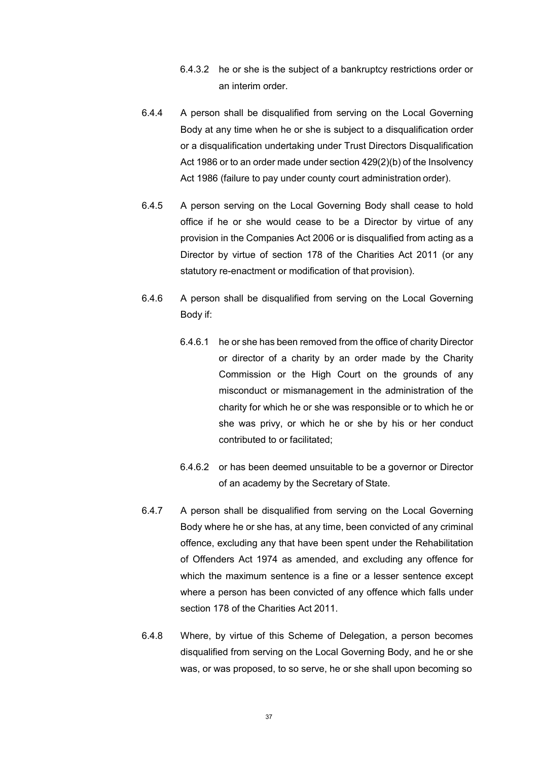6.4.3.2 he or she is the subject of a bankruptcy restrictions order or an interim order.

6.4.4 A person shall be disqualified from serving on the Local Governing Body at any time when he or she is subject to a disqualification order or a disqualification undertaking under Trust Directors Disqualification Act 1986 or to an order made under section 429(2)(b) of the Insolvency Act 1986 (failure to pay under county court administration order).

6.4.5 A person serving on the Local Governing Body shall cease to hold office if he or she would cease to be a Director by virtue of any provision in the Companies Act 2006 or is disqualified from acting as a Director by virtue of section 178 of the Charities Act 2011 (or any statutory re-enactment or modification of that provision).

6.4.6 A person shall be disqualified from serving on the Local Governing Body if:

6.4.6.1 he or she has been removed from the office of charity Director or director of a charity by an order made by the Charity Commission or the High Court on the grounds of any misconduct or mismanagement in the administration of the charity for which he or she was responsible or to which he or she was privy, or which he or she by his or her conduct contributed to or facilitated;

6.4.6.2 or has been deemed unsuitable to be a governor or Director of an academy by the Secretary of State.

6.4.7 A person shall be disqualified from serving on the Local Governing Body where he or she has, at any time, been convicted of any criminal offence, excluding any that have been spent under the Rehabilitation of Offenders Act 1974 as amended, and excluding any offence for which the maximum sentence is a fine or a lesser sentence except where a person has been convicted of any offence which falls under section 178 of the Charities Act 2011.

6.4.8 Where, by virtue of this Scheme of Delegation, a person becomes disqualified from serving on the Local Governing Body, and he or she was, or was proposed, to so serve, he or she shall upon becoming so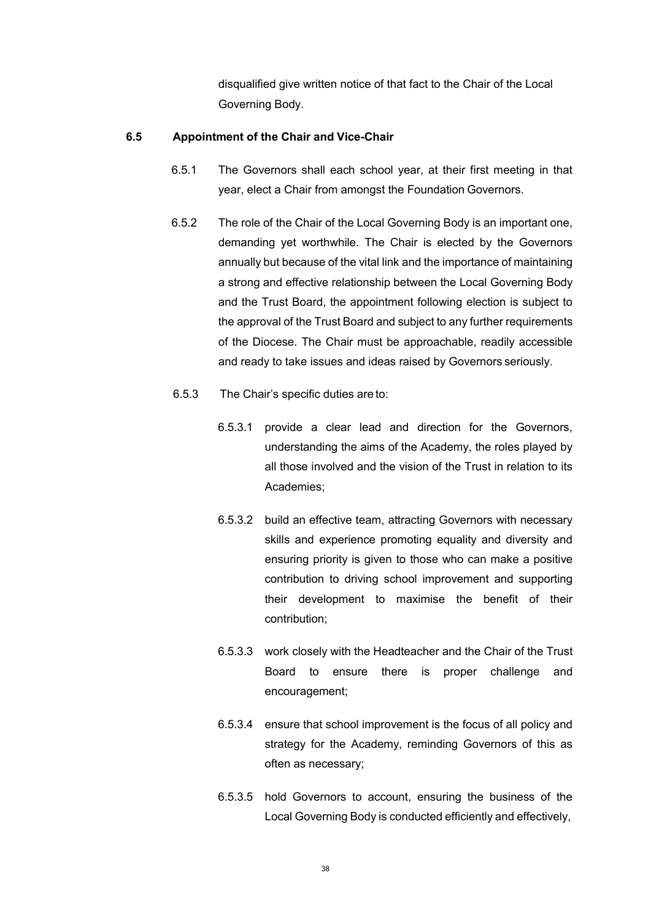disqualified give written notice of that fact to the Chair of the Local Governing Body.

**6.5 Appointment of the Chair and Vice-Chair**

6.5.1 The Governors shall each school year, at their first meeting in that year, elect a Chair from amongst the Foundation Governors.

6.5.2 The role of the Chair of the Local Governing Body is an important one, demanding yet worthwhile. The Chair is elected by the Governors annually but because of the vital link and the importance of maintaining a strong and effective relationship between the Local Governing Body and the Trust Board, the appointment following election is subject to the approval of the Trust Board and subject to any further requirements of the Diocese. The Chair must be approachable, readily accessible and ready to take issues and ideas raised by Governors seriously.

6.5.3 The Chair's specific duties are to:

6.5.3.1 provide a clear lead and direction for the Governors, understanding the aims of the Academy, the roles played by all those involved and the vision of the Trust in relation to its Academies;

6.5.3.2 build an effective team, attracting Governors with necessary skills and experience promoting equality and diversity and ensuring priority is given to those who can make a positive contribution to driving school improvement and supporting their development to maximise the benefit of their contribution;

6.5.3.3 work closely with the Headteacher and the Chair of the Trust Board to ensure there is proper challenge and encouragement;

6.5.3.4 ensure that school improvement is the focus of all policy and strategy for the Academy, reminding Governors of this as often as necessary;

6.5.3.5 hold Governors to account, ensuring the business of the Local Governing Body is conducted efficiently and effectively,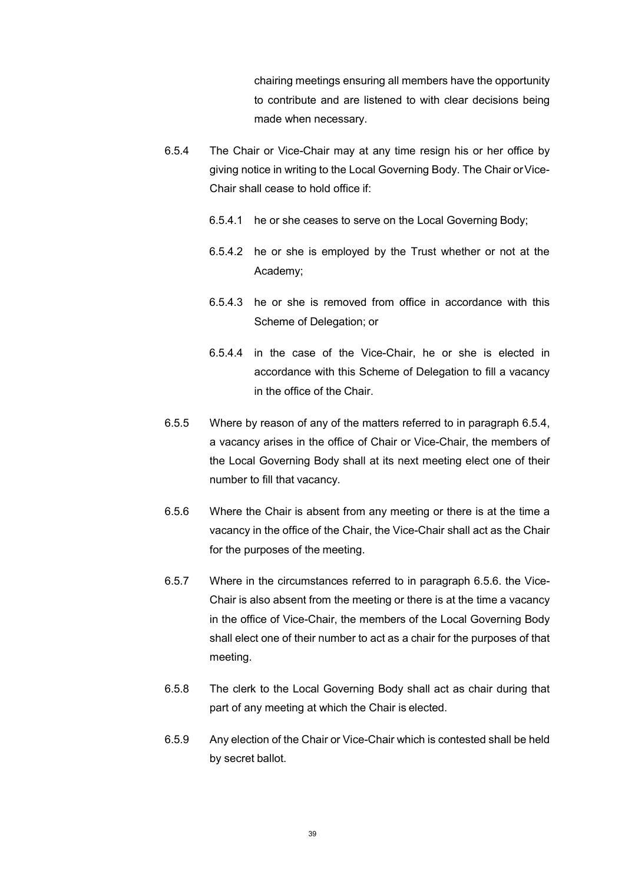chairing meetings ensuring all members have the opportunity to contribute and are listened to with clear decisions being made when necessary.

6.5.4 The Chair or Vice-Chair may at any time resign his or her office by giving notice in writing to the Local Governing Body. The Chair or Vice-Chair shall cease to hold office if:

6.5.4.1 he or she ceases to serve on the Local Governing Body;

6.5.4.2 he or she is employed by the Trust whether or not at the Academy;

6.5.4.3 he or she is removed from office in accordance with this Scheme of Delegation; or

6.5.4.4 in the case of the Vice-Chair, he or she is elected in accordance with this Scheme of Delegation to fill a vacancy in the office of the Chair.

6.5.5 Where by reason of any of the matters referred to in paragraph 6.5.4, a vacancy arises in the office of Chair or Vice-Chair, the members of the Local Governing Body shall at its next meeting elect one of their number to fill that vacancy.

6.5.6 Where the Chair is absent from any meeting or there is at the time a vacancy in the office of the Chair, the Vice-Chair shall act as the Chair for the purposes of the meeting.

6.5.7 Where in the circumstances referred to in paragraph 6.5.6. the Vice-Chair is also absent from the meeting or there is at the time a vacancy in the office of Vice-Chair, the members of the Local Governing Body shall elect one of their number to act as a chair for the purposes of that meeting.

6.5.8 The clerk to the Local Governing Body shall act as chair during that part of any meeting at which the Chair is elected.

6.5.9 Any election of the Chair or Vice-Chair which is contested shall be held by secret ballot.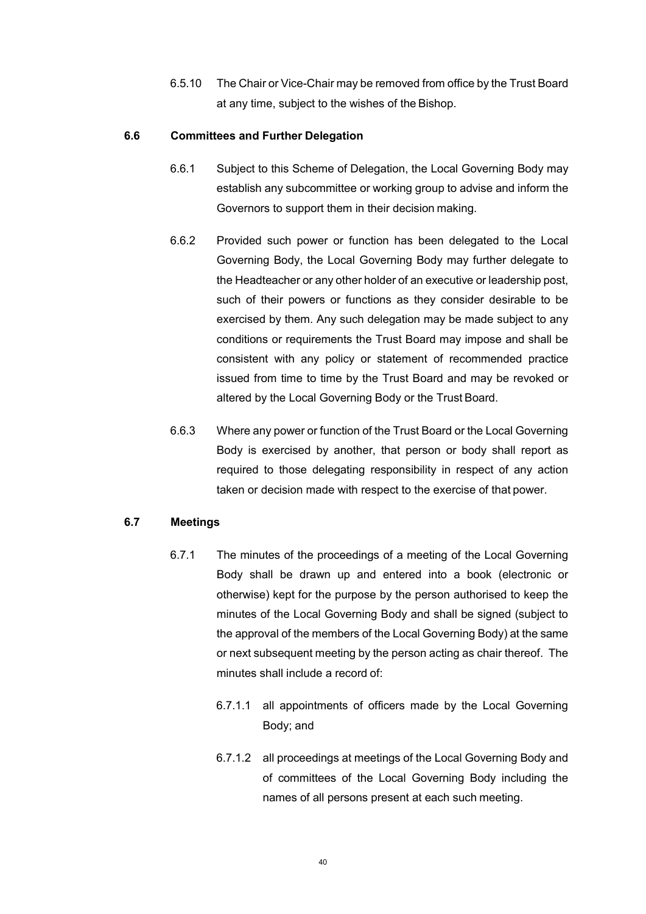6.5.10 The Chair or Vice-Chair may be removed from office by the Trust Board at any time, subject to the wishes of the Bishop.

### 6.6 Committees and Further Delegation

6.6.1 Subject to this Scheme of Delegation, the Local Governing Body may establish any subcommittee or working group to advise and inform the Governors to support them in their decision making.

6.6.2 Provided such power or function has been delegated to the Local Governing Body, the Local Governing Body may further delegate to the Headteacher or any other holder of an executive or leadership post, such of their powers or functions as they consider desirable to be exercised by them. Any such delegation may be made subject to any conditions or requirements the Trust Board may impose and shall be consistent with any policy or statement of recommended practice issued from time to time by the Trust Board and may be revoked or altered by the Local Governing Body or the Trust Board.

6.6.3 Where any power or function of the Trust Board or the Local Governing Body is exercised by another, that person or body shall report as required to those delegating responsibility in respect of any action taken or decision made with respect to the exercise of that power.

### 6.7 Meetings

6.7.1 The minutes of the proceedings of a meeting of the Local Governing Body shall be drawn up and entered into a book (electronic or otherwise) kept for the purpose by the person authorised to keep the minutes of the Local Governing Body and shall be signed (subject to the approval of the members of the Local Governing Body) at the same or next subsequent meeting by the person acting as chair thereof. The minutes shall include a record of:

6.7.1.1 all appointments of officers made by the Local Governing Body; and

6.7.1.2 all proceedings at meetings of the Local Governing Body and of committees of the Local Governing Body including the names of all persons present at each such meeting.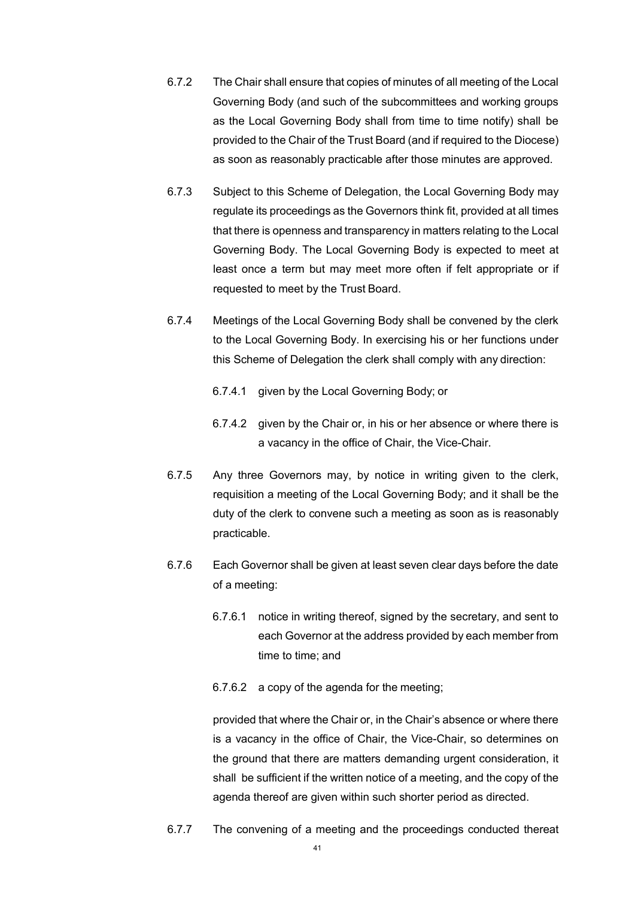6.7.2 The Chair shall ensure that copies of minutes of all meeting of the Local Governing Body (and such of the subcommittees and working groups as the Local Governing Body shall from time to time notify) shall be provided to the Chair of the Trust Board (and if required to the Diocese) as soon as reasonably practicable after those minutes are approved.

6.7.3 Subject to this Scheme of Delegation, the Local Governing Body may regulate its proceedings as the Governors think fit, provided at all times that there is openness and transparency in matters relating to the Local Governing Body. The Local Governing Body is expected to meet at least once a term but may meet more often if felt appropriate or if requested to meet by the Trust Board.

6.7.4 Meetings of the Local Governing Body shall be convened by the clerk to the Local Governing Body. In exercising his or her functions under this Scheme of Delegation the clerk shall comply with any direction:

6.7.4.1 given by the Local Governing Body; or

6.7.4.2 given by the Chair or, in his or her absence or where there is a vacancy in the office of Chair, the Vice-Chair.

6.7.5 Any three Governors may, by notice in writing given to the clerk, requisition a meeting of the Local Governing Body; and it shall be the duty of the clerk to convene such a meeting as soon as is reasonably practicable.

6.7.6 Each Governor shall be given at least seven clear days before the date of a meeting:

6.7.6.1 notice in writing thereof, signed by the secretary, and sent to each Governor at the address provided by each member from time to time; and

6.7.6.2 a copy of the agenda for the meeting;

provided that where the Chair or, in the Chair's absence or where there is a vacancy in the office of Chair, the Vice-Chair, so determines on the ground that there are matters demanding urgent consideration, it shall be sufficient if the written notice of a meeting, and the copy of the agenda thereof are given within such shorter period as directed.

6.7.7 The convening of a meeting and the proceedings conducted thereat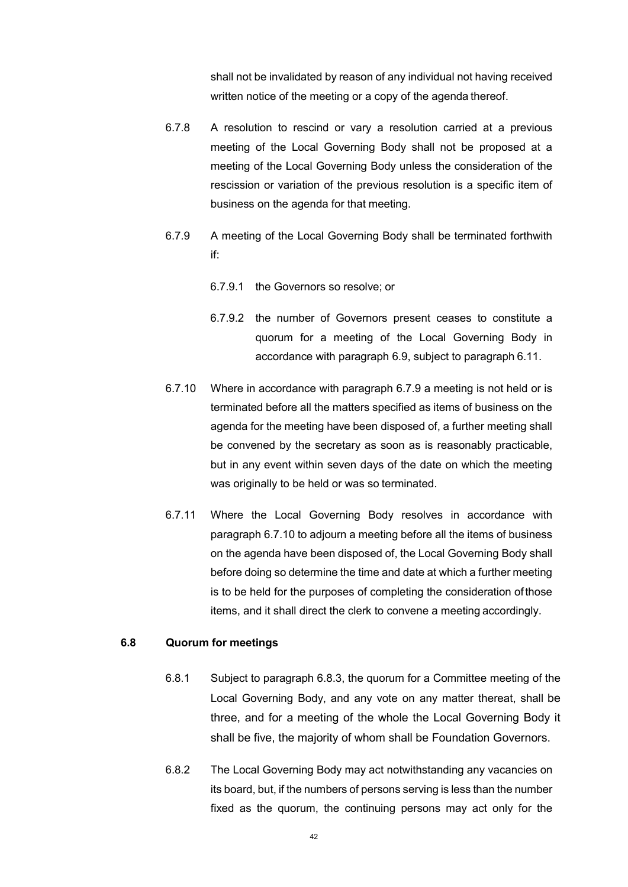shall not be invalidated by reason of any individual not having received written notice of the meeting or a copy of the agenda thereof.

6.7.8 A resolution to rescind or vary a resolution carried at a previous meeting of the Local Governing Body shall not be proposed at a meeting of the Local Governing Body unless the consideration of the rescission or variation of the previous resolution is a specific item of business on the agenda for that meeting.

6.7.9 A meeting of the Local Governing Body shall be terminated forthwith if:

6.7.9.1 the Governors so resolve; or

6.7.9.2 the number of Governors present ceases to constitute a quorum for a meeting of the Local Governing Body in accordance with paragraph 6.9, subject to paragraph 6.11.

6.7.10 Where in accordance with paragraph 6.7.9 a meeting is not held or is terminated before all the matters specified as items of business on the agenda for the meeting have been disposed of, a further meeting shall be convened by the secretary as soon as is reasonably practicable, but in any event within seven days of the date on which the meeting was originally to be held or was so terminated.

6.7.11 Where the Local Governing Body resolves in accordance with paragraph 6.7.10 to adjourn a meeting before all the items of business on the agenda have been disposed of, the Local Governing Body shall before doing so determine the time and date at which a further meeting is to be held for the purposes of completing the consideration of those items, and it shall direct the clerk to convene a meeting accordingly.

**6.8 Quorum for meetings**

6.8.1 Subject to paragraph 6.8.3, the quorum for a Committee meeting of the Local Governing Body, and any vote on any matter thereat, shall be three, and for a meeting of the whole the Local Governing Body it shall be five, the majority of whom shall be Foundation Governors.

6.8.2 The Local Governing Body may act notwithstanding any vacancies on its board, but, if the numbers of persons serving is less than the number fixed as the quorum, the continuing persons may act only for the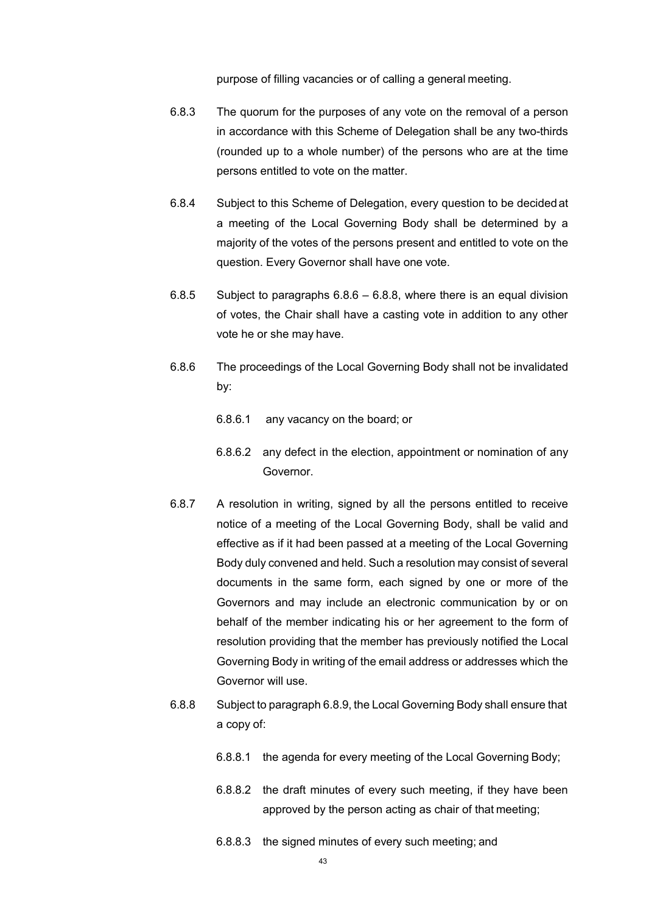purpose of filling vacancies or of calling a general meeting.

6.8.3 The quorum for the purposes of any vote on the removal of a person in accordance with this Scheme of Delegation shall be any two-thirds (rounded up to a whole number) of the persons who are at the time persons entitled to vote on the matter.

6.8.4 Subject to this Scheme of Delegation, every question to be decided at a meeting of the Local Governing Body shall be determined by a majority of the votes of the persons present and entitled to vote on the question. Every Governor shall have one vote.

6.8.5 Subject to paragraphs 6.8.6 – 6.8.8, where there is an equal division of votes, the Chair shall have a casting vote in addition to any other vote he or she may have.

6.8.6 The proceedings of the Local Governing Body shall not be invalidated by:

6.8.6.1 any vacancy on the board; or

6.8.6.2 any defect in the election, appointment or nomination of any Governor.

6.8.7 A resolution in writing, signed by all the persons entitled to receive notice of a meeting of the Local Governing Body, shall be valid and effective as if it had been passed at a meeting of the Local Governing Body duly convened and held. Such a resolution may consist of several documents in the same form, each signed by one or more of the Governors and may include an electronic communication by or on behalf of the member indicating his or her agreement to the form of resolution providing that the member has previously notified the Local Governing Body in writing of the email address or addresses which the Governor will use.

6.8.8 Subject to paragraph 6.8.9, the Local Governing Body shall ensure that a copy of:

6.8.8.1 the agenda for every meeting of the Local Governing Body;

6.8.8.2 the draft minutes of every such meeting, if they have been approved by the person acting as chair of that meeting;

6.8.8.3 the signed minutes of every such meeting; and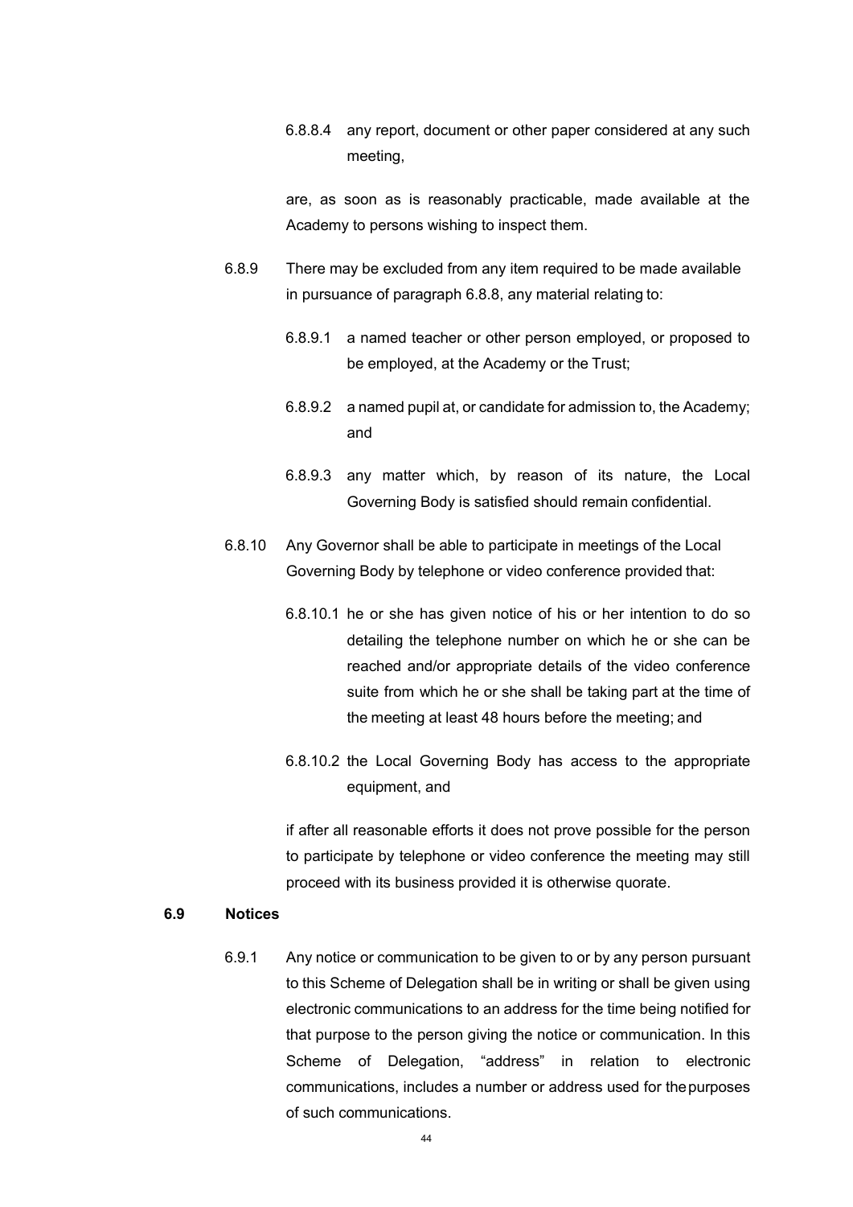6.8.8.4 any report, document or other paper considered at any such meeting,

are, as soon as is reasonably practicable, made available at the Academy to persons wishing to inspect them.

6.8.9 There may be excluded from any item required to be made available in pursuance of paragraph 6.8.8, any material relating to:

6.8.9.1 a named teacher or other person employed, or proposed to be employed, at the Academy or the Trust;

6.8.9.2 a named pupil at, or candidate for admission to, the Academy; and

6.8.9.3 any matter which, by reason of its nature, the Local Governing Body is satisfied should remain confidential.

6.8.10 Any Governor shall be able to participate in meetings of the Local Governing Body by telephone or video conference provided that:

6.8.10.1 he or she has given notice of his or her intention to do so detailing the telephone number on which he or she can be reached and/or appropriate details of the video conference suite from which he or she shall be taking part at the time of the meeting at least 48 hours before the meeting; and

6.8.10.2 the Local Governing Body has access to the appropriate equipment, and

if after all reasonable efforts it does not prove possible for the person to participate by telephone or video conference the meeting may still proceed with its business provided it is otherwise quorate.

**6.9 Notices**

6.9.1 Any notice or communication to be given to or by any person pursuant to this Scheme of Delegation shall be in writing or shall be given using electronic communications to an address for the time being notified for that purpose to the person giving the notice or communication. In this Scheme of Delegation, "address" in relation to electronic communications, includes a number or address used for the purposes of such communications.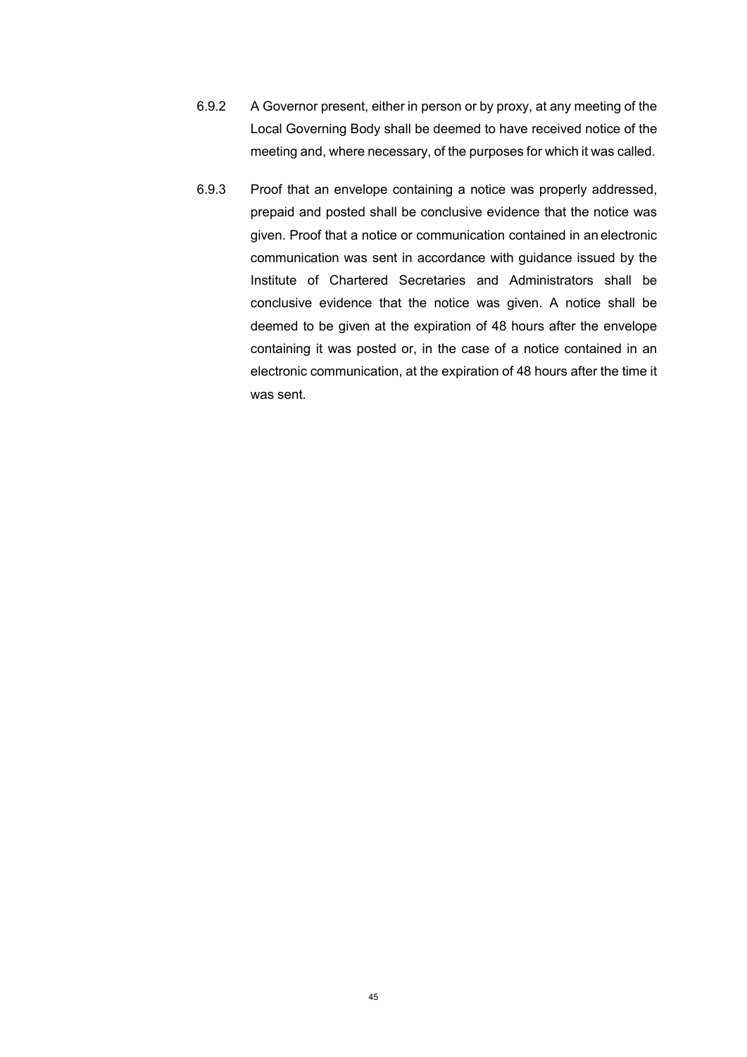6.9.2 A Governor present, either in person or by proxy, at any meeting of the Local Governing Body shall be deemed to have received notice of the meeting and, where necessary, of the purposes for which it was called.

6.9.3 Proof that an envelope containing a notice was properly addressed, prepaid and posted shall be conclusive evidence that the notice was given. Proof that a notice or communication contained in an electronic communication was sent in accordance with guidance issued by the Institute of Chartered Secretaries and Administrators shall be conclusive evidence that the notice was given. A notice shall be deemed to be given at the expiration of 48 hours after the envelope containing it was posted or, in the case of a notice contained in an electronic communication, at the expiration of 48 hours after the time it was sent.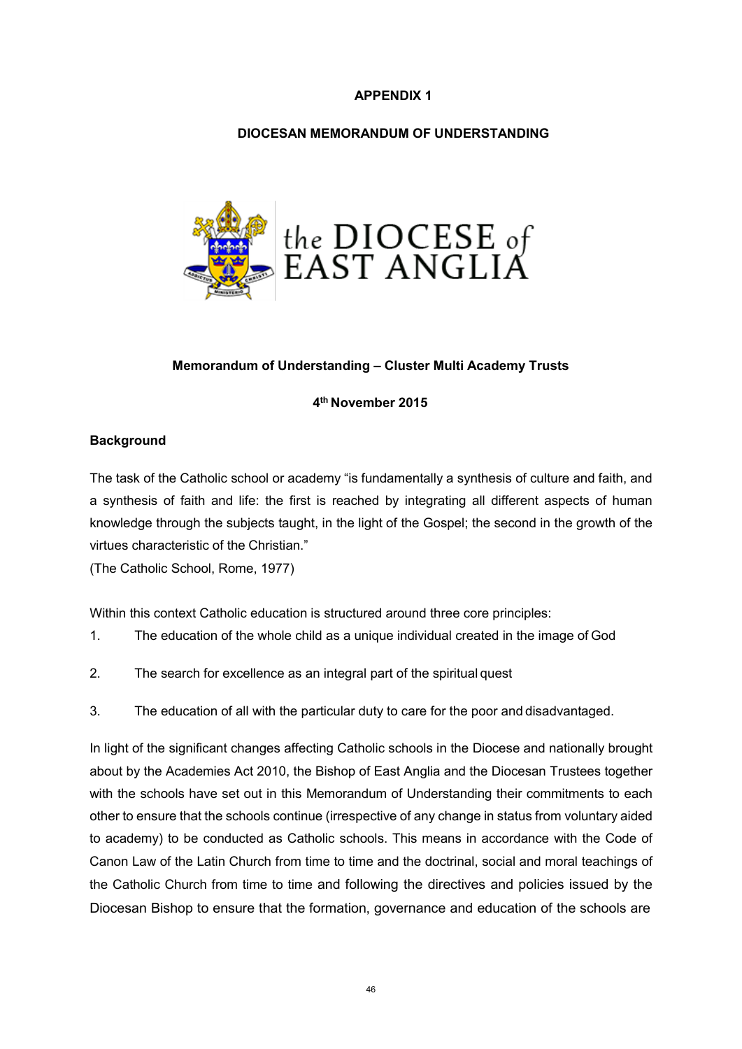**APPENDIX 1**

**DIOCESAN MEMORANDUM OF UNDERSTANDING**

the DIOCESE of EAST ANGLIA

**Memorandum of Understanding – Cluster Multi Academy Trusts**

**4th November 2015**

**Background**

The task of the Catholic school or academy "is fundamentally a synthesis of culture and faith, and a synthesis of faith and life: the first is reached by integrating all different aspects of human knowledge through the subjects taught, in the light of the Gospel; the second in the growth of the virtues characteristic of the Christian."
(The Catholic School, Rome, 1977)

Within this context Catholic education is structured around three core principles:

1. The education of the whole child as a unique individual created in the image of God

2. The search for excellence as an integral part of the spiritual quest

3. The education of all with the particular duty to care for the poor and disadvantaged.

In light of the significant changes affecting Catholic schools in the Diocese and nationally brought about by the Academies Act 2010, the Bishop of East Anglia and the Diocesan Trustees together with the schools have set out in this Memorandum of Understanding their commitments to each other to ensure that the schools continue (irrespective of any change in status from voluntary aided to academy) to be conducted as Catholic schools. This means in accordance with the Code of Canon Law of the Latin Church from time to time and the doctrinal, social and moral teachings of the Catholic Church from time to time and following the directives and policies issued by the Diocesan Bishop to ensure that the formation, governance and education of the schools are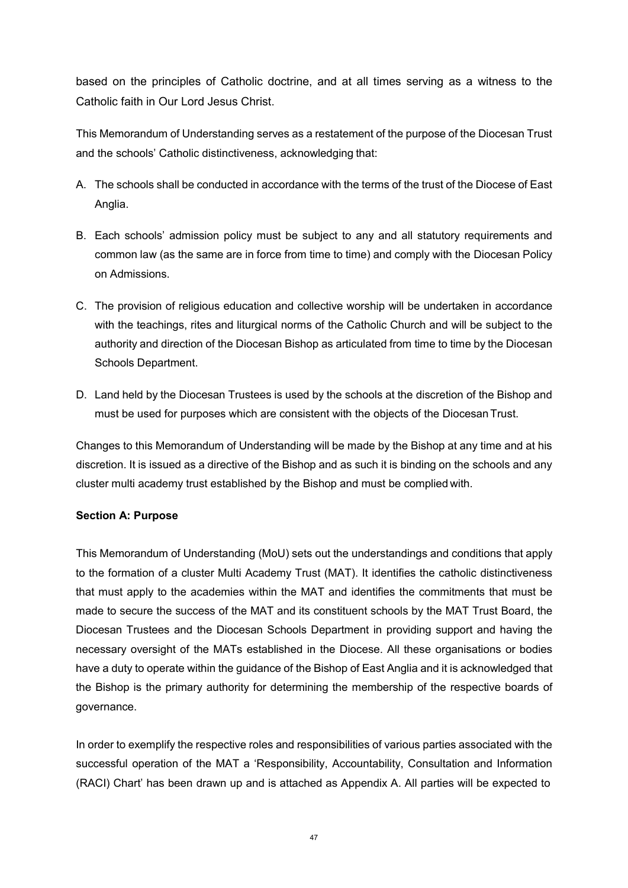based on the principles of Catholic doctrine, and at all times serving as a witness to the Catholic faith in Our Lord Jesus Christ.

This Memorandum of Understanding serves as a restatement of the purpose of the Diocesan Trust and the schools' Catholic distinctiveness, acknowledging that:

A. The schools shall be conducted in accordance with the terms of the trust of the Diocese of East Anglia.

B. Each schools' admission policy must be subject to any and all statutory requirements and common law (as the same are in force from time to time) and comply with the Diocesan Policy on Admissions.

C. The provision of religious education and collective worship will be undertaken in accordance with the teachings, rites and liturgical norms of the Catholic Church and will be subject to the authority and direction of the Diocesan Bishop as articulated from time to time by the Diocesan Schools Department.

D. Land held by the Diocesan Trustees is used by the schools at the discretion of the Bishop and must be used for purposes which are consistent with the objects of the Diocesan Trust.

Changes to this Memorandum of Understanding will be made by the Bishop at any time and at his discretion. It is issued as a directive of the Bishop and as such it is binding on the schools and any cluster multi academy trust established by the Bishop and must be complied with.

**Section A: Purpose**

This Memorandum of Understanding (MoU) sets out the understandings and conditions that apply to the formation of a cluster Multi Academy Trust (MAT). It identifies the catholic distinctiveness that must apply to the academies within the MAT and identifies the commitments that must be made to secure the success of the MAT and its constituent schools by the MAT Trust Board, the Diocesan Trustees and the Diocesan Schools Department in providing support and having the necessary oversight of the MATs established in the Diocese. All these organisations or bodies have a duty to operate within the guidance of the Bishop of East Anglia and it is acknowledged that the Bishop is the primary authority for determining the membership of the respective boards of governance.

In order to exemplify the respective roles and responsibilities of various parties associated with the successful operation of the MAT a 'Responsibility, Accountability, Consultation and Information (RACI) Chart' has been drawn up and is attached as Appendix A. All parties will be expected to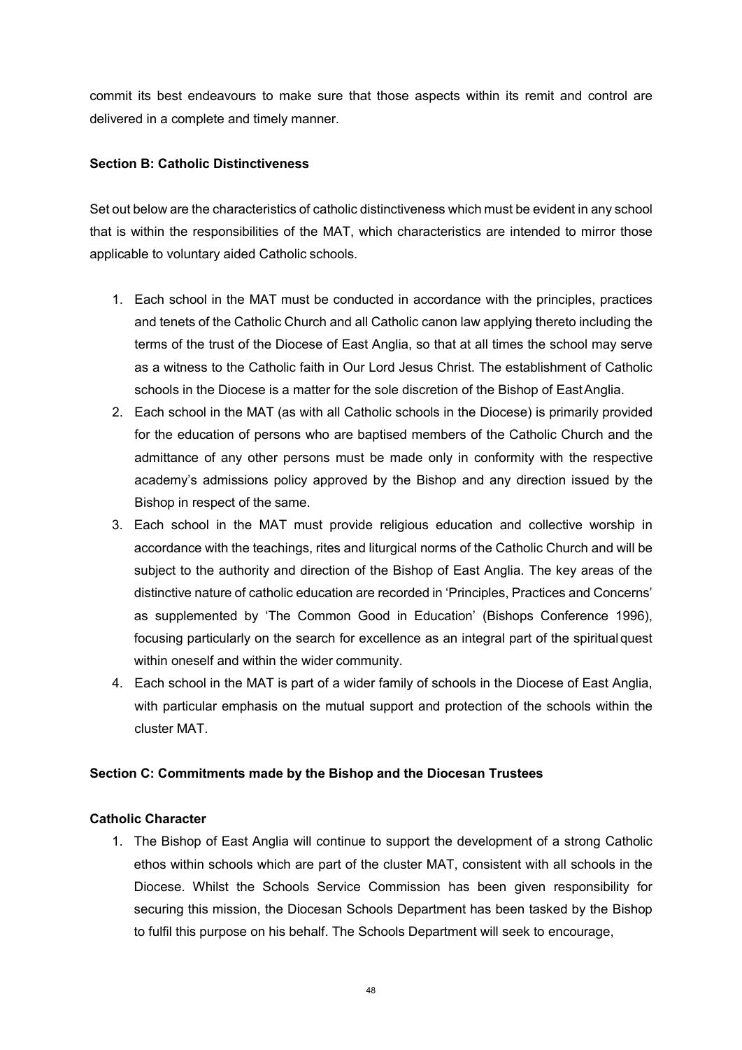commit its best endeavours to make sure that those aspects within its remit and control are delivered in a complete and timely manner.

**Section B: Catholic Distinctiveness**

Set out below are the characteristics of catholic distinctiveness which must be evident in any school that is within the responsibilities of the MAT, which characteristics are intended to mirror those applicable to voluntary aided Catholic schools.

1. Each school in the MAT must be conducted in accordance with the principles, practices and tenets of the Catholic Church and all Catholic canon law applying thereto including the terms of the trust of the Diocese of East Anglia, so that at all times the school may serve as a witness to the Catholic faith in Our Lord Jesus Christ. The establishment of Catholic schools in the Diocese is a matter for the sole discretion of the Bishop of East Anglia.
2. Each school in the MAT (as with all Catholic schools in the Diocese) is primarily provided for the education of persons who are baptised members of the Catholic Church and the admittance of any other persons must be made only in conformity with the respective academy's admissions policy approved by the Bishop and any direction issued by the Bishop in respect of the same.
3. Each school in the MAT must provide religious education and collective worship in accordance with the teachings, rites and liturgical norms of the Catholic Church and will be subject to the authority and direction of the Bishop of East Anglia. The key areas of the distinctive nature of catholic education are recorded in 'Principles, Practices and Concerns' as supplemented by 'The Common Good in Education' (Bishops Conference 1996), focusing particularly on the search for excellence as an integral part of the spiritual quest within oneself and within the wider community.
4. Each school in the MAT is part of a wider family of schools in the Diocese of East Anglia, with particular emphasis on the mutual support and protection of the schools within the cluster MAT.

**Section C: Commitments made by the Bishop and the Diocesan Trustees**

**Catholic Character**

1. The Bishop of East Anglia will continue to support the development of a strong Catholic ethos within schools which are part of the cluster MAT, consistent with all schools in the Diocese. Whilst the Schools Service Commission has been given responsibility for securing this mission, the Diocesan Schools Department has been tasked by the Bishop to fulfil this purpose on his behalf. The Schools Department will seek to encourage,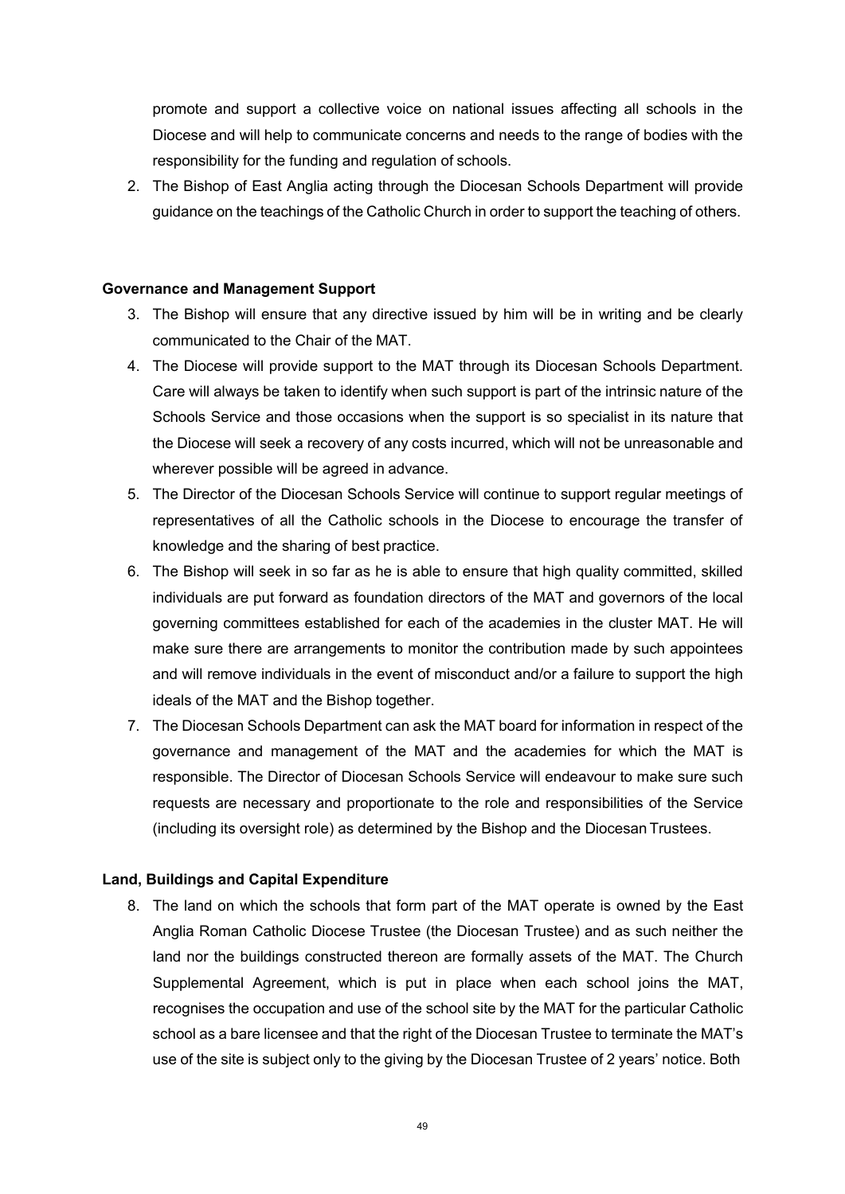promote and support a collective voice on national issues affecting all schools in the Diocese and will help to communicate concerns and needs to the range of bodies with the responsibility for the funding and regulation of schools.

2. The Bishop of East Anglia acting through the Diocesan Schools Department will provide guidance on the teachings of the Catholic Church in order to support the teaching of others.

**Governance and Management Support**

3. The Bishop will ensure that any directive issued by him will be in writing and be clearly communicated to the Chair of the MAT.
4. The Diocese will provide support to the MAT through its Diocesan Schools Department. Care will always be taken to identify when such support is part of the intrinsic nature of the Schools Service and those occasions when the support is so specialist in its nature that the Diocese will seek a recovery of any costs incurred, which will not be unreasonable and wherever possible will be agreed in advance.
5. The Director of the Diocesan Schools Service will continue to support regular meetings of representatives of all the Catholic schools in the Diocese to encourage the transfer of knowledge and the sharing of best practice.
6. The Bishop will seek in so far as he is able to ensure that high quality committed, skilled individuals are put forward as foundation directors of the MAT and governors of the local governing committees established for each of the academies in the cluster MAT. He will make sure there are arrangements to monitor the contribution made by such appointees and will remove individuals in the event of misconduct and/or a failure to support the high ideals of the MAT and the Bishop together.
7. The Diocesan Schools Department can ask the MAT board for information in respect of the governance and management of the MAT and the academies for which the MAT is responsible. The Director of Diocesan Schools Service will endeavour to make sure such requests are necessary and proportionate to the role and responsibilities of the Service (including its oversight role) as determined by the Bishop and the Diocesan Trustees.

**Land, Buildings and Capital Expenditure**

8. The land on which the schools that form part of the MAT operate is owned by the East Anglia Roman Catholic Diocese Trustee (the Diocesan Trustee) and as such neither the land nor the buildings constructed thereon are formally assets of the MAT. The Church Supplemental Agreement, which is put in place when each school joins the MAT, recognises the occupation and use of the school site by the MAT for the particular Catholic school as a bare licensee and that the right of the Diocesan Trustee to terminate the MAT's use of the site is subject only to the giving by the Diocesan Trustee of 2 years' notice. Both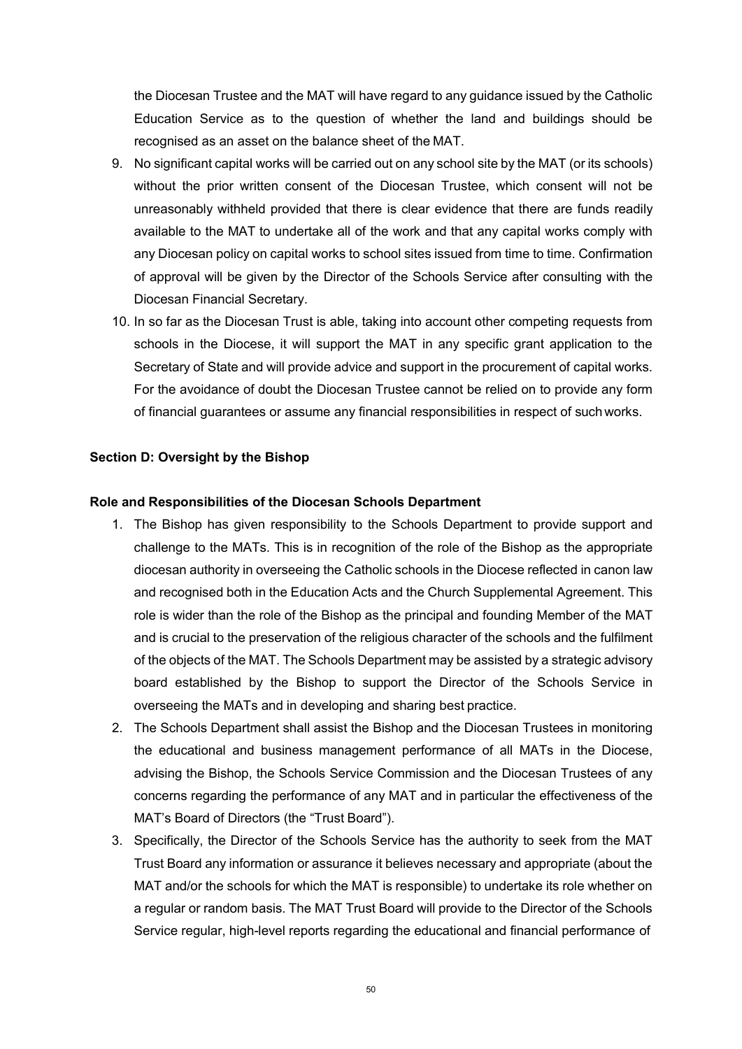the Diocesan Trustee and the MAT will have regard to any guidance issued by the Catholic Education Service as to the question of whether the land and buildings should be recognised as an asset on the balance sheet of the MAT.

9. No significant capital works will be carried out on any school site by the MAT (or its schools) without the prior written consent of the Diocesan Trustee, which consent will not be unreasonably withheld provided that there is clear evidence that there are funds readily available to the MAT to undertake all of the work and that any capital works comply with any Diocesan policy on capital works to school sites issued from time to time. Confirmation of approval will be given by the Director of the Schools Service after consulting with the Diocesan Financial Secretary.
10. In so far as the Diocesan Trust is able, taking into account other competing requests from schools in the Diocese, it will support the MAT in any specific grant application to the Secretary of State and will provide advice and support in the procurement of capital works. For the avoidance of doubt the Diocesan Trustee cannot be relied on to provide any form of financial guarantees or assume any financial responsibilities in respect of such works.

**Section D: Oversight by the Bishop**

**Role and Responsibilities of the Diocesan Schools Department**

1. The Bishop has given responsibility to the Schools Department to provide support and challenge to the MATs. This is in recognition of the role of the Bishop as the appropriate diocesan authority in overseeing the Catholic schools in the Diocese reflected in canon law and recognised both in the Education Acts and the Church Supplemental Agreement. This role is wider than the role of the Bishop as the principal and founding Member of the MAT and is crucial to the preservation of the religious character of the schools and the fulfilment of the objects of the MAT. The Schools Department may be assisted by a strategic advisory board established by the Bishop to support the Director of the Schools Service in overseeing the MATs and in developing and sharing best practice.
2. The Schools Department shall assist the Bishop and the Diocesan Trustees in monitoring the educational and business management performance of all MATs in the Diocese, advising the Bishop, the Schools Service Commission and the Diocesan Trustees of any concerns regarding the performance of any MAT and in particular the effectiveness of the MAT's Board of Directors (the "Trust Board").
3. Specifically, the Director of the Schools Service has the authority to seek from the MAT Trust Board any information or assurance it believes necessary and appropriate (about the MAT and/or the schools for which the MAT is responsible) to undertake its role whether on a regular or random basis. The MAT Trust Board will provide to the Director of the Schools Service regular, high-level reports regarding the educational and financial performance of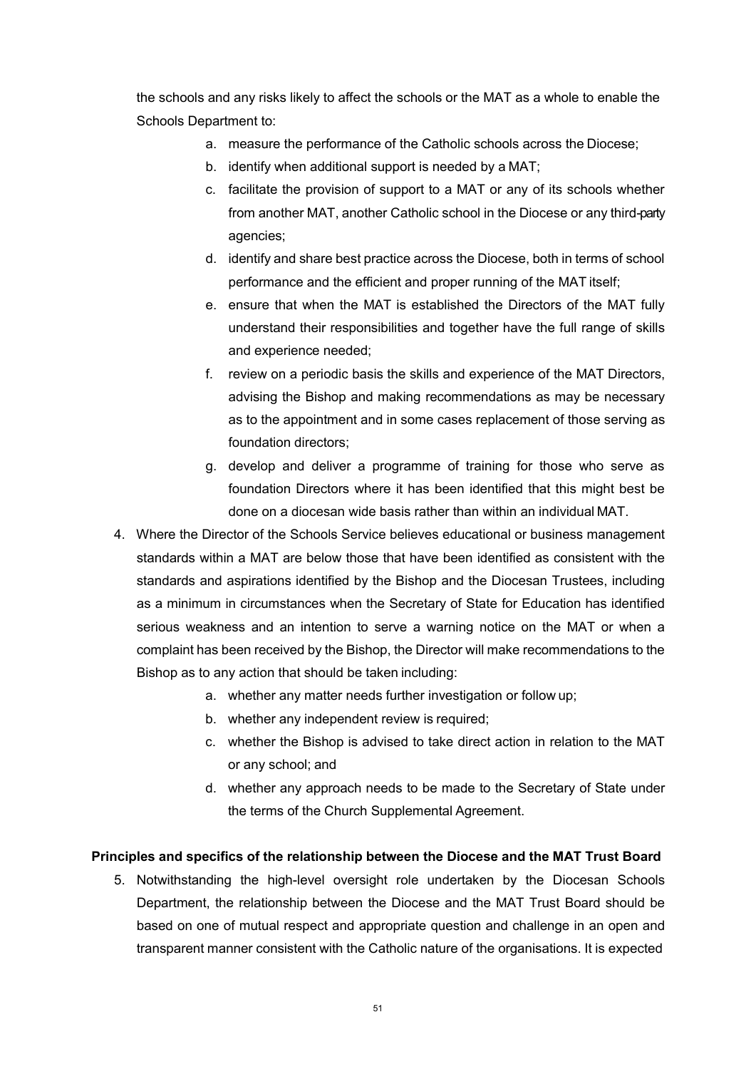the schools and any risks likely to affect the schools or the MAT as a whole to enable the Schools Department to:

a. measure the performance of the Catholic schools across the Diocese;
b. identify when additional support is needed by a MAT;
c. facilitate the provision of support to a MAT or any of its schools whether from another MAT, another Catholic school in the Diocese or any third-party agencies;
d. identify and share best practice across the Diocese, both in terms of school performance and the efficient and proper running of the MAT itself;
e. ensure that when the MAT is established the Directors of the MAT fully understand their responsibilities and together have the full range of skills and experience needed;
f. review on a periodic basis the skills and experience of the MAT Directors, advising the Bishop and making recommendations as may be necessary as to the appointment and in some cases replacement of those serving as foundation directors;
g. develop and deliver a programme of training for those who serve as foundation Directors where it has been identified that this might best be done on a diocesan wide basis rather than within an individual MAT.

4. Where the Director of the Schools Service believes educational or business management standards within a MAT are below those that have been identified as consistent with the standards and aspirations identified by the Bishop and the Diocesan Trustees, including as a minimum in circumstances when the Secretary of State for Education has identified serious weakness and an intention to serve a warning notice on the MAT or when a complaint has been received by the Bishop, the Director will make recommendations to the Bishop as to any action that should be taken including:
   a. whether any matter needs further investigation or follow up;
   b. whether any independent review is required;
   c. whether the Bishop is advised to take direct action in relation to the MAT or any school; and
   d. whether any approach needs to be made to the Secretary of State under the terms of the Church Supplemental Agreement.

**Principles and specifics of the relationship between the Diocese and the MAT Trust Board**

5. Notwithstanding the high-level oversight role undertaken by the Diocesan Schools Department, the relationship between the Diocese and the MAT Trust Board should be based on one of mutual respect and appropriate question and challenge in an open and transparent manner consistent with the Catholic nature of the organisations. It is expected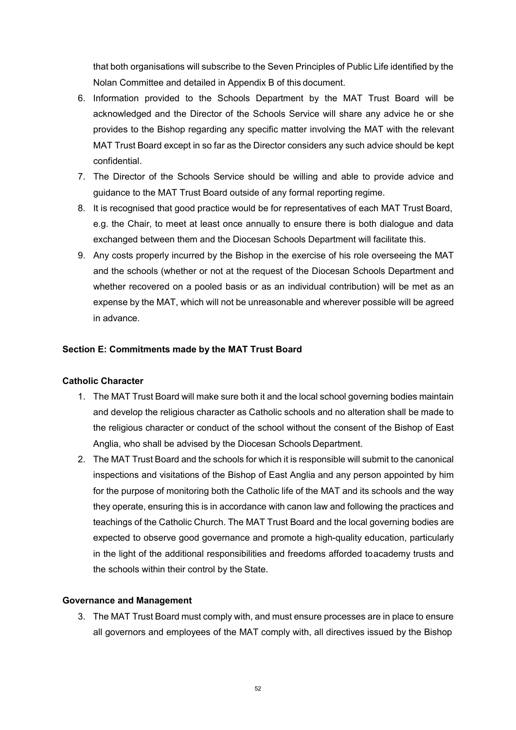that both organisations will subscribe to the Seven Principles of Public Life identified by the Nolan Committee and detailed in Appendix B of this document.

6. Information provided to the Schools Department by the MAT Trust Board will be acknowledged and the Director of the Schools Service will share any advice he or she provides to the Bishop regarding any specific matter involving the MAT with the relevant MAT Trust Board except in so far as the Director considers any such advice should be kept confidential.
7. The Director of the Schools Service should be willing and able to provide advice and guidance to the MAT Trust Board outside of any formal reporting regime.
8. It is recognised that good practice would be for representatives of each MAT Trust Board, e.g. the Chair, to meet at least once annually to ensure there is both dialogue and data exchanged between them and the Diocesan Schools Department will facilitate this.
9. Any costs properly incurred by the Bishop in the exercise of his role overseeing the MAT and the schools (whether or not at the request of the Diocesan Schools Department and whether recovered on a pooled basis or as an individual contribution) will be met as an expense by the MAT, which will not be unreasonable and wherever possible will be agreed in advance.

**Section E: Commitments made by the MAT Trust Board**

**Catholic Character**

1. The MAT Trust Board will make sure both it and the local school governing bodies maintain and develop the religious character as Catholic schools and no alteration shall be made to the religious character or conduct of the school without the consent of the Bishop of East Anglia, who shall be advised by the Diocesan Schools Department.
2. The MAT Trust Board and the schools for which it is responsible will submit to the canonical inspections and visitations of the Bishop of East Anglia and any person appointed by him for the purpose of monitoring both the Catholic life of the MAT and its schools and the way they operate, ensuring this is in accordance with canon law and following the practices and teachings of the Catholic Church. The MAT Trust Board and the local governing bodies are expected to observe good governance and promote a high-quality education, particularly in the light of the additional responsibilities and freedoms afforded toacademy trusts and the schools within their control by the State.

**Governance and Management**

3. The MAT Trust Board must comply with, and must ensure processes are in place to ensure all governors and employees of the MAT comply with, all directives issued by the Bishop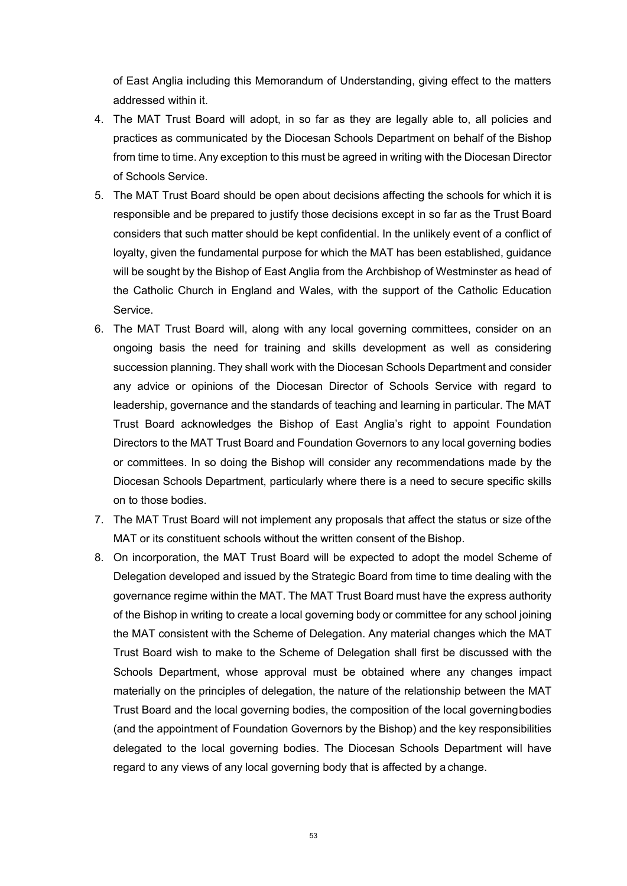of East Anglia including this Memorandum of Understanding, giving effect to the matters addressed within it.

4. The MAT Trust Board will adopt, in so far as they are legally able to, all policies and practices as communicated by the Diocesan Schools Department on behalf of the Bishop from time to time. Any exception to this must be agreed in writing with the Diocesan Director of Schools Service.
5. The MAT Trust Board should be open about decisions affecting the schools for which it is responsible and be prepared to justify those decisions except in so far as the Trust Board considers that such matter should be kept confidential. In the unlikely event of a conflict of loyalty, given the fundamental purpose for which the MAT has been established, guidance will be sought by the Bishop of East Anglia from the Archbishop of Westminster as head of the Catholic Church in England and Wales, with the support of the Catholic Education Service.
6. The MAT Trust Board will, along with any local governing committees, consider on an ongoing basis the need for training and skills development as well as considering succession planning. They shall work with the Diocesan Schools Department and consider any advice or opinions of the Diocesan Director of Schools Service with regard to leadership, governance and the standards of teaching and learning in particular. The MAT Trust Board acknowledges the Bishop of East Anglia's right to appoint Foundation Directors to the MAT Trust Board and Foundation Governors to any local governing bodies or committees. In so doing the Bishop will consider any recommendations made by the Diocesan Schools Department, particularly where there is a need to secure specific skills on to those bodies.
7. The MAT Trust Board will not implement any proposals that affect the status or size of the MAT or its constituent schools without the written consent of the Bishop.
8. On incorporation, the MAT Trust Board will be expected to adopt the model Scheme of Delegation developed and issued by the Strategic Board from time to time dealing with the governance regime within the MAT. The MAT Trust Board must have the express authority of the Bishop in writing to create a local governing body or committee for any school joining the MAT consistent with the Scheme of Delegation. Any material changes which the MAT Trust Board wish to make to the Scheme of Delegation shall first be discussed with the Schools Department, whose approval must be obtained where any changes impact materially on the principles of delegation, the nature of the relationship between the MAT Trust Board and the local governing bodies, the composition of the local governing bodies (and the appointment of Foundation Governors by the Bishop) and the key responsibilities delegated to the local governing bodies. The Diocesan Schools Department will have regard to any views of any local governing body that is affected by a change.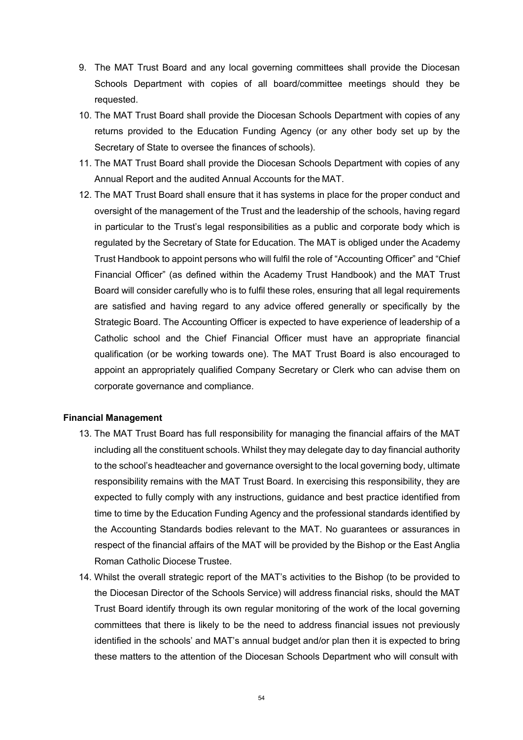9. The MAT Trust Board and any local governing committees shall provide the Diocesan Schools Department with copies of all board/committee meetings should they be requested.
10. The MAT Trust Board shall provide the Diocesan Schools Department with copies of any returns provided to the Education Funding Agency (or any other body set up by the Secretary of State to oversee the finances of schools).
11. The MAT Trust Board shall provide the Diocesan Schools Department with copies of any Annual Report and the audited Annual Accounts for the MAT.
12. The MAT Trust Board shall ensure that it has systems in place for the proper conduct and oversight of the management of the Trust and the leadership of the schools, having regard in particular to the Trust's legal responsibilities as a public and corporate body which is regulated by the Secretary of State for Education. The MAT is obliged under the Academy Trust Handbook to appoint persons who will fulfil the role of "Accounting Officer" and "Chief Financial Officer" (as defined within the Academy Trust Handbook) and the MAT Trust Board will consider carefully who is to fulfil these roles, ensuring that all legal requirements are satisfied and having regard to any advice offered generally or specifically by the Strategic Board. The Accounting Officer is expected to have experience of leadership of a Catholic school and the Chief Financial Officer must have an appropriate financial qualification (or be working towards one). The MAT Trust Board is also encouraged to appoint an appropriately qualified Company Secretary or Clerk who can advise them on corporate governance and compliance.

**Financial Management**

13. The MAT Trust Board has full responsibility for managing the financial affairs of the MAT including all the constituent schools. Whilst they may delegate day to day financial authority to the school's headteacher and governance oversight to the local governing body, ultimate responsibility remains with the MAT Trust Board. In exercising this responsibility, they are expected to fully comply with any instructions, guidance and best practice identified from time to time by the Education Funding Agency and the professional standards identified by the Accounting Standards bodies relevant to the MAT. No guarantees or assurances in respect of the financial affairs of the MAT will be provided by the Bishop or the East Anglia Roman Catholic Diocese Trustee.
14. Whilst the overall strategic report of the MAT's activities to the Bishop (to be provided to the Diocesan Director of the Schools Service) will address financial risks, should the MAT Trust Board identify through its own regular monitoring of the work of the local governing committees that there is likely to be the need to address financial issues not previously identified in the schools' and MAT's annual budget and/or plan then it is expected to bring these matters to the attention of the Diocesan Schools Department who will consult with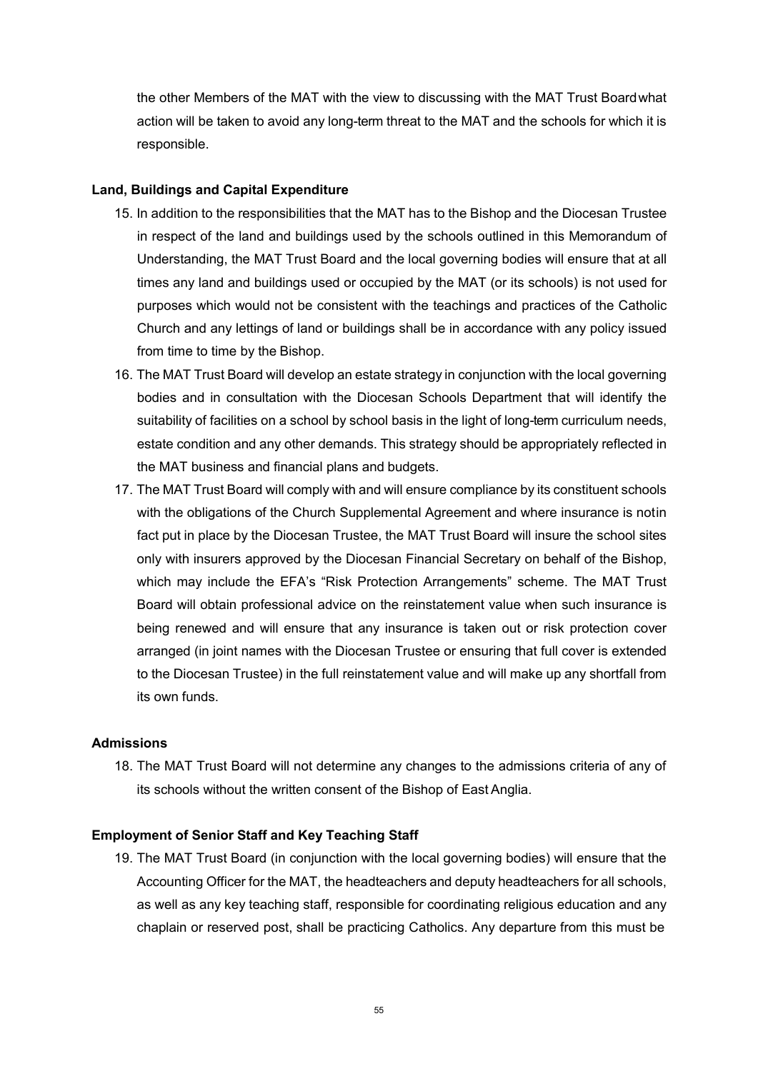the other Members of the MAT with the view to discussing with the MAT Trust Board what action will be taken to avoid any long-term threat to the MAT and the schools for which it is responsible.

**Land, Buildings and Capital Expenditure**

15. In addition to the responsibilities that the MAT has to the Bishop and the Diocesan Trustee in respect of the land and buildings used by the schools outlined in this Memorandum of Understanding, the MAT Trust Board and the local governing bodies will ensure that at all times any land and buildings used or occupied by the MAT (or its schools) is not used for purposes which would not be consistent with the teachings and practices of the Catholic Church and any lettings of land or buildings shall be in accordance with any policy issued from time to time by the Bishop.
16. The MAT Trust Board will develop an estate strategy in conjunction with the local governing bodies and in consultation with the Diocesan Schools Department that will identify the suitability of facilities on a school by school basis in the light of long-term curriculum needs, estate condition and any other demands. This strategy should be appropriately reflected in the MAT business and financial plans and budgets.
17. The MAT Trust Board will comply with and will ensure compliance by its constituent schools with the obligations of the Church Supplemental Agreement and where insurance is notin fact put in place by the Diocesan Trustee, the MAT Trust Board will insure the school sites only with insurers approved by the Diocesan Financial Secretary on behalf of the Bishop, which may include the EFA's "Risk Protection Arrangements" scheme. The MAT Trust Board will obtain professional advice on the reinstatement value when such insurance is being renewed and will ensure that any insurance is taken out or risk protection cover arranged (in joint names with the Diocesan Trustee or ensuring that full cover is extended to the Diocesan Trustee) in the full reinstatement value and will make up any shortfall from its own funds.

**Admissions**

18. The MAT Trust Board will not determine any changes to the admissions criteria of any of its schools without the written consent of the Bishop of East Anglia.

**Employment of Senior Staff and Key Teaching Staff**

19. The MAT Trust Board (in conjunction with the local governing bodies) will ensure that the Accounting Officer for the MAT, the headteachers and deputy headteachers for all schools, as well as any key teaching staff, responsible for coordinating religious education and any chaplain or reserved post, shall be practicing Catholics. Any departure from this must be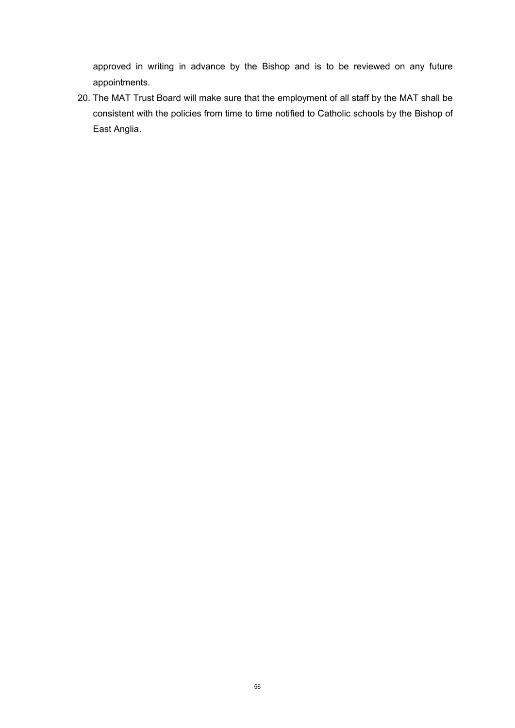approved in writing in advance by the Bishop and is to be reviewed on any future appointments.

20. The MAT Trust Board will make sure that the employment of all staff by the MAT shall be consistent with the policies from time to time notified to Catholic schools by the Bishop of East Anglia.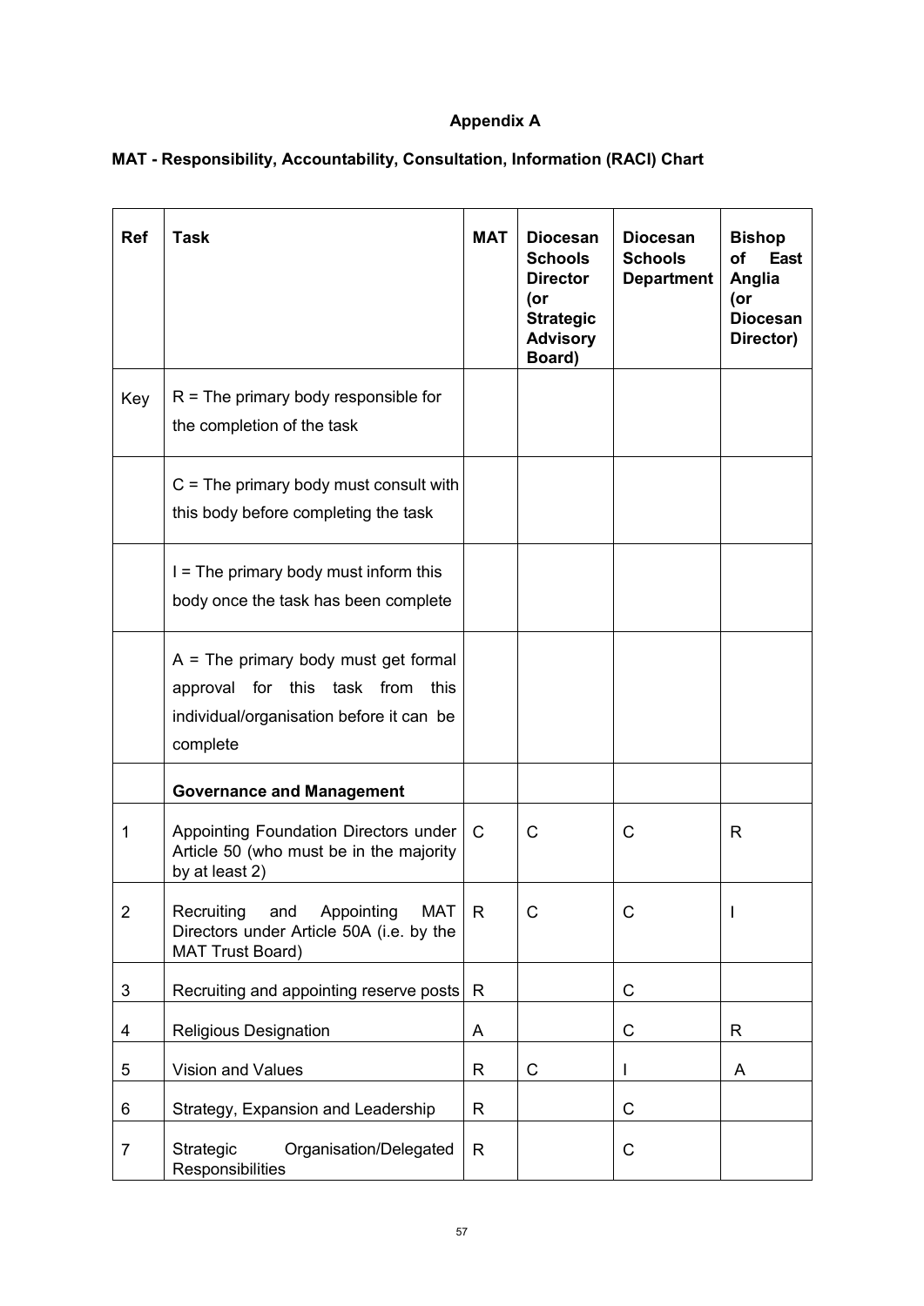**Appendix A**

**MAT - Responsibility, Accountability, Consultation, Information (RACI) Chart**

| Ref | Task | MAT | Diocesan Schools Director (or Strategic Advisory Board) | Diocesan Schools Department | Bishop of East Anglia (or Diocesan Director) |
|---|---|---|---|---|---|
| Key | R = The primary body responsible for the completion of the task | | | | |
| | C = The primary body must consult with this body before completing the task | | | | |
| | I = The primary body must inform this body once the task has been complete | | | | |
| | A = The primary body must get formal approval for this task from this individual/organisation before it can be complete | | | | |
| | **Governance and Management** | | | | |
| 1 | Appointing Foundation Directors under Article 50 (who must be in the majority by at least 2) | C | C | C | R |
| 2 | Recruiting and Appointing MAT Directors under Article 50A (i.e. by the MAT Trust Board) | R | C | C | I |
| 3 | Recruiting and appointing reserve posts | R | | C | |
| 4 | Religious Designation | A | | C | R |
| 5 | Vision and Values | R | C | I | A |
| 6 | Strategy, Expansion and Leadership | R | | C | |
| 7 | Strategic Organisation/Delegated Responsibilities | R | | C | |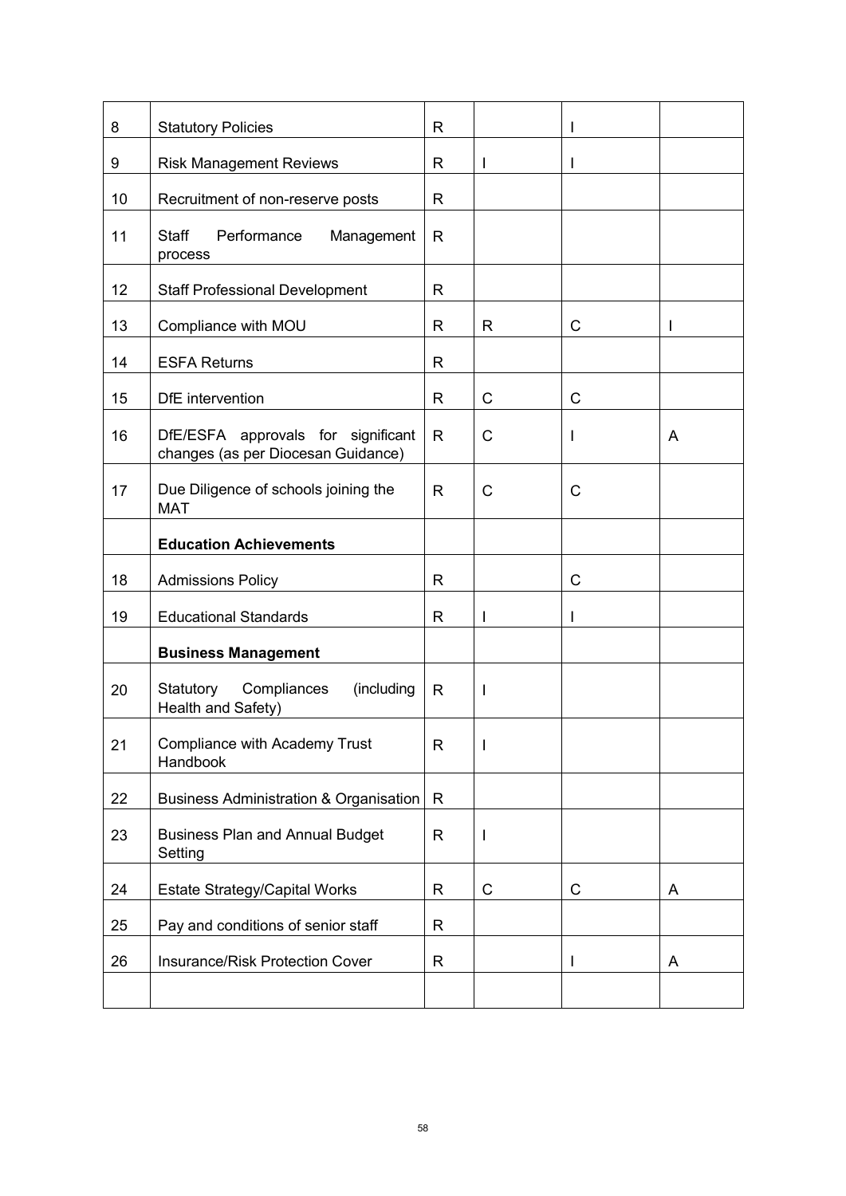| | | | | | |
|---|---|---|---|---|---|
| 8 | Statutory Policies | R | | I | |
| 9 | Risk Management Reviews | R | I | I | |
| 10 | Recruitment of non-reserve posts | R | | | |
| 11 | Staff Performance Management process | R | | | |
| 12 | Staff Professional Development | R | | | |
| 13 | Compliance with MOU | R | R | C | I |
| 14 | ESFA Returns | R | | | |
| 15 | DfE intervention | R | C | C | |
| 16 | DfE/ESFA approvals for significant changes (as per Diocesan Guidance) | R | C | I | A |
| 17 | Due Diligence of schools joining the MAT | R | C | C | |
| | **Education Achievements** | | | | |
| 18 | Admissions Policy | R | | C | |
| 19 | Educational Standards | R | I | I | |
| | **Business Management** | | | | |
| 20 | Statutory Compliances (including Health and Safety) | R | I | | |
| 21 | Compliance with Academy Trust Handbook | R | I | | |
| 22 | Business Administration & Organisation | R | | | |
| 23 | Business Plan and Annual Budget Setting | R | I | | |
| 24 | Estate Strategy/Capital Works | R | C | C | A |
| 25 | Pay and conditions of senior staff | R | | | |
| 26 | Insurance/Risk Protection Cover | R | | I | A |
| | | | | | |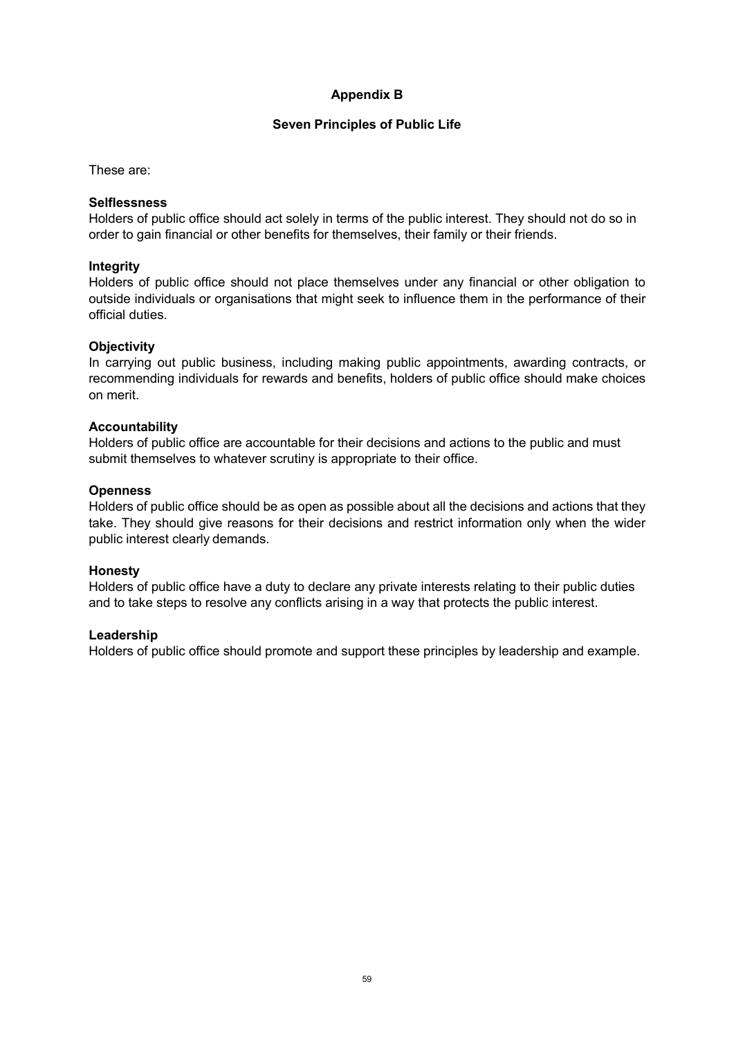## Appendix B

### Seven Principles of Public Life

These are:

**Selflessness**
Holders of public office should act solely in terms of the public interest. They should not do so in order to gain financial or other benefits for themselves, their family or their friends.

**Integrity**
Holders of public office should not place themselves under any financial or other obligation to outside individuals or organisations that might seek to influence them in the performance of their official duties.

**Objectivity**
In carrying out public business, including making public appointments, awarding contracts, or recommending individuals for rewards and benefits, holders of public office should make choices on merit.

**Accountability**
Holders of public office are accountable for their decisions and actions to the public and must submit themselves to whatever scrutiny is appropriate to their office.

**Openness**
Holders of public office should be as open as possible about all the decisions and actions that they take. They should give reasons for their decisions and restrict information only when the wider public interest clearly demands.

**Honesty**
Holders of public office have a duty to declare any private interests relating to their public duties and to take steps to resolve any conflicts arising in a way that protects the public interest.

**Leadership**
Holders of public office should promote and support these principles by leadership and example.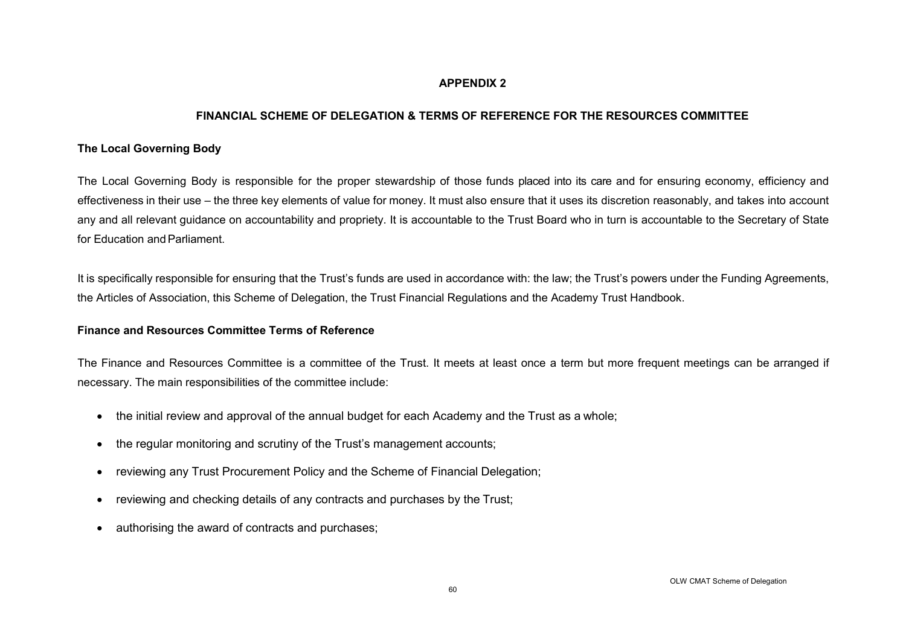## APPENDIX 2

## FINANCIAL SCHEME OF DELEGATION & TERMS OF REFERENCE FOR THE RESOURCES COMMITTEE

### The Local Governing Body

The Local Governing Body is responsible for the proper stewardship of those funds placed into its care and for ensuring economy, efficiency and effectiveness in their use – the three key elements of value for money. It must also ensure that it uses its discretion reasonably, and takes into account any and all relevant guidance on accountability and propriety. It is accountable to the Trust Board who in turn is accountable to the Secretary of State for Education and Parliament.

It is specifically responsible for ensuring that the Trust's funds are used in accordance with: the law; the Trust's powers under the Funding Agreements, the Articles of Association, this Scheme of Delegation, the Trust Financial Regulations and the Academy Trust Handbook.

### Finance and Resources Committee Terms of Reference

The Finance and Resources Committee is a committee of the Trust. It meets at least once a term but more frequent meetings can be arranged if necessary. The main responsibilities of the committee include:

- the initial review and approval of the annual budget for each Academy and the Trust as a whole;
- the regular monitoring and scrutiny of the Trust's management accounts;
- reviewing any Trust Procurement Policy and the Scheme of Financial Delegation;
- reviewing and checking details of any contracts and purchases by the Trust;
- authorising the award of contracts and purchases;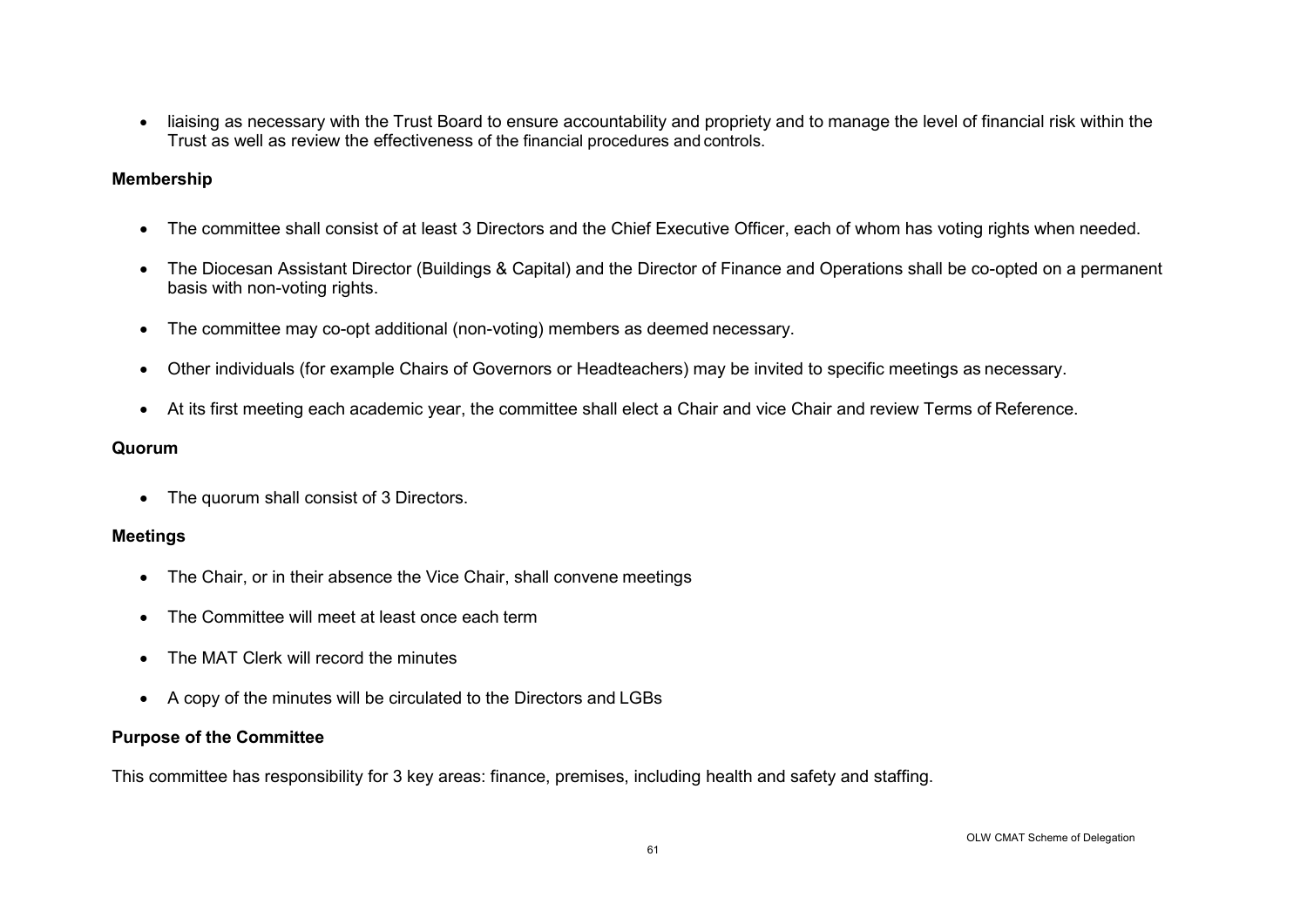- liaising as necessary with the Trust Board to ensure accountability and propriety and to manage the level of financial risk within the Trust as well as review the effectiveness of the financial procedures and controls.

**Membership**

- The committee shall consist of at least 3 Directors and the Chief Executive Officer, each of whom has voting rights when needed.
- The Diocesan Assistant Director (Buildings & Capital) and the Director of Finance and Operations shall be co-opted on a permanent basis with non-voting rights.
- The committee may co-opt additional (non-voting) members as deemed necessary.
- Other individuals (for example Chairs of Governors or Headteachers) may be invited to specific meetings as necessary.
- At its first meeting each academic year, the committee shall elect a Chair and vice Chair and review Terms of Reference.

**Quorum**

- The quorum shall consist of 3 Directors.

**Meetings**

- The Chair, or in their absence the Vice Chair, shall convene meetings
- The Committee will meet at least once each term
- The MAT Clerk will record the minutes
- A copy of the minutes will be circulated to the Directors and LGBs

**Purpose of the Committee**

This committee has responsibility for 3 key areas: finance, premises, including health and safety and staffing.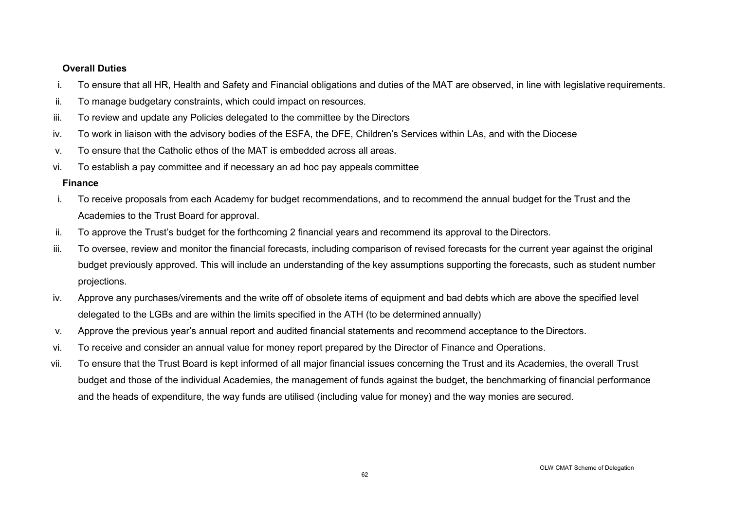**Overall Duties**

i. To ensure that all HR, Health and Safety and Financial obligations and duties of the MAT are observed, in line with legislative requirements.

ii. To manage budgetary constraints, which could impact on resources.

iii. To review and update any Policies delegated to the committee by the Directors

iv. To work in liaison with the advisory bodies of the ESFA, the DFE, Children's Services within LAs, and with the Diocese

v. To ensure that the Catholic ethos of the MAT is embedded across all areas.

vi. To establish a pay committee and if necessary an ad hoc pay appeals committee

**Finance**

i. To receive proposals from each Academy for budget recommendations, and to recommend the annual budget for the Trust and the Academies to the Trust Board for approval.

ii. To approve the Trust's budget for the forthcoming 2 financial years and recommend its approval to the Directors.

iii. To oversee, review and monitor the financial forecasts, including comparison of revised forecasts for the current year against the original budget previously approved. This will include an understanding of the key assumptions supporting the forecasts, such as student number projections.

iv. Approve any purchases/virements and the write off of obsolete items of equipment and bad debts which are above the specified level delegated to the LGBs and are within the limits specified in the ATH (to be determined annually)

v. Approve the previous year's annual report and audited financial statements and recommend acceptance to the Directors.

vi. To receive and consider an annual value for money report prepared by the Director of Finance and Operations.

vii. To ensure that the Trust Board is kept informed of all major financial issues concerning the Trust and its Academies, the overall Trust budget and those of the individual Academies, the management of funds against the budget, the benchmarking of financial performance and the heads of expenditure, the way funds are utilised (including value for money) and the way monies are secured.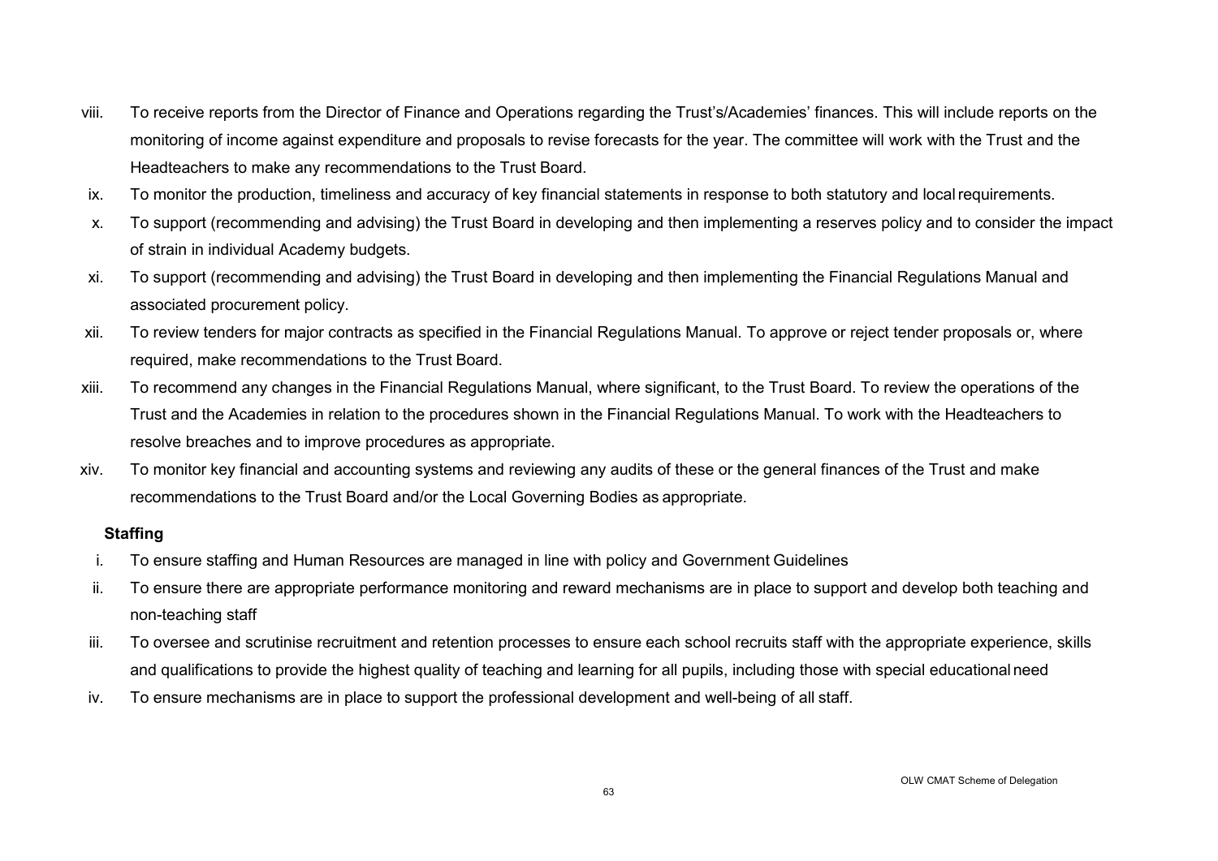viii. To receive reports from the Director of Finance and Operations regarding the Trust's/Academies' finances. This will include reports on the monitoring of income against expenditure and proposals to revise forecasts for the year. The committee will work with the Trust and the Headteachers to make any recommendations to the Trust Board.

ix. To monitor the production, timeliness and accuracy of key financial statements in response to both statutory and local requirements.

x. To support (recommending and advising) the Trust Board in developing and then implementing a reserves policy and to consider the impact of strain in individual Academy budgets.

xi. To support (recommending and advising) the Trust Board in developing and then implementing the Financial Regulations Manual and associated procurement policy.

xii. To review tenders for major contracts as specified in the Financial Regulations Manual. To approve or reject tender proposals or, where required, make recommendations to the Trust Board.

xiii. To recommend any changes in the Financial Regulations Manual, where significant, to the Trust Board. To review the operations of the Trust and the Academies in relation to the procedures shown in the Financial Regulations Manual. To work with the Headteachers to resolve breaches and to improve procedures as appropriate.

xiv. To monitor key financial and accounting systems and reviewing any audits of these or the general finances of the Trust and make recommendations to the Trust Board and/or the Local Governing Bodies as appropriate.

**Staffing**

i. To ensure staffing and Human Resources are managed in line with policy and Government Guidelines

ii. To ensure there are appropriate performance monitoring and reward mechanisms are in place to support and develop both teaching and non-teaching staff

iii. To oversee and scrutinise recruitment and retention processes to ensure each school recruits staff with the appropriate experience, skills and qualifications to provide the highest quality of teaching and learning for all pupils, including those with special educational need

iv. To ensure mechanisms are in place to support the professional development and well-being of all staff.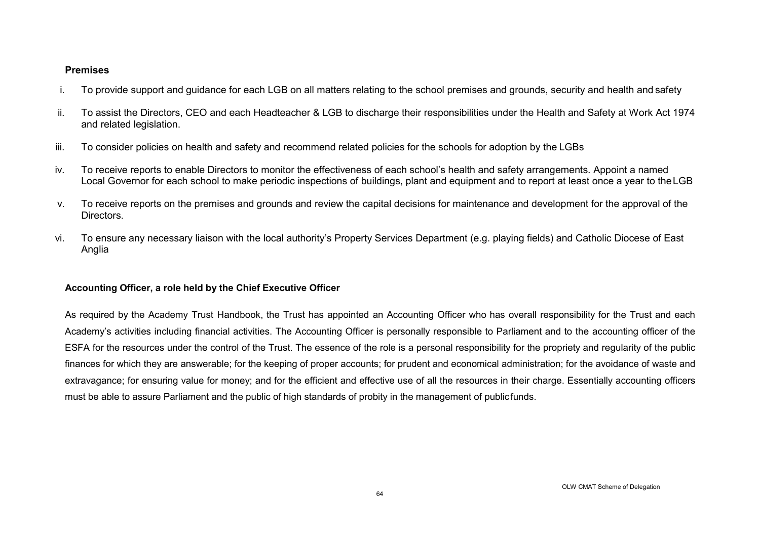**Premises**

i. To provide support and guidance for each LGB on all matters relating to the school premises and grounds, security and health and safety

ii. To assist the Directors, CEO and each Headteacher & LGB to discharge their responsibilities under the Health and Safety at Work Act 1974 and related legislation.

iii. To consider policies on health and safety and recommend related policies for the schools for adoption by the LGBs

iv. To receive reports to enable Directors to monitor the effectiveness of each school's health and safety arrangements. Appoint a named Local Governor for each school to make periodic inspections of buildings, plant and equipment and to report at least once a year to the LGB

v. To receive reports on the premises and grounds and review the capital decisions for maintenance and development for the approval of the Directors.

vi. To ensure any necessary liaison with the local authority's Property Services Department (e.g. playing fields) and Catholic Diocese of East Anglia

**Accounting Officer, a role held by the Chief Executive Officer**

As required by the Academy Trust Handbook, the Trust has appointed an Accounting Officer who has overall responsibility for the Trust and each Academy's activities including financial activities. The Accounting Officer is personally responsible to Parliament and to the accounting officer of the ESFA for the resources under the control of the Trust. The essence of the role is a personal responsibility for the propriety and regularity of the public finances for which they are answerable; for the keeping of proper accounts; for prudent and economical administration; for the avoidance of waste and extravagance; for ensuring value for money; and for the efficient and effective use of all the resources in their charge. Essentially accounting officers must be able to assure Parliament and the public of high standards of probity in the management of public funds.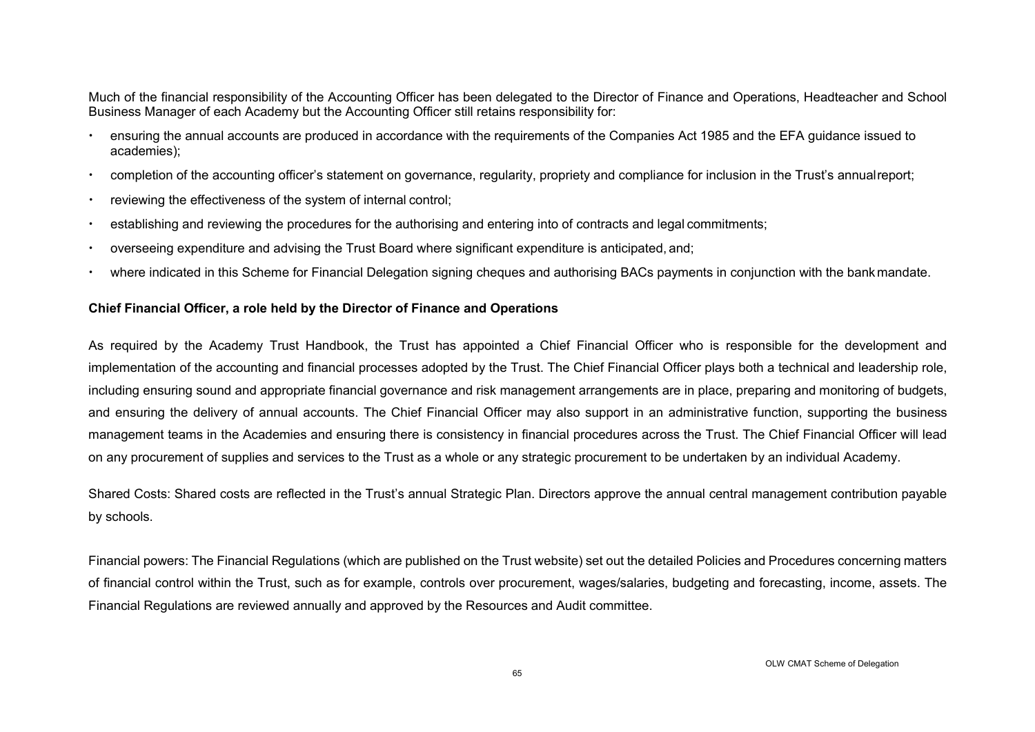Much of the financial responsibility of the Accounting Officer has been delegated to the Director of Finance and Operations, Headteacher and School Business Manager of each Academy but the Accounting Officer still retains responsibility for:

- ensuring the annual accounts are produced in accordance with the requirements of the Companies Act 1985 and the EFA guidance issued to academies);
- completion of the accounting officer's statement on governance, regularity, propriety and compliance for inclusion in the Trust's annual report;
- reviewing the effectiveness of the system of internal control;
- establishing and reviewing the procedures for the authorising and entering into of contracts and legal commitments;
- overseeing expenditure and advising the Trust Board where significant expenditure is anticipated, and;
- where indicated in this Scheme for Financial Delegation signing cheques and authorising BACs payments in conjunction with the bank mandate.

**Chief Financial Officer, a role held by the Director of Finance and Operations**

As required by the Academy Trust Handbook, the Trust has appointed a Chief Financial Officer who is responsible for the development and implementation of the accounting and financial processes adopted by the Trust. The Chief Financial Officer plays both a technical and leadership role, including ensuring sound and appropriate financial governance and risk management arrangements are in place, preparing and monitoring of budgets, and ensuring the delivery of annual accounts. The Chief Financial Officer may also support in an administrative function, supporting the business management teams in the Academies and ensuring there is consistency in financial procedures across the Trust. The Chief Financial Officer will lead on any procurement of supplies and services to the Trust as a whole or any strategic procurement to be undertaken by an individual Academy.

Shared Costs: Shared costs are reflected in the Trust's annual Strategic Plan. Directors approve the annual central management contribution payable by schools.

Financial powers: The Financial Regulations (which are published on the Trust website) set out the detailed Policies and Procedures concerning matters of financial control within the Trust, such as for example, controls over procurement, wages/salaries, budgeting and forecasting, income, assets. The Financial Regulations are reviewed annually and approved by the Resources and Audit committee.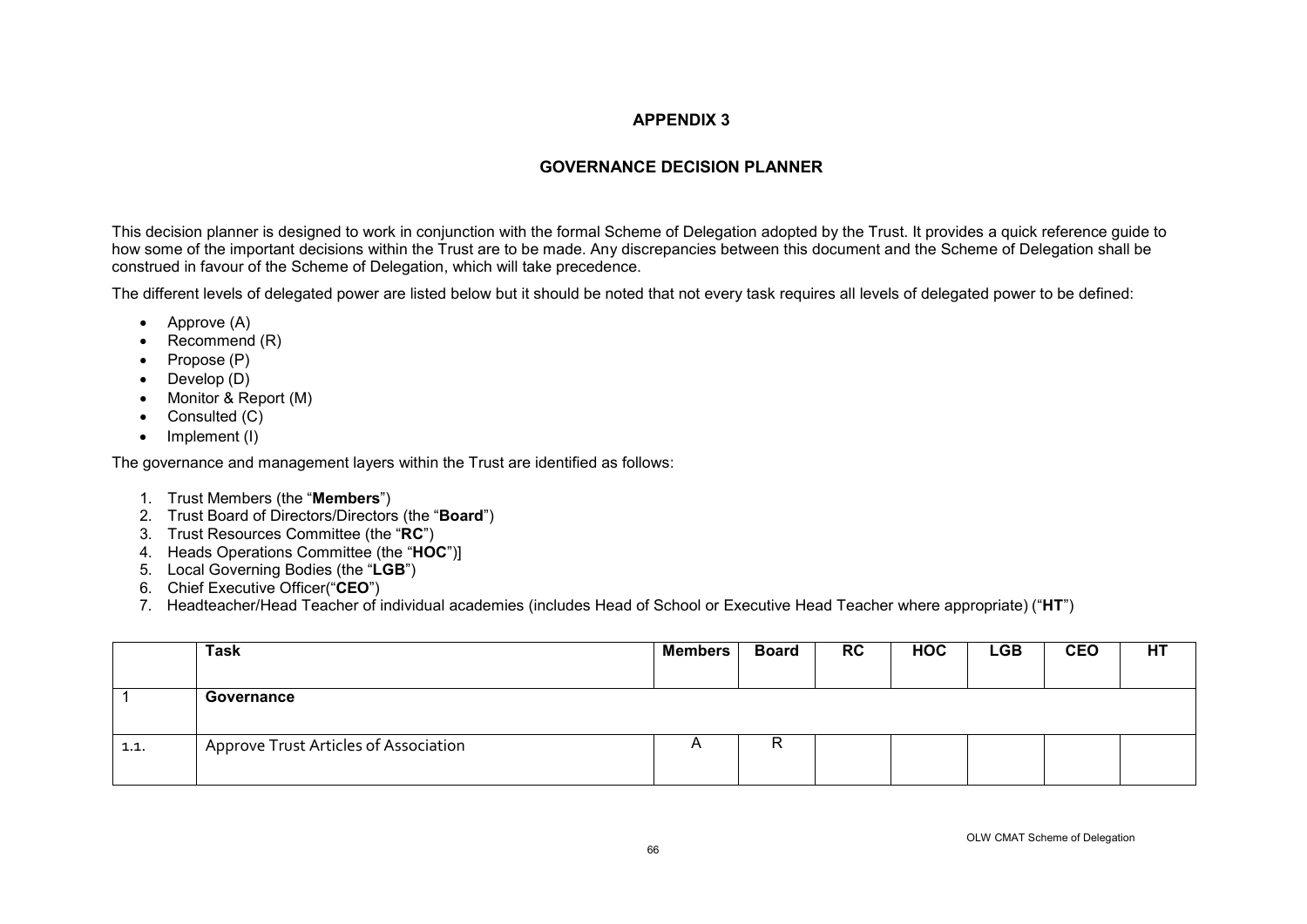## APPENDIX 3

## GOVERNANCE DECISION PLANNER

This decision planner is designed to work in conjunction with the formal Scheme of Delegation adopted by the Trust. It provides a quick reference guide to how some of the important decisions within the Trust are to be made. Any discrepancies between this document and the Scheme of Delegation shall be construed in favour of the Scheme of Delegation, which will take precedence.

The different levels of delegated power are listed below but it should be noted that not every task requires all levels of delegated power to be defined:

- Approve (A)
- Recommend (R)
- Propose (P)
- Develop (D)
- Monitor & Report (M)
- Consulted (C)
- Implement (I)

The governance and management layers within the Trust are identified as follows:

1. Trust Members (the "**Members**")
2. Trust Board of Directors/Directors (the "**Board**")
3. Trust Resources Committee (the "**RC**")
4. Heads Operations Committee (the "**HOC**")]
5. Local Governing Bodies (the "**LGB**")
6. Chief Executive Officer("**CEO**")
7. Headteacher/Head Teacher of individual academies (includes Head of School or Executive Head Teacher where appropriate) ("**HT**")

| | Task | Members | Board | RC | HOC | LGB | CEO | HT |
|---|---|---|---|---|---|---|---|---|
| 1 | **Governance** | | | | | | | |
| 1.1. | Approve Trust Articles of Association | A | R | | | | | |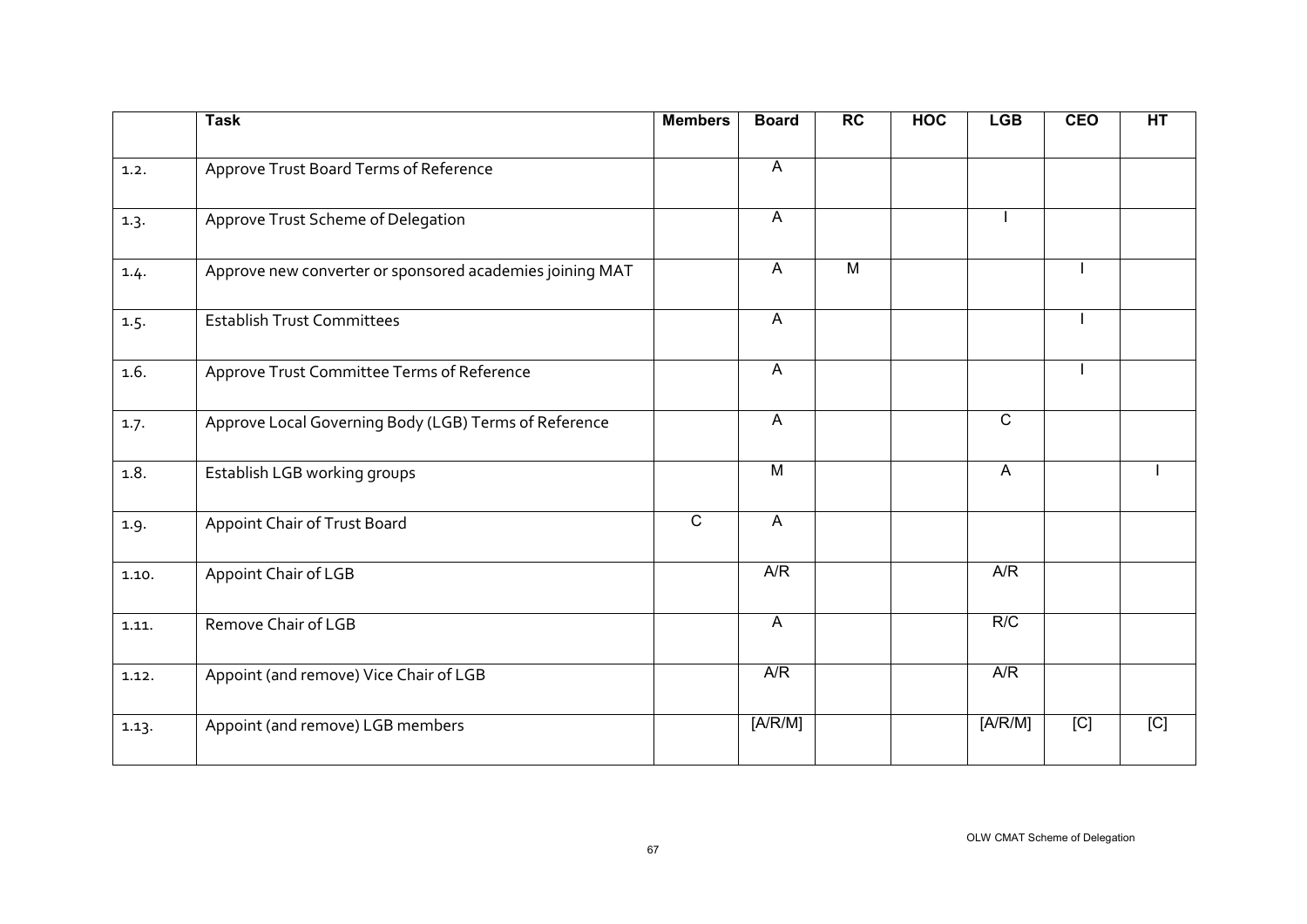| | Task | Members | Board | RC | HOC | LGB | CEO | HT |
|---|---|---|---|---|---|---|---|---|
| 1.2. | Approve Trust Board Terms of Reference | | A | | | | | |
| 1.3. | Approve Trust Scheme of Delegation | | A | | | I | | |
| 1.4. | Approve new converter or sponsored academies joining MAT | | A | M | | | I | |
| 1.5. | Establish Trust Committees | | A | | | | I | |
| 1.6. | Approve Trust Committee Terms of Reference | | A | | | | I | |
| 1.7. | Approve Local Governing Body (LGB) Terms of Reference | | A | | | C | | |
| 1.8. | Establish LGB working groups | | M | | | A | | I |
| 1.9. | Appoint Chair of Trust Board | C | A | | | | | |
| 1.10. | Appoint Chair of LGB | | A/R | | | A/R | | |
| 1.11. | Remove Chair of LGB | | A | | | R/C | | |
| 1.12. | Appoint (and remove) Vice Chair of LGB | | A/R | | | A/R | | |
| 1.13. | Appoint (and remove) LGB members | | [A/R/M] | | | [A/R/M] | [C] | [C] |

OLW CMAT Scheme of Delegation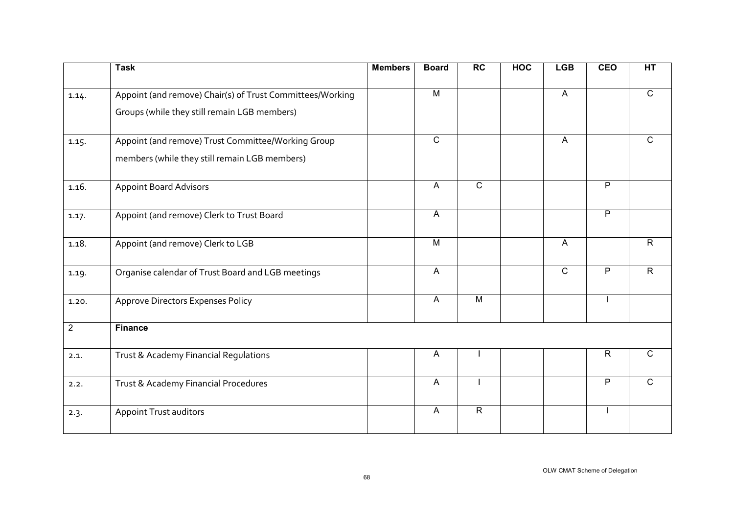|  | Task | Members | Board | RC | HOC | LGB | CEO | HT |
|---|---|---|---|---|---|---|---|---|
| 1.14. | Appoint (and remove) Chair(s) of Trust Committees/Working Groups (while they still remain LGB members) |  | M |  |  | A |  | C |
| 1.15. | Appoint (and remove) Trust Committee/Working Group members (while they still remain LGB members) |  | C |  |  | A |  | C |
| 1.16. | Appoint Board Advisors |  | A | C |  |  | P |  |
| 1.17. | Appoint (and remove) Clerk to Trust Board |  | A |  |  |  | P |  |
| 1.18. | Appoint (and remove) Clerk to LGB |  | M |  |  | A |  | R |
| 1.19. | Organise calendar of Trust Board and LGB meetings |  | A |  |  | C | P | R |
| 1.20. | Approve Directors Expenses Policy |  | A | M |  |  | I |  |
| 2 | **Finance** |  |  |  |  |  |  |  |
| 2.1. | Trust & Academy Financial Regulations |  | A | I |  |  | R | C |
| 2.2. | Trust & Academy Financial Procedures |  | A | I |  |  | P | C |
| 2.3. | Appoint Trust auditors |  | A | R |  |  | I |  |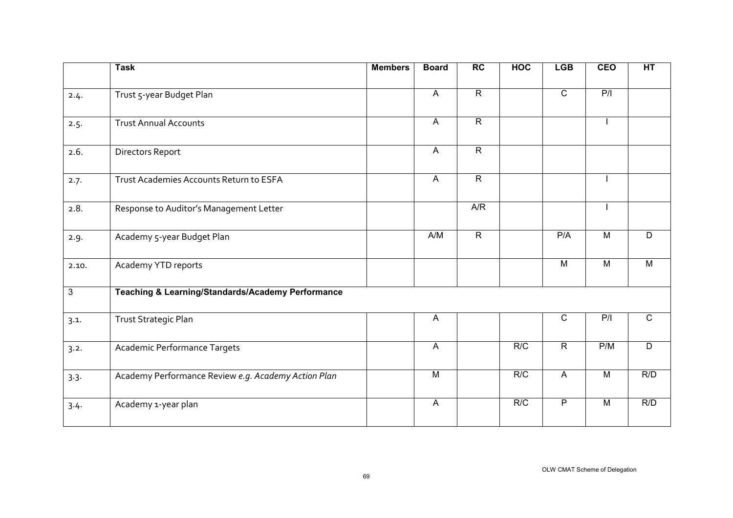|  | Task | Members | Board | RC | HOC | LGB | CEO | HT |
|---|---|---|---|---|---|---|---|---|
| 2.4. | Trust 5-year Budget Plan |  | A | R |  | C | P/I |  |
| 2.5. | Trust Annual Accounts |  | A | R |  |  | I |  |
| 2.6. | Directors Report |  | A | R |  |  |  |  |
| 2.7. | Trust Academies Accounts Return to ESFA |  | A | R |  |  | I |  |
| 2.8. | Response to Auditor's Management Letter |  |  | A/R |  |  | I |  |
| 2.9. | Academy 5-year Budget Plan |  | A/M | R |  | P/A | M | D |
| 2.10. | Academy YTD reports |  |  |  |  | M | M | M |
| 3 | **Teaching & Learning/Standards/Academy Performance** |  |  |  |  |  |  |  |
| 3.1. | Trust Strategic Plan |  | A |  |  | C | P/I | C |
| 3.2. | Academic Performance Targets |  | A |  | R/C | R | P/M | D |
| 3.3. | Academy Performance Review *e.g. Academy Action Plan* |  | M |  | R/C | A | M | R/D |
| 3.4. | Academy 1-year plan |  | A |  | R/C | P | M | R/D |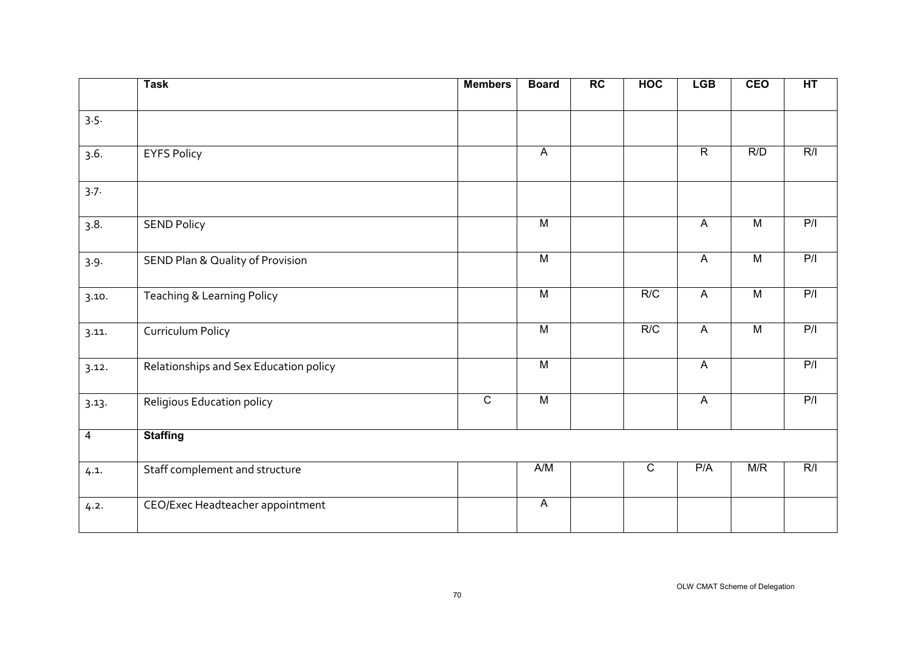| | Task | Members | Board | RC | HOC | LGB | CEO | HT |
|---|---|---|---|---|---|---|---|---|
| 3.5. | | | | | | | | |
| 3.6. | EYFS Policy | | A | | | R | R/D | R/I |
| 3.7. | | | | | | | | |
| 3.8. | SEND Policy | | M | | | A | M | P/I |
| 3.9. | SEND Plan & Quality of Provision | | M | | | A | M | P/I |
| 3.10. | Teaching & Learning Policy | | M | | R/C | A | M | P/I |
| 3.11. | Curriculum Policy | | M | | R/C | A | M | P/I |
| 3.12. | Relationships and Sex Education policy | | M | | | A | | P/I |
| 3.13. | Religious Education policy | C | M | | | A | | P/I |
| 4 | **Staffing** | | | | | | | |
| 4.1. | Staff complement and structure | | A/M | | C | P/A | M/R | R/I |
| 4.2. | CEO/Exec Headteacher appointment | | A | | | | | |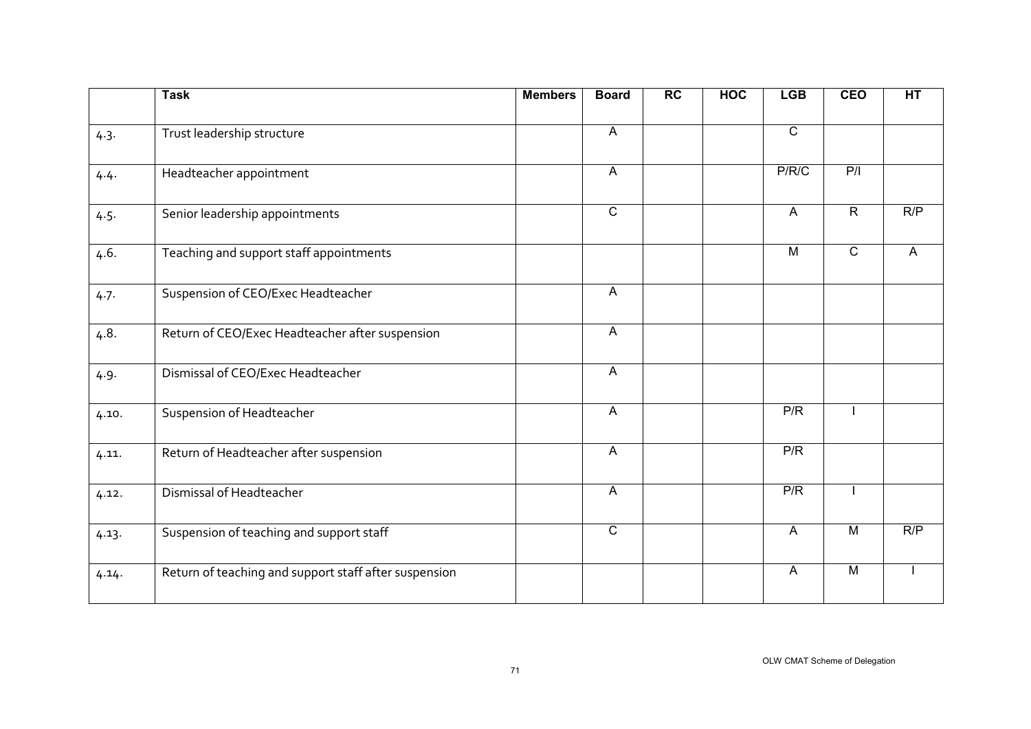| | Task | Members | Board | RC | HOC | LGB | CEO | HT |
|---|---|---|---|---|---|---|---|---|
| 4.3. | Trust leadership structure | | A | | | C | | |
| 4.4. | Headteacher appointment | | A | | | P/R/C | P/I | |
| 4.5. | Senior leadership appointments | | C | | | A | R | R/P |
| 4.6. | Teaching and support staff appointments | | | | | M | C | A |
| 4.7. | Suspension of CEO/Exec Headteacher | | A | | | | | |
| 4.8. | Return of CEO/Exec Headteacher after suspension | | A | | | | | |
| 4.9. | Dismissal of CEO/Exec Headteacher | | A | | | | | |
| 4.10. | Suspension of Headteacher | | A | | | P/R | I | |
| 4.11. | Return of Headteacher after suspension | | A | | | P/R | | |
| 4.12. | Dismissal of Headteacher | | A | | | P/R | I | |
| 4.13. | Suspension of teaching and support staff | | C | | | A | M | R/P |
| 4.14. | Return of teaching and support staff after suspension | | | | | A | M | I |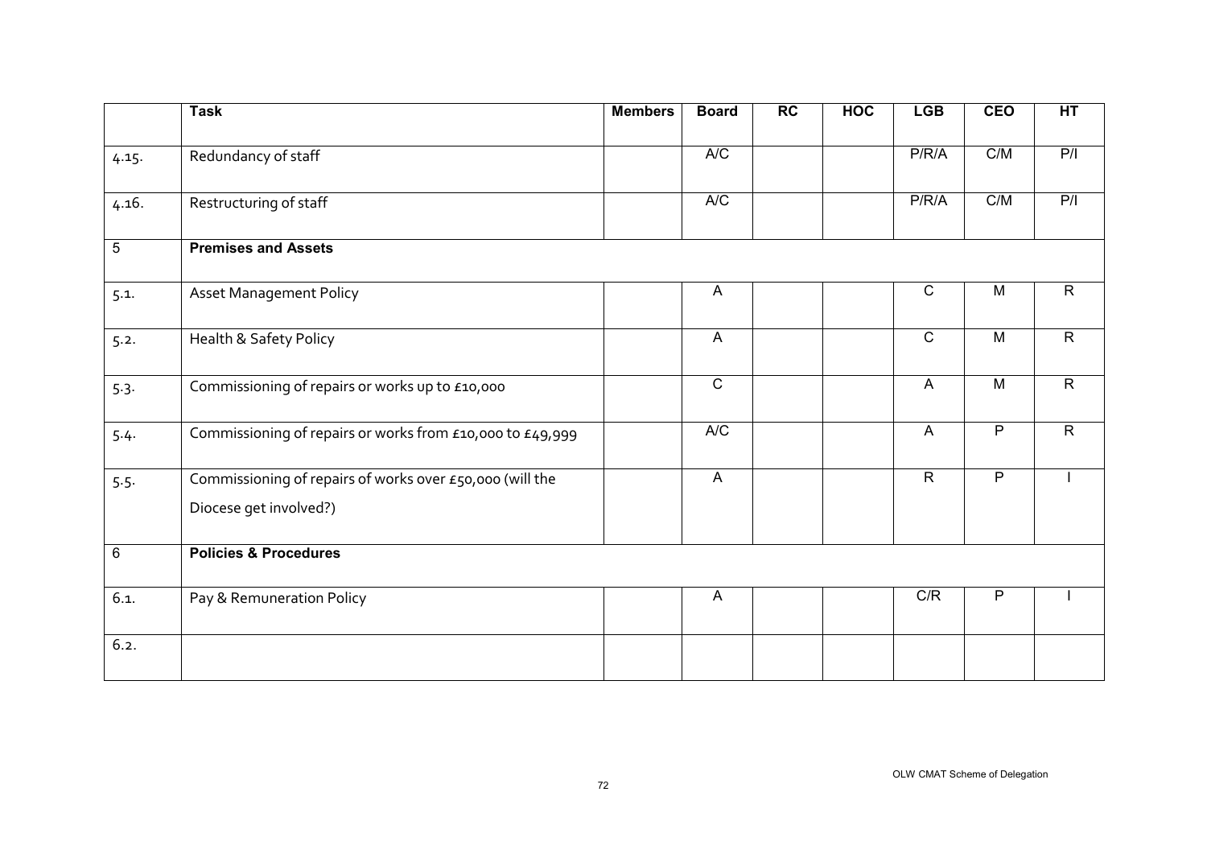|  | Task | Members | Board | RC | HOC | LGB | CEO | HT |
|---|---|---|---|---|---|---|---|---|
| 4.15. | Redundancy of staff |  | A/C |  |  | P/R/A | C/M | P/I |
| 4.16. | Restructuring of staff |  | A/C |  |  | P/R/A | C/M | P/I |
| 5 | **Premises and Assets** |  |  |  |  |  |  |  |
| 5.1. | Asset Management Policy |  | A |  |  | C | M | R |
| 5.2. | Health & Safety Policy |  | A |  |  | C | M | R |
| 5.3. | Commissioning of repairs or works up to £10,000 |  | C |  |  | A | M | R |
| 5.4. | Commissioning of repairs or works from £10,000 to £49,999 |  | A/C |  |  | A | P | R |
| 5.5. | Commissioning of repairs of works over £50,000 (will the Diocese get involved?) |  | A |  |  | R | P | I |
| 6 | **Policies & Procedures** |  |  |  |  |  |  |  |
| 6.1. | Pay & Remuneration Policy |  | A |  |  | C/R | P | I |
| 6.2. |  |  |  |  |  |  |  |  |

OLW CMAT Scheme of Delegation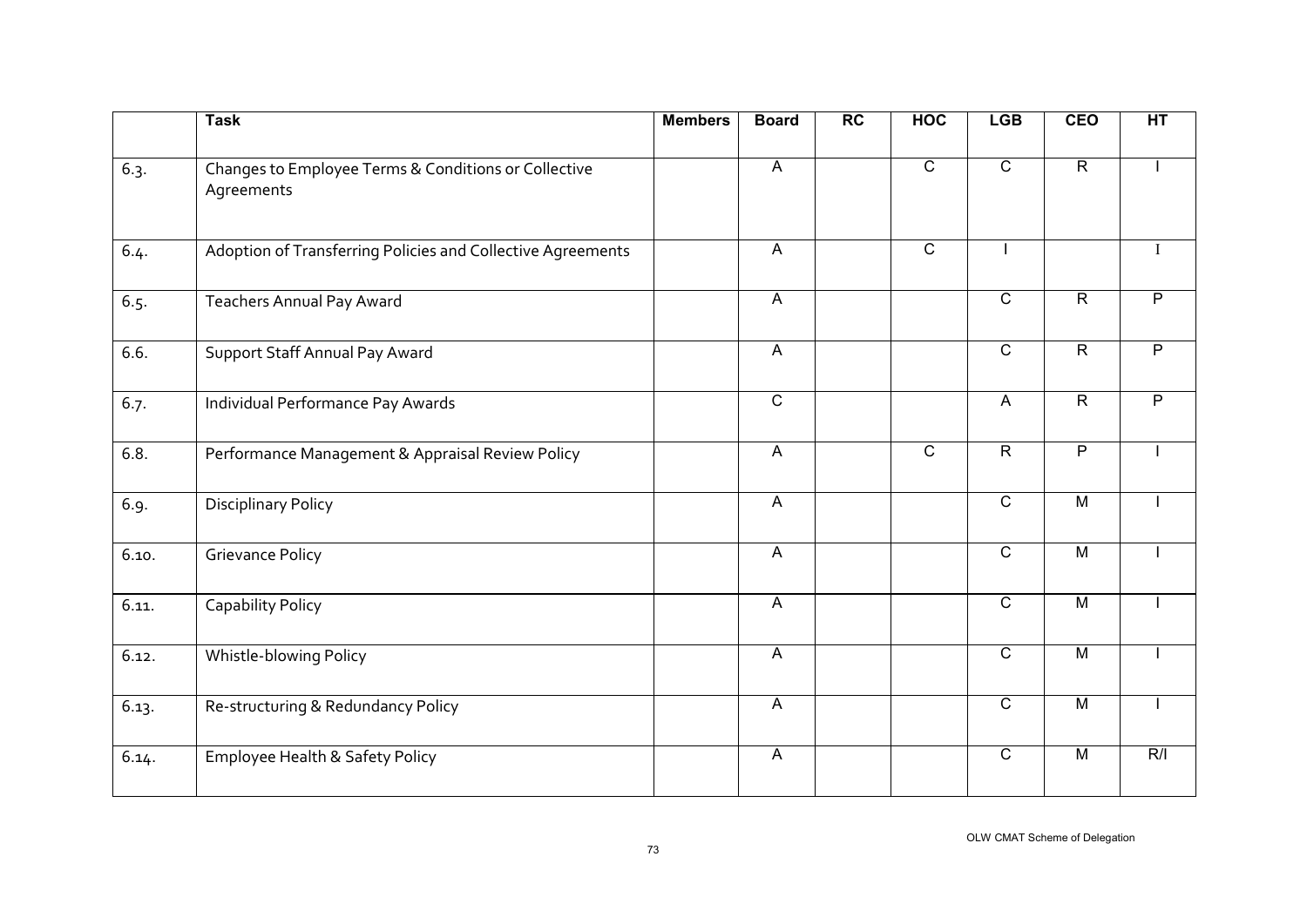| | Task | Members | Board | RC | HOC | LGB | CEO | HT |
|---|---|---|---|---|---|---|---|---|
| 6.3. | Changes to Employee Terms & Conditions or Collective Agreements | | A | | C | C | R | I |
| 6.4. | Adoption of Transferring Policies and Collective Agreements | | A | | C | I | | I |
| 6.5. | Teachers Annual Pay Award | | A | | | C | R | P |
| 6.6. | Support Staff Annual Pay Award | | A | | | C | R | P |
| 6.7. | Individual Performance Pay Awards | | C | | | A | R | P |
| 6.8. | Performance Management & Appraisal Review Policy | | A | | C | R | P | I |
| 6.9. | Disciplinary Policy | | A | | | C | M | I |
| 6.10. | Grievance Policy | | A | | | C | M | I |
| 6.11. | Capability Policy | | A | | | C | M | I |
| 6.12. | Whistle-blowing Policy | | A | | | C | M | I |
| 6.13. | Re-structuring & Redundancy Policy | | A | | | C | M | I |
| 6.14. | Employee Health & Safety Policy | | A | | | C | M | R/I |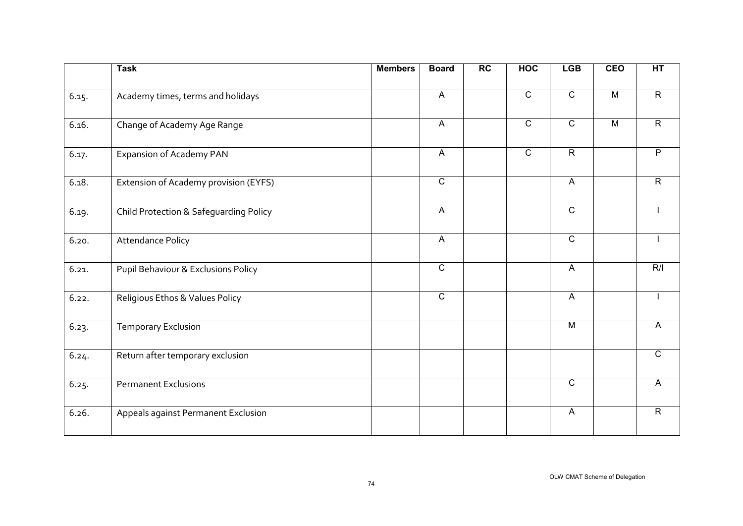| | Task | Members | Board | RC | HOC | LGB | CEO | HT |
|---|---|---|---|---|---|---|---|---|
| 6.15. | Academy times, terms and holidays | | A | | C | C | M | R |
| 6.16. | Change of Academy Age Range | | A | | C | C | M | R |
| 6.17. | Expansion of Academy PAN | | A | | C | R | | P |
| 6.18. | Extension of Academy provision (EYFS) | | C | | | A | | R |
| 6.19. | Child Protection & Safeguarding Policy | | A | | | C | | I |
| 6.20. | Attendance Policy | | A | | | C | | I |
| 6.21. | Pupil Behaviour & Exclusions Policy | | C | | | A | | R/I |
| 6.22. | Religious Ethos & Values Policy | | C | | | A | | I |
| 6.23. | Temporary Exclusion | | | | | M | | A |
| 6.24. | Return after temporary exclusion | | | | | | | C |
| 6.25. | Permanent Exclusions | | | | | C | | A |
| 6.26. | Appeals against Permanent Exclusion | | | | | A | | R |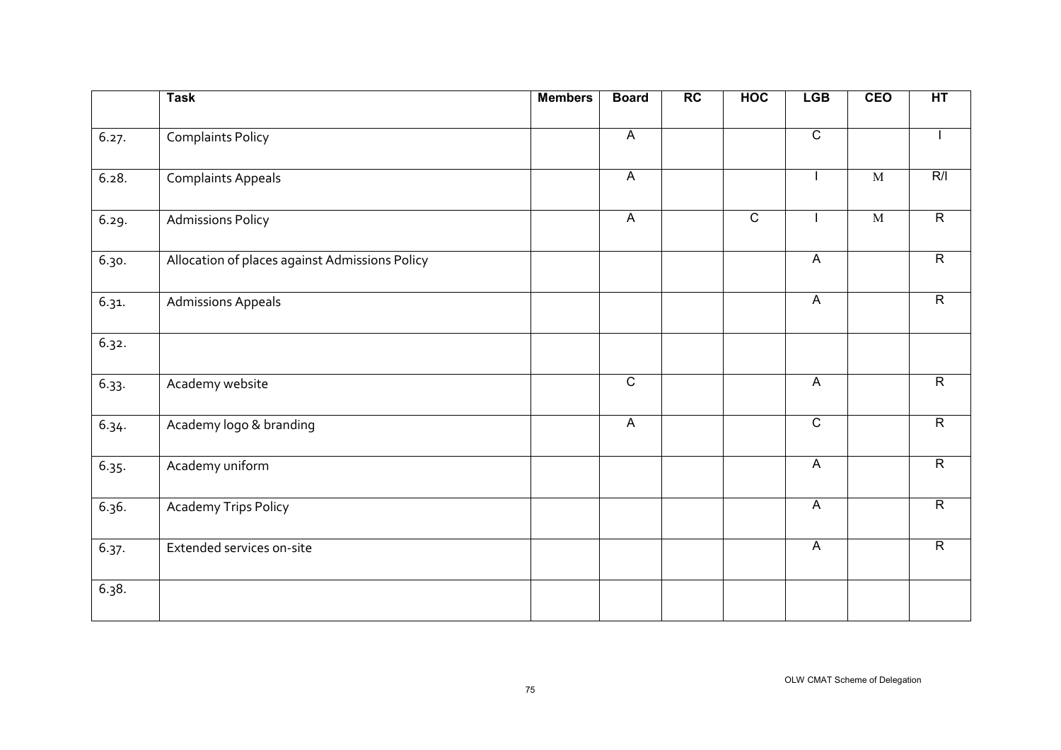| | Task | Members | Board | RC | HOC | LGB | CEO | HT |
|---|---|---|---|---|---|---|---|---|
| 6.27. | Complaints Policy | | A | | | C | | I |
| 6.28. | Complaints Appeals | | A | | | I | M | R/I |
| 6.29. | Admissions Policy | | A | | C | I | M | R |
| 6.30. | Allocation of places against Admissions Policy | | | | | A | | R |
| 6.31. | Admissions Appeals | | | | | A | | R |
| 6.32. | | | | | | | | |
| 6.33. | Academy website | | C | | | A | | R |
| 6.34. | Academy logo & branding | | A | | | C | | R |
| 6.35. | Academy uniform | | | | | A | | R |
| 6.36. | Academy Trips Policy | | | | | A | | R |
| 6.37. | Extended services on-site | | | | | A | | R |
| 6.38. | | | | | | | | |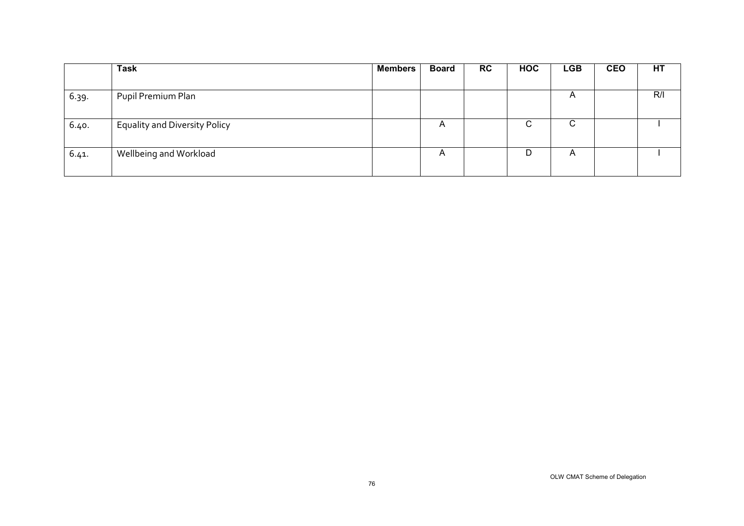| | Task | Members | Board | RC | HOC | LGB | CEO | HT |
|---|---|---|---|---|---|---|---|---|
| 6.39. | Pupil Premium Plan | | | | | A | | R/I |
| 6.40. | Equality and Diversity Policy | | A | | C | C | | I |
| 6.41. | Wellbeing and Workload | | A | | D | A | | I |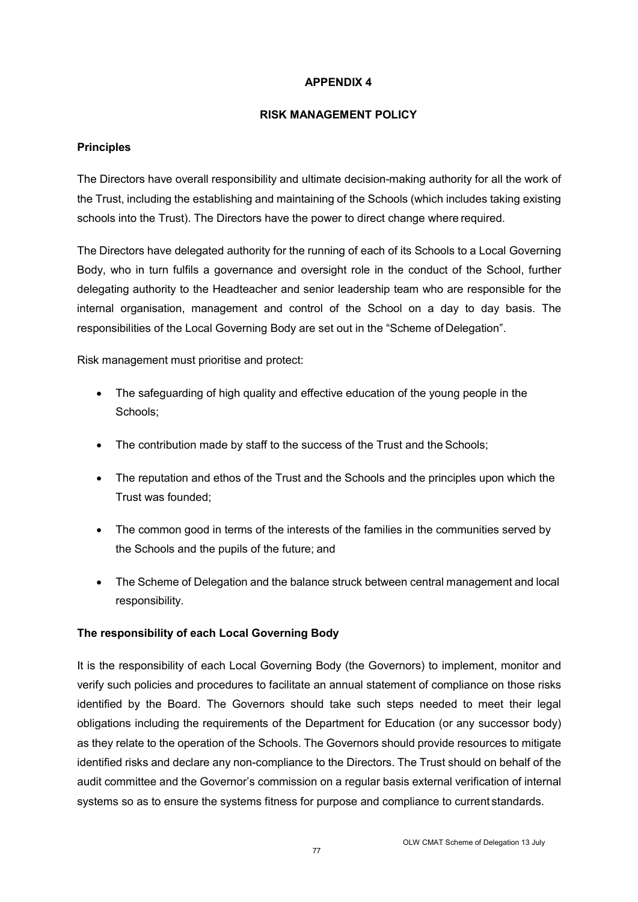## APPENDIX 4

## RISK MANAGEMENT POLICY

### Principles

The Directors have overall responsibility and ultimate decision-making authority for all the work of the Trust, including the establishing and maintaining of the Schools (which includes taking existing schools into the Trust). The Directors have the power to direct change where required.

The Directors have delegated authority for the running of each of its Schools to a Local Governing Body, who in turn fulfils a governance and oversight role in the conduct of the School, further delegating authority to the Headteacher and senior leadership team who are responsible for the internal organisation, management and control of the School on a day to day basis. The responsibilities of the Local Governing Body are set out in the "Scheme of Delegation".

Risk management must prioritise and protect:

- The safeguarding of high quality and effective education of the young people in the Schools;
- The contribution made by staff to the success of the Trust and the Schools;
- The reputation and ethos of the Trust and the Schools and the principles upon which the Trust was founded;
- The common good in terms of the interests of the families in the communities served by the Schools and the pupils of the future; and
- The Scheme of Delegation and the balance struck between central management and local responsibility.

### The responsibility of each Local Governing Body

It is the responsibility of each Local Governing Body (the Governors) to implement, monitor and verify such policies and procedures to facilitate an annual statement of compliance on those risks identified by the Board. The Governors should take such steps needed to meet their legal obligations including the requirements of the Department for Education (or any successor body) as they relate to the operation of the Schools. The Governors should provide resources to mitigate identified risks and declare any non-compliance to the Directors. The Trust should on behalf of the audit committee and the Governor's commission on a regular basis external verification of internal systems so as to ensure the systems fitness for purpose and compliance to current standards.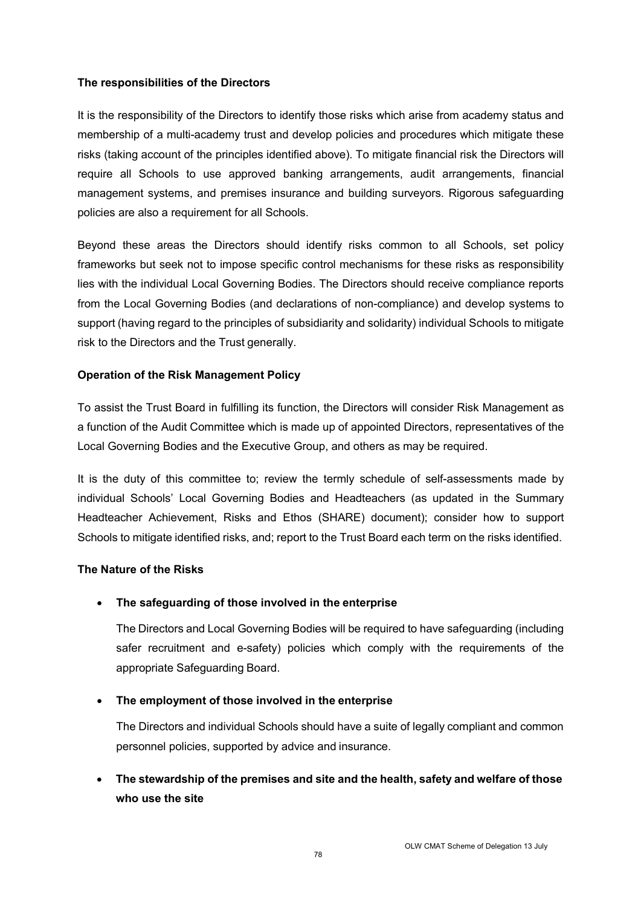**The responsibilities of the Directors**

It is the responsibility of the Directors to identify those risks which arise from academy status and membership of a multi-academy trust and develop policies and procedures which mitigate these risks (taking account of the principles identified above). To mitigate financial risk the Directors will require all Schools to use approved banking arrangements, audit arrangements, financial management systems, and premises insurance and building surveyors. Rigorous safeguarding policies are also a requirement for all Schools.

Beyond these areas the Directors should identify risks common to all Schools, set policy frameworks but seek not to impose specific control mechanisms for these risks as responsibility lies with the individual Local Governing Bodies. The Directors should receive compliance reports from the Local Governing Bodies (and declarations of non-compliance) and develop systems to support (having regard to the principles of subsidiarity and solidarity) individual Schools to mitigate risk to the Directors and the Trust generally.

**Operation of the Risk Management Policy**

To assist the Trust Board in fulfilling its function, the Directors will consider Risk Management as a function of the Audit Committee which is made up of appointed Directors, representatives of the Local Governing Bodies and the Executive Group, and others as may be required.

It is the duty of this committee to; review the termly schedule of self-assessments made by individual Schools' Local Governing Bodies and Headteachers (as updated in the Summary Headteacher Achievement, Risks and Ethos (SHARE) document); consider how to support Schools to mitigate identified risks, and; report to the Trust Board each term on the risks identified.

**The Nature of the Risks**

- **The safeguarding of those involved in the enterprise**

  The Directors and Local Governing Bodies will be required to have safeguarding (including safer recruitment and e-safety) policies which comply with the requirements of the appropriate Safeguarding Board.

- **The employment of those involved in the enterprise**

  The Directors and individual Schools should have a suite of legally compliant and common personnel policies, supported by advice and insurance.

- **The stewardship of the premises and site and the health, safety and welfare of those who use the site**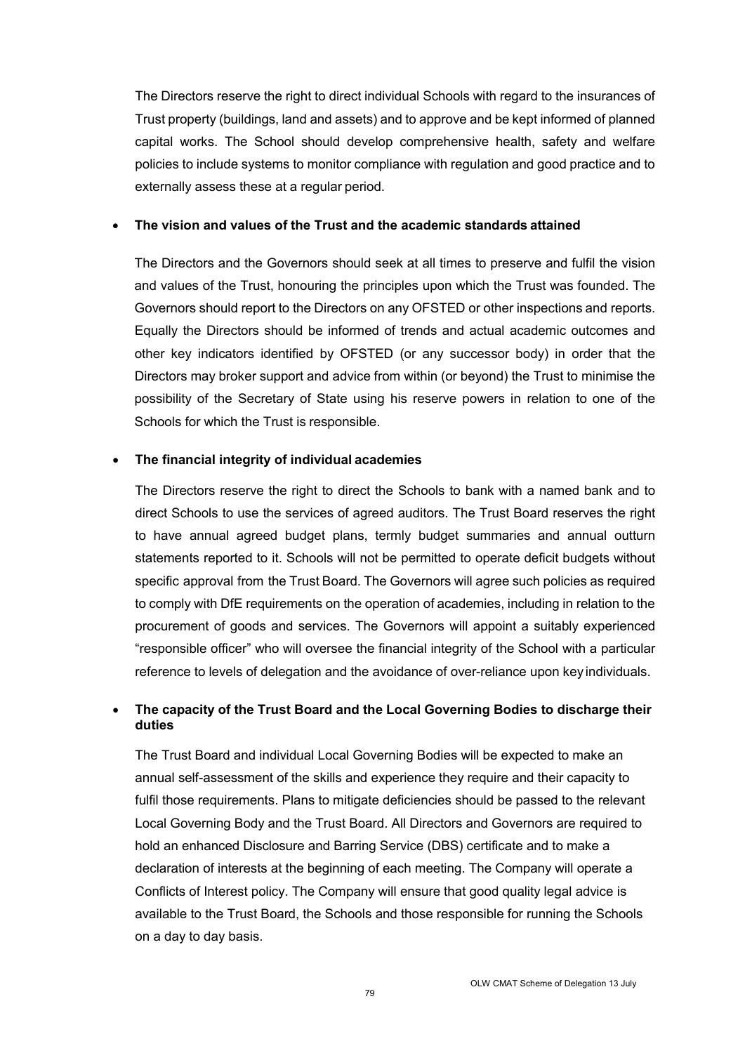The Directors reserve the right to direct individual Schools with regard to the insurances of Trust property (buildings, land and assets) and to approve and be kept informed of planned capital works. The School should develop comprehensive health, safety and welfare policies to include systems to monitor compliance with regulation and good practice and to externally assess these at a regular period.

- **The vision and values of the Trust and the academic standards attained**

  The Directors and the Governors should seek at all times to preserve and fulfil the vision and values of the Trust, honouring the principles upon which the Trust was founded. The Governors should report to the Directors on any OFSTED or other inspections and reports. Equally the Directors should be informed of trends and actual academic outcomes and other key indicators identified by OFSTED (or any successor body) in order that the Directors may broker support and advice from within (or beyond) the Trust to minimise the possibility of the Secretary of State using his reserve powers in relation to one of the Schools for which the Trust is responsible.

- **The financial integrity of individual academies**

  The Directors reserve the right to direct the Schools to bank with a named bank and to direct Schools to use the services of agreed auditors. The Trust Board reserves the right to have annual agreed budget plans, termly budget summaries and annual outturn statements reported to it. Schools will not be permitted to operate deficit budgets without specific approval from the Trust Board. The Governors will agree such policies as required to comply with DfE requirements on the operation of academies, including in relation to the procurement of goods and services. The Governors will appoint a suitably experienced "responsible officer" who will oversee the financial integrity of the School with a particular reference to levels of delegation and the avoidance of over-reliance upon key individuals.

- **The capacity of the Trust Board and the Local Governing Bodies to discharge their duties**

  The Trust Board and individual Local Governing Bodies will be expected to make an annual self-assessment of the skills and experience they require and their capacity to fulfil those requirements. Plans to mitigate deficiencies should be passed to the relevant Local Governing Body and the Trust Board. All Directors and Governors are required to hold an enhanced Disclosure and Barring Service (DBS) certificate and to make a declaration of interests at the beginning of each meeting. The Company will operate a Conflicts of Interest policy. The Company will ensure that good quality legal advice is available to the Trust Board, the Schools and those responsible for running the Schools on a day to day basis.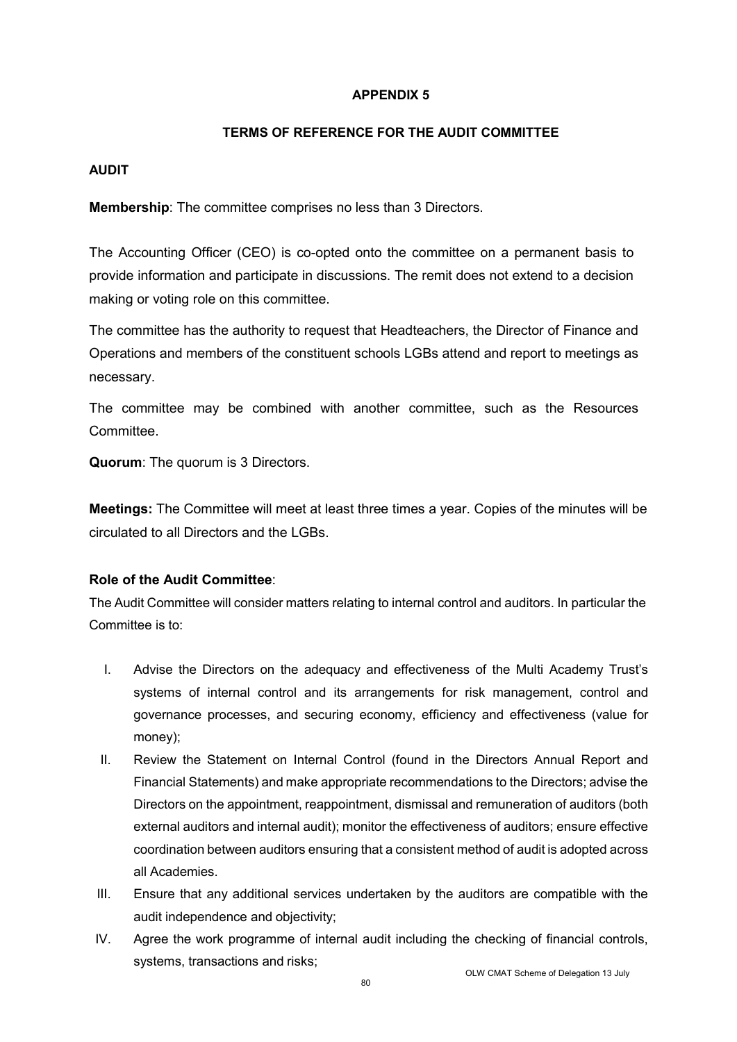**APPENDIX 5**

**TERMS OF REFERENCE FOR THE AUDIT COMMITTEE**

**AUDIT**

**Membership**: The committee comprises no less than 3 Directors.

The Accounting Officer (CEO) is co-opted onto the committee on a permanent basis to provide information and participate in discussions. The remit does not extend to a decision making or voting role on this committee.

The committee has the authority to request that Headteachers, the Director of Finance and Operations and members of the constituent schools LGBs attend and report to meetings as necessary.

The committee may be combined with another committee, such as the Resources Committee.

**Quorum**: The quorum is 3 Directors.

**Meetings:** The Committee will meet at least three times a year. Copies of the minutes will be circulated to all Directors and the LGBs.

**Role of the Audit Committee**:

The Audit Committee will consider matters relating to internal control and auditors. In particular the Committee is to:

I. Advise the Directors on the adequacy and effectiveness of the Multi Academy Trust's systems of internal control and its arrangements for risk management, control and governance processes, and securing economy, efficiency and effectiveness (value for money);

II. Review the Statement on Internal Control (found in the Directors Annual Report and Financial Statements) and make appropriate recommendations to the Directors; advise the Directors on the appointment, reappointment, dismissal and remuneration of auditors (both external auditors and internal audit); monitor the effectiveness of auditors; ensure effective coordination between auditors ensuring that a consistent method of audit is adopted across all Academies.

III. Ensure that any additional services undertaken by the auditors are compatible with the audit independence and objectivity;

IV. Agree the work programme of internal audit including the checking of financial controls, systems, transactions and risks;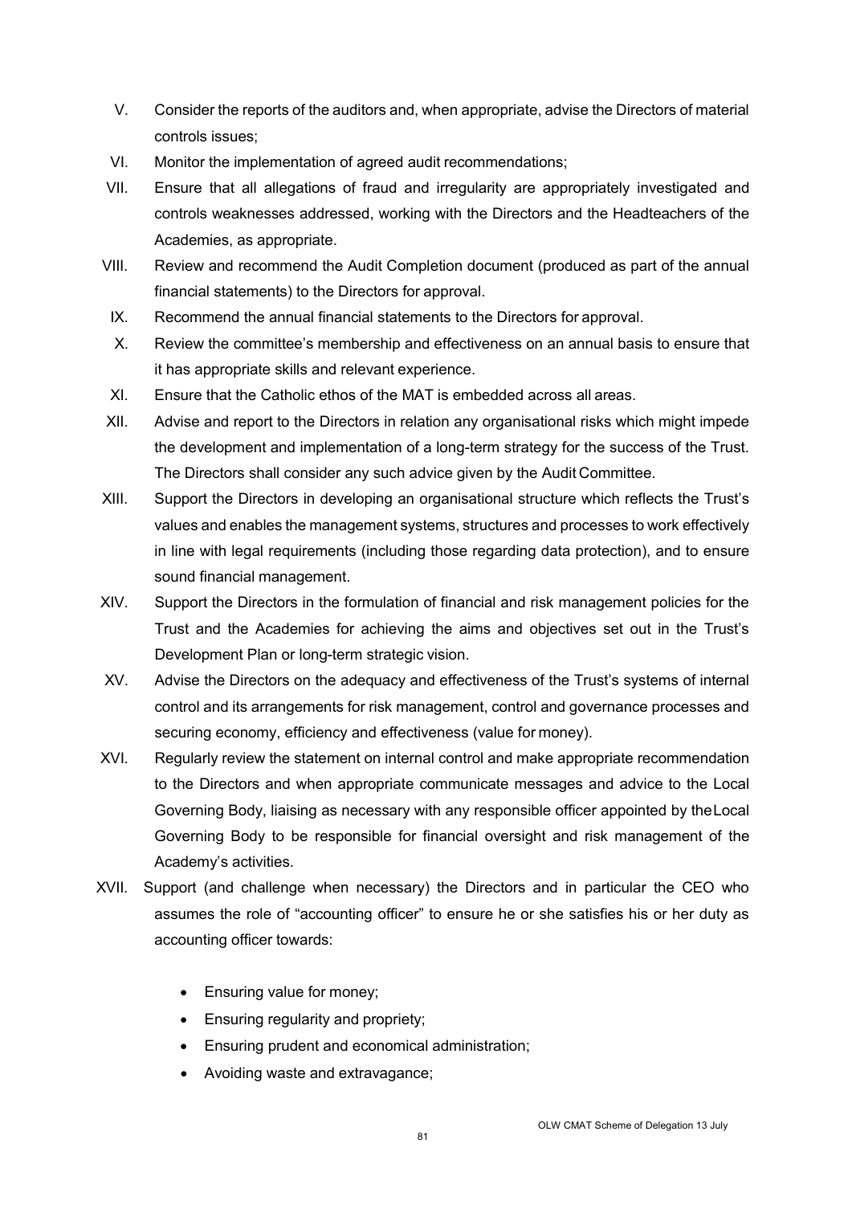V. Consider the reports of the auditors and, when appropriate, advise the Directors of material controls issues;

VI. Monitor the implementation of agreed audit recommendations;

VII. Ensure that all allegations of fraud and irregularity are appropriately investigated and controls weaknesses addressed, working with the Directors and the Headteachers of the Academies, as appropriate.

VIII. Review and recommend the Audit Completion document (produced as part of the annual financial statements) to the Directors for approval.

IX. Recommend the annual financial statements to the Directors for approval.

X. Review the committee's membership and effectiveness on an annual basis to ensure that it has appropriate skills and relevant experience.

XI. Ensure that the Catholic ethos of the MAT is embedded across all areas.

XII. Advise and report to the Directors in relation any organisational risks which might impede the development and implementation of a long-term strategy for the success of the Trust. The Directors shall consider any such advice given by the Audit Committee.

XIII. Support the Directors in developing an organisational structure which reflects the Trust's values and enables the management systems, structures and processes to work effectively in line with legal requirements (including those regarding data protection), and to ensure sound financial management.

XIV. Support the Directors in the formulation of financial and risk management policies for the Trust and the Academies for achieving the aims and objectives set out in the Trust's Development Plan or long-term strategic vision.

XV. Advise the Directors on the adequacy and effectiveness of the Trust's systems of internal control and its arrangements for risk management, control and governance processes and securing economy, efficiency and effectiveness (value for money).

XVI. Regularly review the statement on internal control and make appropriate recommendation to the Directors and when appropriate communicate messages and advice to the Local Governing Body, liaising as necessary with any responsible officer appointed by the Local Governing Body to be responsible for financial oversight and risk management of the Academy's activities.

XVII. Support (and challenge when necessary) the Directors and in particular the CEO who assumes the role of "accounting officer" to ensure he or she satisfies his or her duty as accounting officer towards:

- Ensuring value for money;
- Ensuring regularity and propriety;
- Ensuring prudent and economical administration;
- Avoiding waste and extravagance;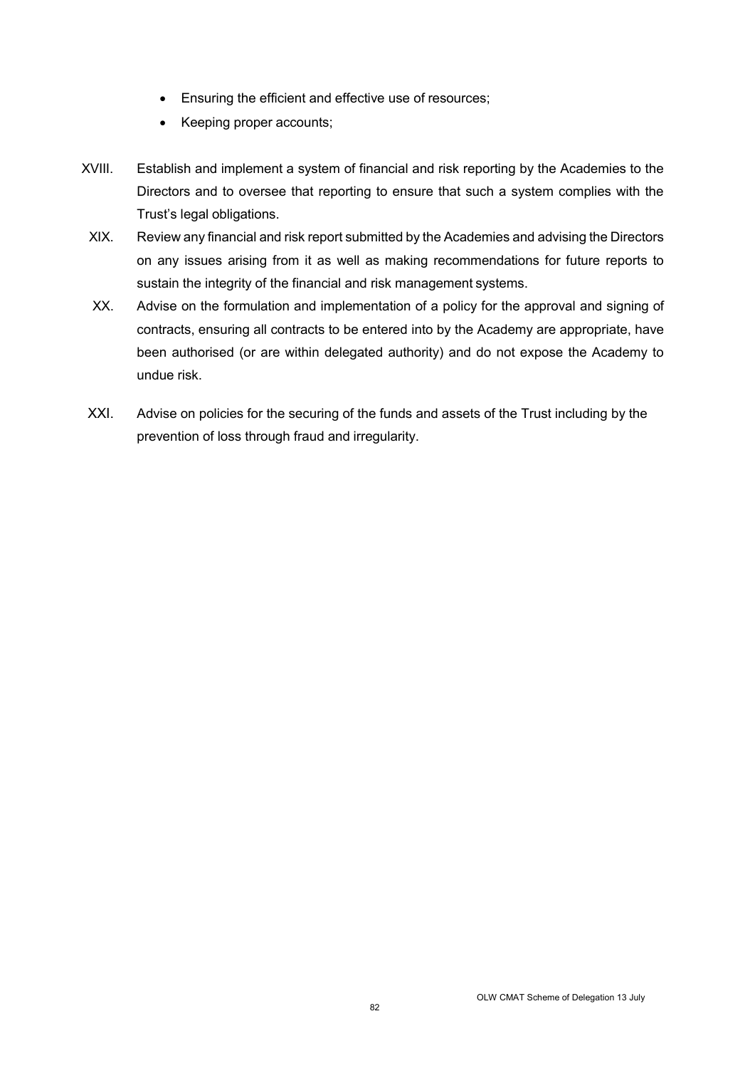- Ensuring the efficient and effective use of resources;
- Keeping proper accounts;

XVIII. Establish and implement a system of financial and risk reporting by the Academies to the Directors and to oversee that reporting to ensure that such a system complies with the Trust's legal obligations.

XIX. Review any financial and risk report submitted by the Academies and advising the Directors on any issues arising from it as well as making recommendations for future reports to sustain the integrity of the financial and risk management systems.

XX. Advise on the formulation and implementation of a policy for the approval and signing of contracts, ensuring all contracts to be entered into by the Academy are appropriate, have been authorised (or are within delegated authority) and do not expose the Academy to undue risk.

XXI. Advise on policies for the securing of the funds and assets of the Trust including by the prevention of loss through fraud and irregularity.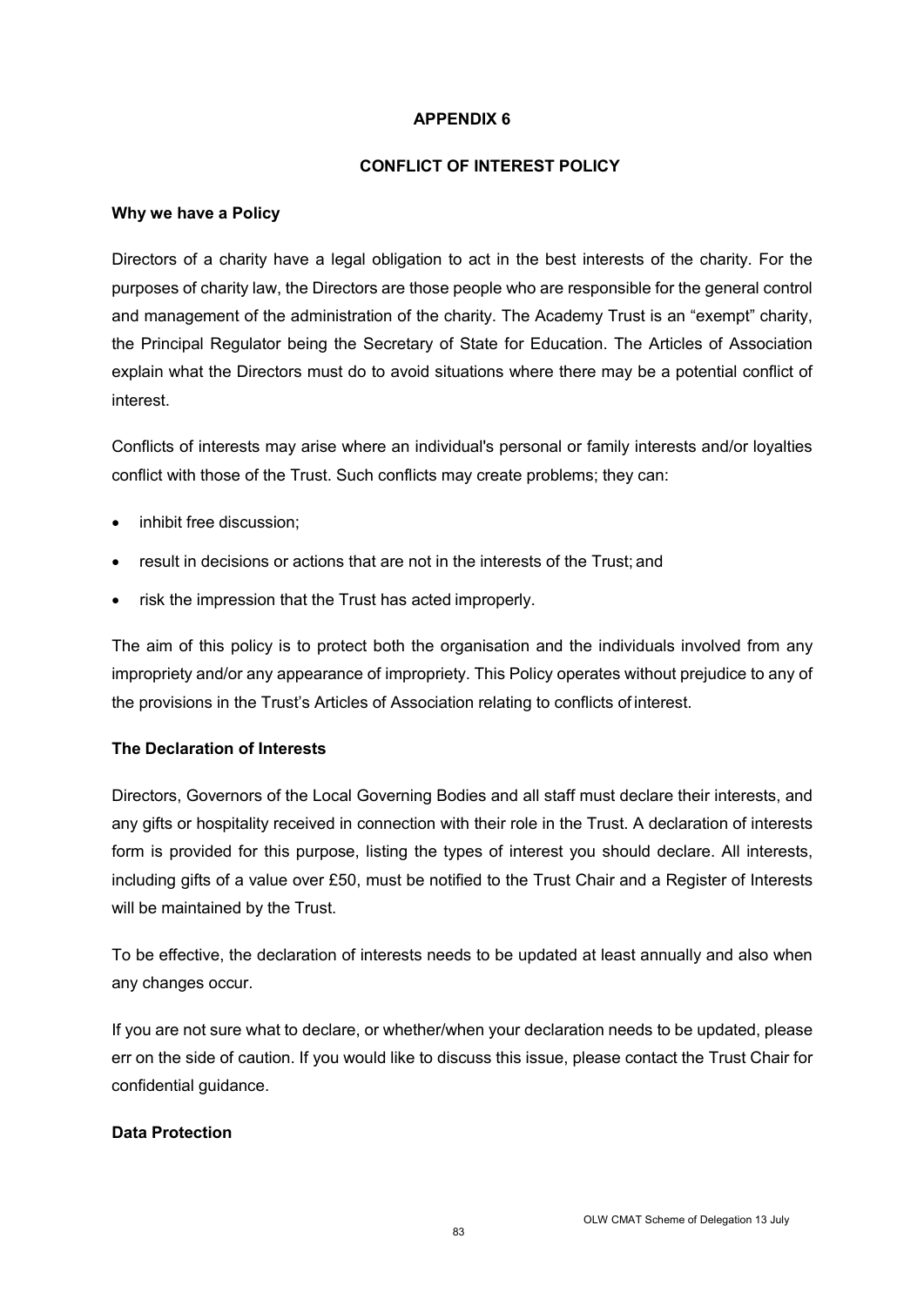## APPENDIX 6

## CONFLICT OF INTEREST POLICY

**Why we have a Policy**

Directors of a charity have a legal obligation to act in the best interests of the charity. For the purposes of charity law, the Directors are those people who are responsible for the general control and management of the administration of the charity. The Academy Trust is an "exempt" charity, the Principal Regulator being the Secretary of State for Education. The Articles of Association explain what the Directors must do to avoid situations where there may be a potential conflict of interest.

Conflicts of interests may arise where an individual's personal or family interests and/or loyalties conflict with those of the Trust. Such conflicts may create problems; they can:

- inhibit free discussion;
- result in decisions or actions that are not in the interests of the Trust; and
- risk the impression that the Trust has acted improperly.

The aim of this policy is to protect both the organisation and the individuals involved from any impropriety and/or any appearance of impropriety. This Policy operates without prejudice to any of the provisions in the Trust's Articles of Association relating to conflicts of interest.

**The Declaration of Interests**

Directors, Governors of the Local Governing Bodies and all staff must declare their interests, and any gifts or hospitality received in connection with their role in the Trust. A declaration of interests form is provided for this purpose, listing the types of interest you should declare. All interests, including gifts of a value over £50, must be notified to the Trust Chair and a Register of Interests will be maintained by the Trust.

To be effective, the declaration of interests needs to be updated at least annually and also when any changes occur.

If you are not sure what to declare, or whether/when your declaration needs to be updated, please err on the side of caution. If you would like to discuss this issue, please contact the Trust Chair for confidential guidance.

**Data Protection**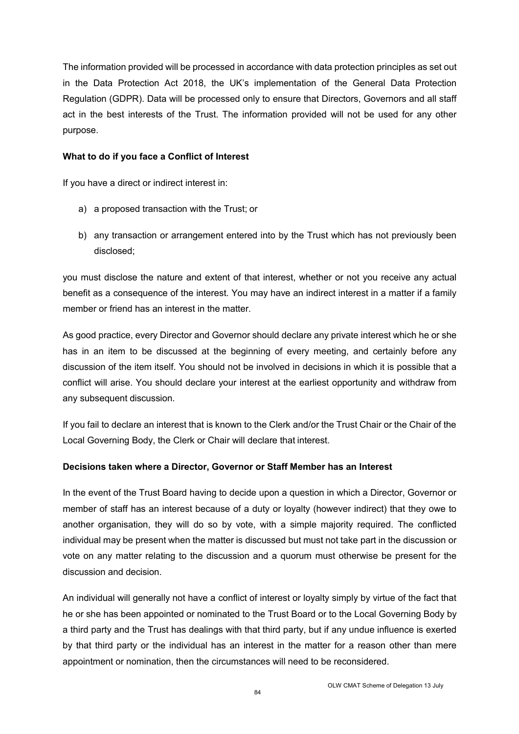The information provided will be processed in accordance with data protection principles as set out in the Data Protection Act 2018, the UK's implementation of the General Data Protection Regulation (GDPR). Data will be processed only to ensure that Directors, Governors and all staff act in the best interests of the Trust. The information provided will not be used for any other purpose.

**What to do if you face a Conflict of Interest**

If you have a direct or indirect interest in:

a) a proposed transaction with the Trust; or

b) any transaction or arrangement entered into by the Trust which has not previously been disclosed;

you must disclose the nature and extent of that interest, whether or not you receive any actual benefit as a consequence of the interest. You may have an indirect interest in a matter if a family member or friend has an interest in the matter.

As good practice, every Director and Governor should declare any private interest which he or she has in an item to be discussed at the beginning of every meeting, and certainly before any discussion of the item itself. You should not be involved in decisions in which it is possible that a conflict will arise. You should declare your interest at the earliest opportunity and withdraw from any subsequent discussion.

If you fail to declare an interest that is known to the Clerk and/or the Trust Chair or the Chair of the Local Governing Body, the Clerk or Chair will declare that interest.

**Decisions taken where a Director, Governor or Staff Member has an Interest**

In the event of the Trust Board having to decide upon a question in which a Director, Governor or member of staff has an interest because of a duty or loyalty (however indirect) that they owe to another organisation, they will do so by vote, with a simple majority required. The conflicted individual may be present when the matter is discussed but must not take part in the discussion or vote on any matter relating to the discussion and a quorum must otherwise be present for the discussion and decision.

An individual will generally not have a conflict of interest or loyalty simply by virtue of the fact that he or she has been appointed or nominated to the Trust Board or to the Local Governing Body by a third party and the Trust has dealings with that third party, but if any undue influence is exerted by that third party or the individual has an interest in the matter for a reason other than mere appointment or nomination, then the circumstances will need to be reconsidered.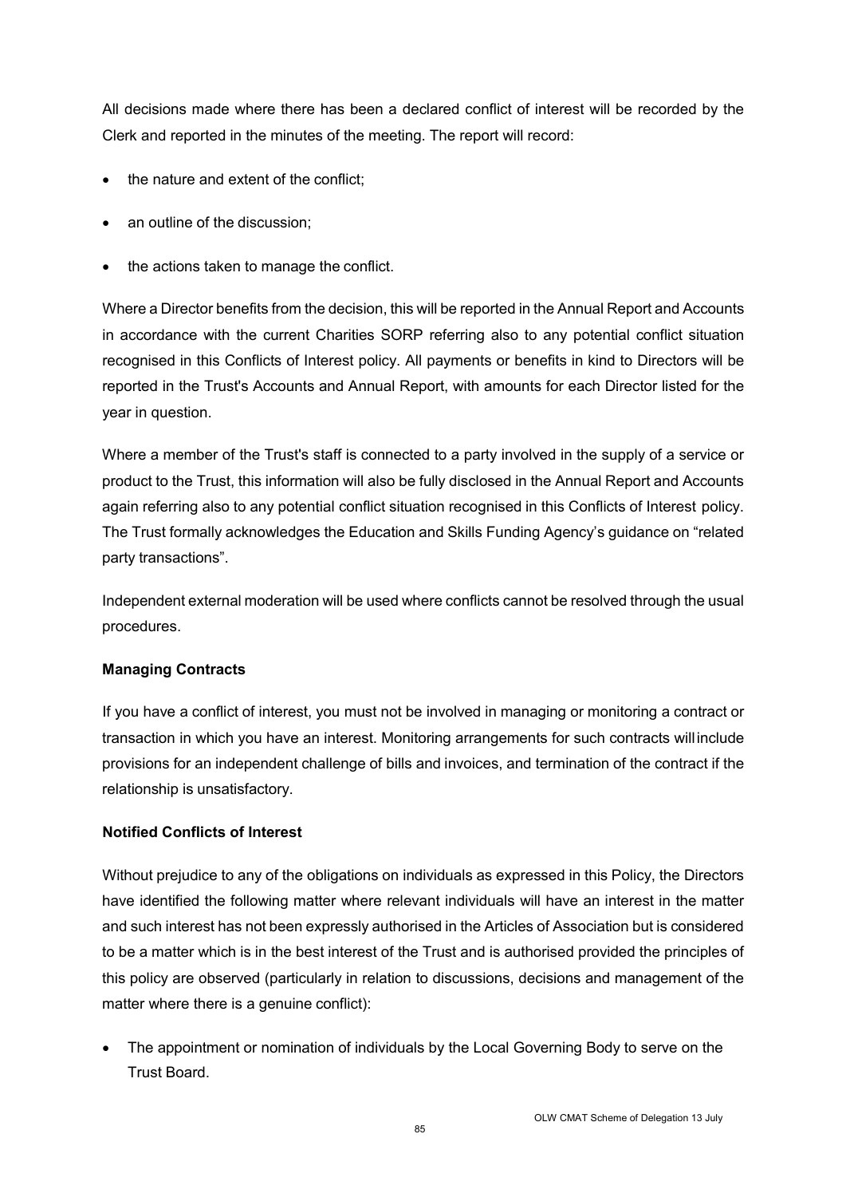All decisions made where there has been a declared conflict of interest will be recorded by the Clerk and reported in the minutes of the meeting. The report will record:

- the nature and extent of the conflict;
- an outline of the discussion;
- the actions taken to manage the conflict.

Where a Director benefits from the decision, this will be reported in the Annual Report and Accounts in accordance with the current Charities SORP referring also to any potential conflict situation recognised in this Conflicts of Interest policy. All payments or benefits in kind to Directors will be reported in the Trust's Accounts and Annual Report, with amounts for each Director listed for the year in question.

Where a member of the Trust's staff is connected to a party involved in the supply of a service or product to the Trust, this information will also be fully disclosed in the Annual Report and Accounts again referring also to any potential conflict situation recognised in this Conflicts of Interest policy. The Trust formally acknowledges the Education and Skills Funding Agency's guidance on "related party transactions".

Independent external moderation will be used where conflicts cannot be resolved through the usual procedures.

**Managing Contracts**

If you have a conflict of interest, you must not be involved in managing or monitoring a contract or transaction in which you have an interest. Monitoring arrangements for such contracts will include provisions for an independent challenge of bills and invoices, and termination of the contract if the relationship is unsatisfactory.

**Notified Conflicts of Interest**

Without prejudice to any of the obligations on individuals as expressed in this Policy, the Directors have identified the following matter where relevant individuals will have an interest in the matter and such interest has not been expressly authorised in the Articles of Association but is considered to be a matter which is in the best interest of the Trust and is authorised provided the principles of this policy are observed (particularly in relation to discussions, decisions and management of the matter where there is a genuine conflict):

- The appointment or nomination of individuals by the Local Governing Body to serve on the Trust Board.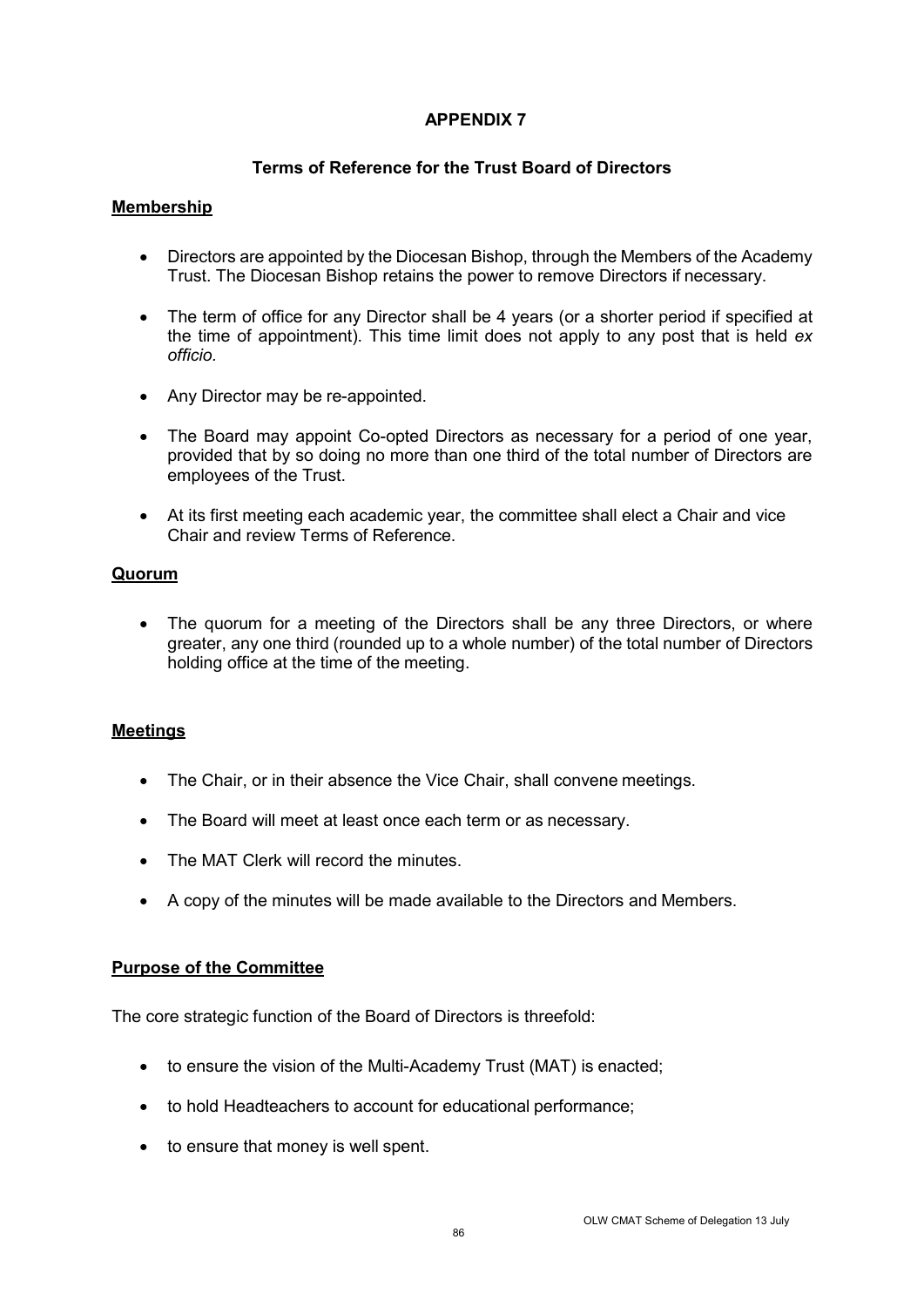# APPENDIX 7

## Terms of Reference for the Trust Board of Directors

### Membership

- Directors are appointed by the Diocesan Bishop, through the Members of the Academy Trust. The Diocesan Bishop retains the power to remove Directors if necessary.
- The term of office for any Director shall be 4 years (or a shorter period if specified at the time of appointment). This time limit does not apply to any post that is held *ex officio*.
- Any Director may be re-appointed.
- The Board may appoint Co-opted Directors as necessary for a period of one year, provided that by so doing no more than one third of the total number of Directors are employees of the Trust.
- At its first meeting each academic year, the committee shall elect a Chair and vice Chair and review Terms of Reference.

### Quorum

- The quorum for a meeting of the Directors shall be any three Directors, or where greater, any one third (rounded up to a whole number) of the total number of Directors holding office at the time of the meeting.

### Meetings

- The Chair, or in their absence the Vice Chair, shall convene meetings.
- The Board will meet at least once each term or as necessary.
- The MAT Clerk will record the minutes.
- A copy of the minutes will be made available to the Directors and Members.

### Purpose of the Committee

The core strategic function of the Board of Directors is threefold:

- to ensure the vision of the Multi-Academy Trust (MAT) is enacted;
- to hold Headteachers to account for educational performance;
- to ensure that money is well spent.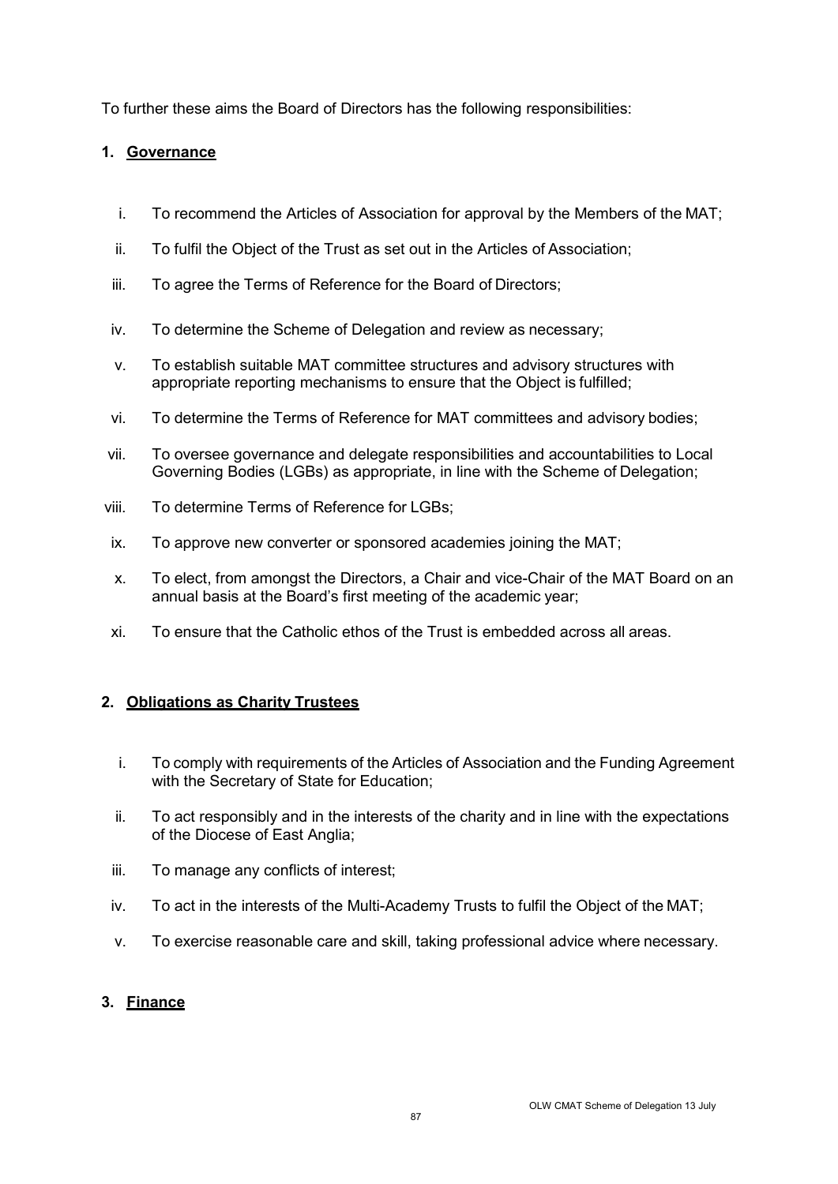To further these aims the Board of Directors has the following responsibilities:

**1. Governance**

i. To recommend the Articles of Association for approval by the Members of the MAT;

ii. To fulfil the Object of the Trust as set out in the Articles of Association;

iii. To agree the Terms of Reference for the Board of Directors;

iv. To determine the Scheme of Delegation and review as necessary;

v. To establish suitable MAT committee structures and advisory structures with appropriate reporting mechanisms to ensure that the Object is fulfilled;

vi. To determine the Terms of Reference for MAT committees and advisory bodies;

vii. To oversee governance and delegate responsibilities and accountabilities to Local Governing Bodies (LGBs) as appropriate, in line with the Scheme of Delegation;

viii. To determine Terms of Reference for LGBs;

ix. To approve new converter or sponsored academies joining the MAT;

x. To elect, from amongst the Directors, a Chair and vice-Chair of the MAT Board on an annual basis at the Board's first meeting of the academic year;

xi. To ensure that the Catholic ethos of the Trust is embedded across all areas.

**2. Obligations as Charity Trustees**

i. To comply with requirements of the Articles of Association and the Funding Agreement with the Secretary of State for Education;

ii. To act responsibly and in the interests of the charity and in line with the expectations of the Diocese of East Anglia;

iii. To manage any conflicts of interest;

iv. To act in the interests of the Multi-Academy Trusts to fulfil the Object of the MAT;

v. To exercise reasonable care and skill, taking professional advice where necessary.

**3. Finance**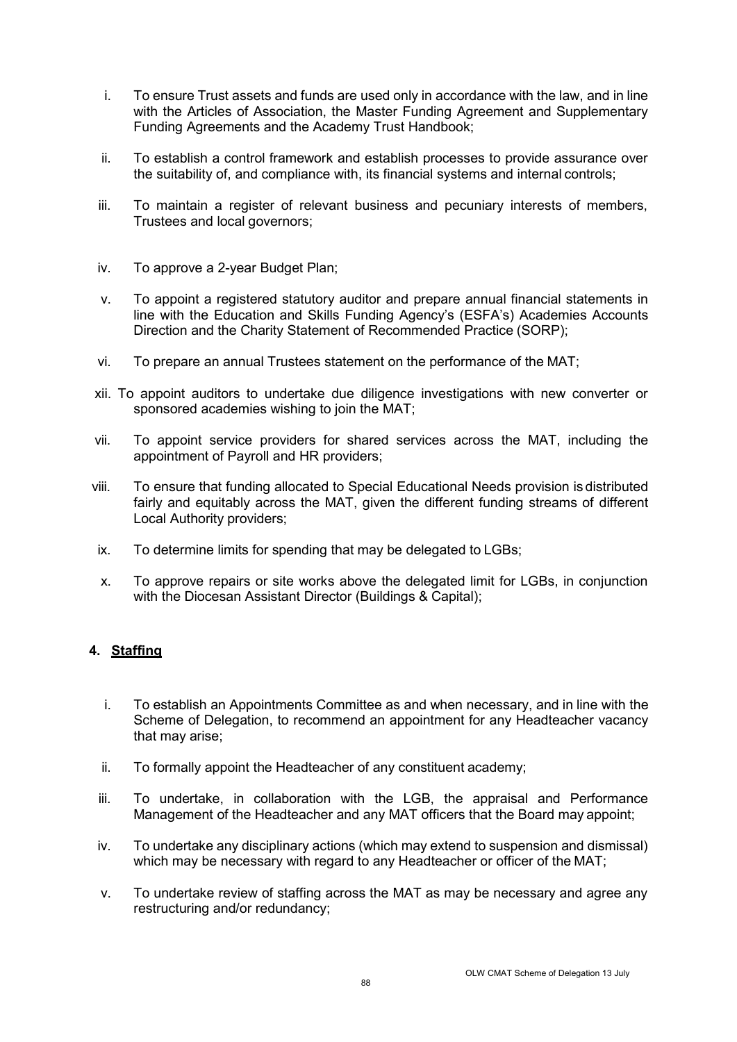i. To ensure Trust assets and funds are used only in accordance with the law, and in line with the Articles of Association, the Master Funding Agreement and Supplementary Funding Agreements and the Academy Trust Handbook;

ii. To establish a control framework and establish processes to provide assurance over the suitability of, and compliance with, its financial systems and internal controls;

iii. To maintain a register of relevant business and pecuniary interests of members, Trustees and local governors;

iv. To approve a 2-year Budget Plan;

v. To appoint a registered statutory auditor and prepare annual financial statements in line with the Education and Skills Funding Agency's (ESFA's) Academies Accounts Direction and the Charity Statement of Recommended Practice (SORP);

vi. To prepare an annual Trustees statement on the performance of the MAT;

xii. To appoint auditors to undertake due diligence investigations with new converter or sponsored academies wishing to join the MAT;

vii. To appoint service providers for shared services across the MAT, including the appointment of Payroll and HR providers;

viii. To ensure that funding allocated to Special Educational Needs provision is distributed fairly and equitably across the MAT, given the different funding streams of different Local Authority providers;

ix. To determine limits for spending that may be delegated to LGBs;

x. To approve repairs or site works above the delegated limit for LGBs, in conjunction with the Diocesan Assistant Director (Buildings & Capital);

## 4. Staffing

i. To establish an Appointments Committee as and when necessary, and in line with the Scheme of Delegation, to recommend an appointment for any Headteacher vacancy that may arise;

ii. To formally appoint the Headteacher of any constituent academy;

iii. To undertake, in collaboration with the LGB, the appraisal and Performance Management of the Headteacher and any MAT officers that the Board may appoint;

iv. To undertake any disciplinary actions (which may extend to suspension and dismissal) which may be necessary with regard to any Headteacher or officer of the MAT;

v. To undertake review of staffing across the MAT as may be necessary and agree any restructuring and/or redundancy;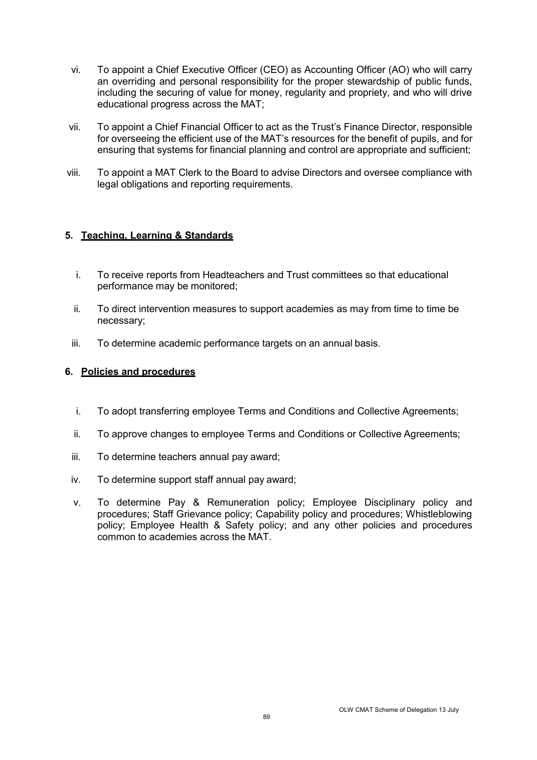vi. To appoint a Chief Executive Officer (CEO) as Accounting Officer (AO) who will carry an overriding and personal responsibility for the proper stewardship of public funds, including the securing of value for money, regularity and propriety, and who will drive educational progress across the MAT;

vii. To appoint a Chief Financial Officer to act as the Trust's Finance Director, responsible for overseeing the efficient use of the MAT's resources for the benefit of pupils, and for ensuring that systems for financial planning and control are appropriate and sufficient;

viii. To appoint a MAT Clerk to the Board to advise Directors and oversee compliance with legal obligations and reporting requirements.

## 5. Teaching, Learning & Standards

i. To receive reports from Headteachers and Trust committees so that educational performance may be monitored;

ii. To direct intervention measures to support academies as may from time to time be necessary;

iii. To determine academic performance targets on an annual basis.

## 6. Policies and procedures

i. To adopt transferring employee Terms and Conditions and Collective Agreements;

ii. To approve changes to employee Terms and Conditions or Collective Agreements;

iii. To determine teachers annual pay award;

iv. To determine support staff annual pay award;

v. To determine Pay & Remuneration policy; Employee Disciplinary policy and procedures; Staff Grievance policy; Capability policy and procedures; Whistleblowing policy; Employee Health & Safety policy; and any other policies and procedures common to academies across the MAT.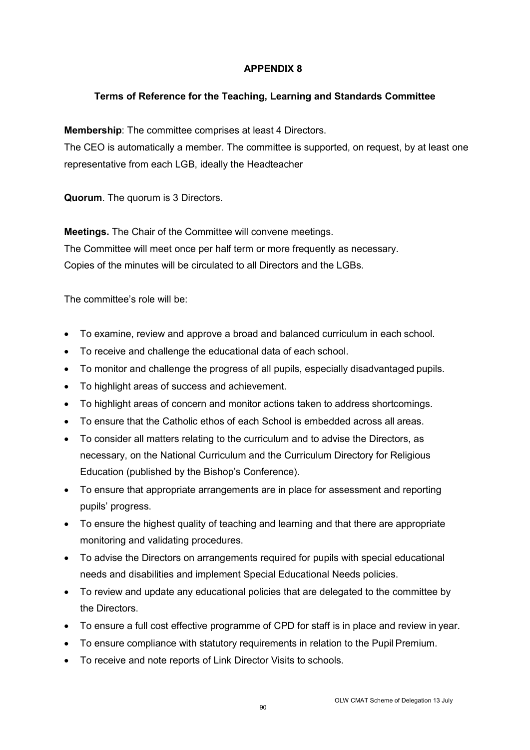# APPENDIX 8

## Terms of Reference for the Teaching, Learning and Standards Committee

**Membership**: The committee comprises at least 4 Directors.
The CEO is automatically a member. The committee is supported, on request, by at least one representative from each LGB, ideally the Headteacher

**Quorum**. The quorum is 3 Directors.

**Meetings.** The Chair of the Committee will convene meetings.
The Committee will meet once per half term or more frequently as necessary.
Copies of the minutes will be circulated to all Directors and the LGBs.

The committee's role will be:

- To examine, review and approve a broad and balanced curriculum in each school.
- To receive and challenge the educational data of each school.
- To monitor and challenge the progress of all pupils, especially disadvantaged pupils.
- To highlight areas of success and achievement.
- To highlight areas of concern and monitor actions taken to address shortcomings.
- To ensure that the Catholic ethos of each School is embedded across all areas.
- To consider all matters relating to the curriculum and to advise the Directors, as necessary, on the National Curriculum and the Curriculum Directory for Religious Education (published by the Bishop's Conference).
- To ensure that appropriate arrangements are in place for assessment and reporting pupils' progress.
- To ensure the highest quality of teaching and learning and that there are appropriate monitoring and validating procedures.
- To advise the Directors on arrangements required for pupils with special educational needs and disabilities and implement Special Educational Needs policies.
- To review and update any educational policies that are delegated to the committee by the Directors.
- To ensure a full cost effective programme of CPD for staff is in place and review in year.
- To ensure compliance with statutory requirements in relation to the Pupil Premium.
- To receive and note reports of Link Director Visits to schools.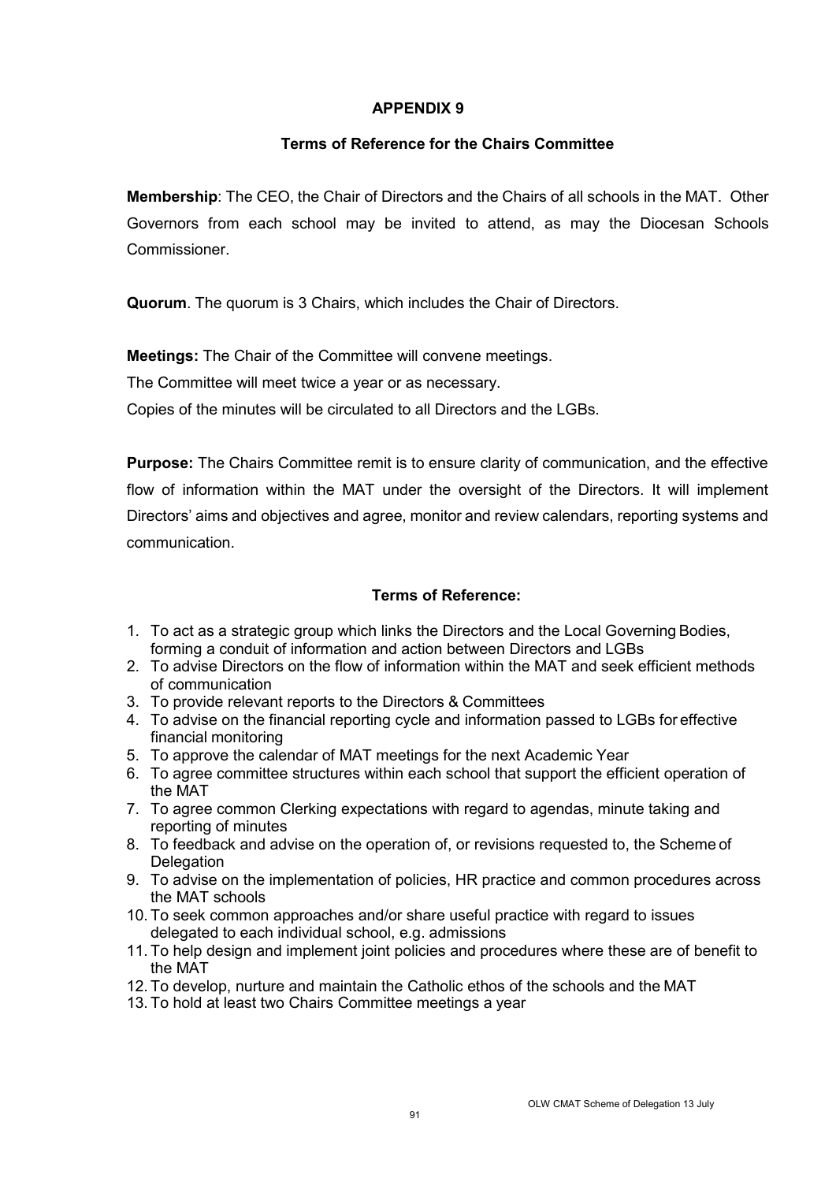## APPENDIX 9

### Terms of Reference for the Chairs Committee

**Membership**: The CEO, the Chair of Directors and the Chairs of all schools in the MAT. Other Governors from each school may be invited to attend, as may the Diocesan Schools Commissioner.

**Quorum**. The quorum is 3 Chairs, which includes the Chair of Directors.

**Meetings:** The Chair of the Committee will convene meetings.

The Committee will meet twice a year or as necessary.

Copies of the minutes will be circulated to all Directors and the LGBs.

**Purpose:** The Chairs Committee remit is to ensure clarity of communication, and the effective flow of information within the MAT under the oversight of the Directors. It will implement Directors' aims and objectives and agree, monitor and review calendars, reporting systems and communication.

### Terms of Reference:

1. To act as a strategic group which links the Directors and the Local Governing Bodies, forming a conduit of information and action between Directors and LGBs
2. To advise Directors on the flow of information within the MAT and seek efficient methods of communication
3. To provide relevant reports to the Directors & Committees
4. To advise on the financial reporting cycle and information passed to LGBs for effective financial monitoring
5. To approve the calendar of MAT meetings for the next Academic Year
6. To agree committee structures within each school that support the efficient operation of the MAT
7. To agree common Clerking expectations with regard to agendas, minute taking and reporting of minutes
8. To feedback and advise on the operation of, or revisions requested to, the Scheme of Delegation
9. To advise on the implementation of policies, HR practice and common procedures across the MAT schools
10. To seek common approaches and/or share useful practice with regard to issues delegated to each individual school, e.g. admissions
11. To help design and implement joint policies and procedures where these are of benefit to the MAT
12. To develop, nurture and maintain the Catholic ethos of the schools and the MAT
13. To hold at least two Chairs Committee meetings a year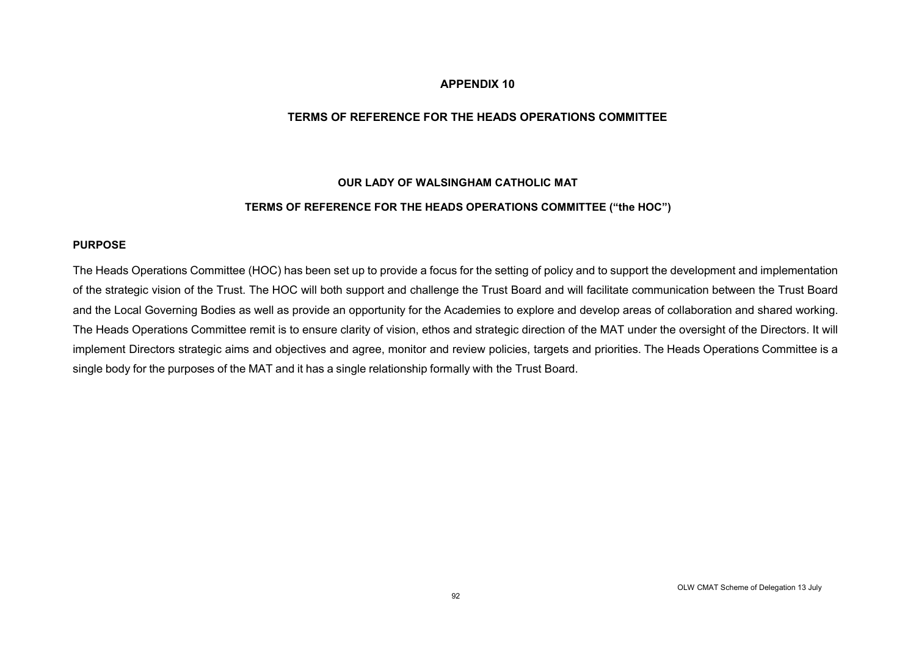# APPENDIX 10

## TERMS OF REFERENCE FOR THE HEADS OPERATIONS COMMITTEE

### OUR LADY OF WALSINGHAM CATHOLIC MAT

### TERMS OF REFERENCE FOR THE HEADS OPERATIONS COMMITTEE ("the HOC")

**PURPOSE**

The Heads Operations Committee (HOC) has been set up to provide a focus for the setting of policy and to support the development and implementation of the strategic vision of the Trust. The HOC will both support and challenge the Trust Board and will facilitate communication between the Trust Board and the Local Governing Bodies as well as provide an opportunity for the Academies to explore and develop areas of collaboration and shared working. The Heads Operations Committee remit is to ensure clarity of vision, ethos and strategic direction of the MAT under the oversight of the Directors. It will implement Directors strategic aims and objectives and agree, monitor and review policies, targets and priorities. The Heads Operations Committee is a single body for the purposes of the MAT and it has a single relationship formally with the Trust Board.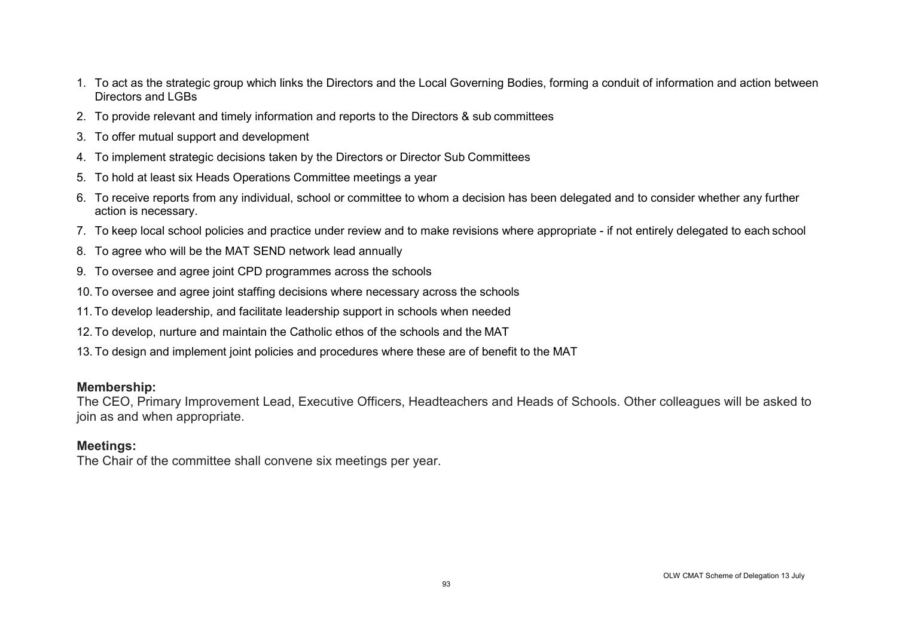1. To act as the strategic group which links the Directors and the Local Governing Bodies, forming a conduit of information and action between Directors and LGBs
2. To provide relevant and timely information and reports to the Directors & sub committees
3. To offer mutual support and development
4. To implement strategic decisions taken by the Directors or Director Sub Committees
5. To hold at least six Heads Operations Committee meetings a year
6. To receive reports from any individual, school or committee to whom a decision has been delegated and to consider whether any further action is necessary.
7. To keep local school policies and practice under review and to make revisions where appropriate - if not entirely delegated to each school
8. To agree who will be the MAT SEND network lead annually
9. To oversee and agree joint CPD programmes across the schools
10. To oversee and agree joint staffing decisions where necessary across the schools
11. To develop leadership, and facilitate leadership support in schools when needed
12. To develop, nurture and maintain the Catholic ethos of the schools and the MAT
13. To design and implement joint policies and procedures where these are of benefit to the MAT

**Membership:**
The CEO, Primary Improvement Lead, Executive Officers, Headteachers and Heads of Schools. Other colleagues will be asked to join as and when appropriate.

**Meetings:**
The Chair of the committee shall convene six meetings per year.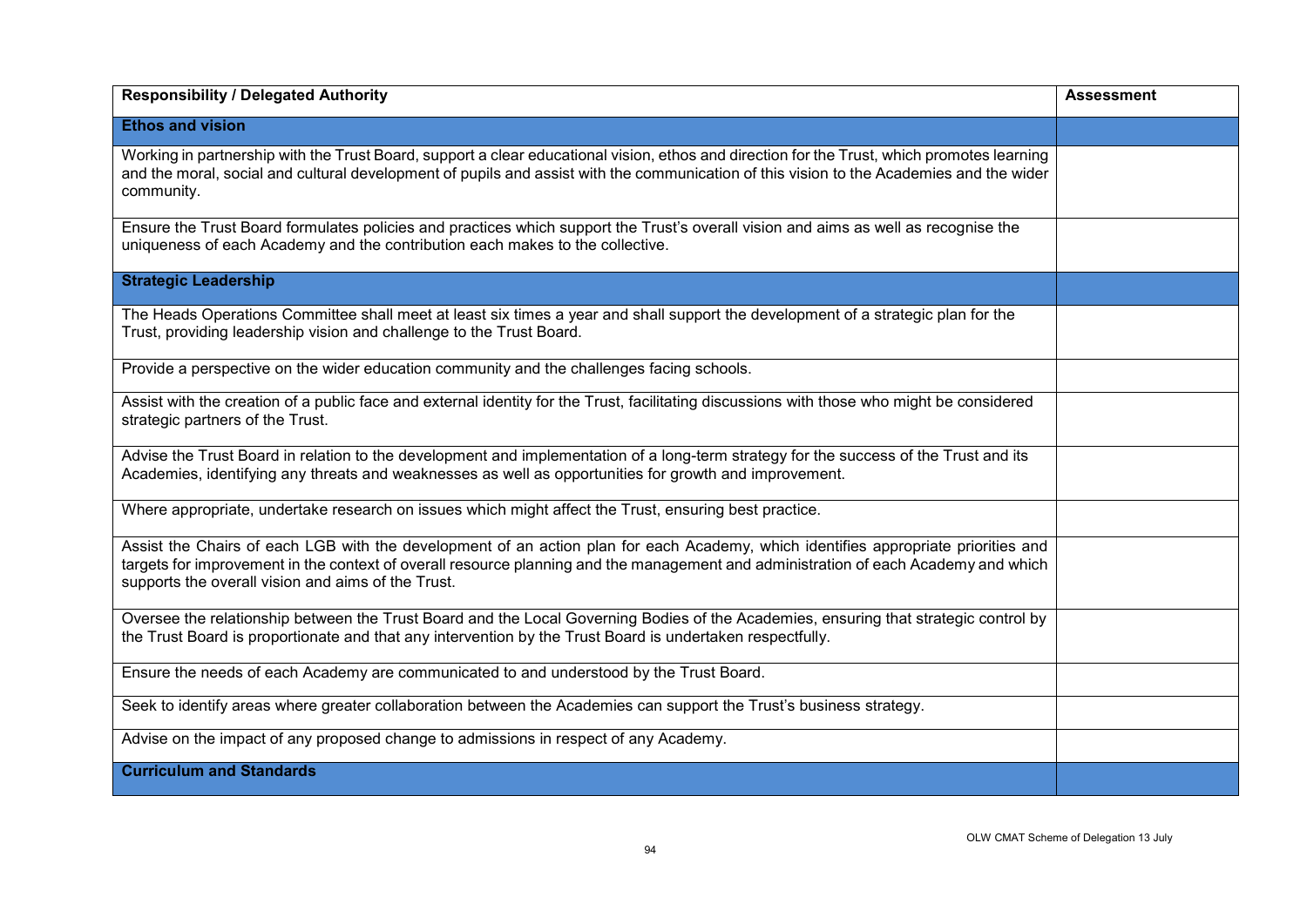| Responsibility / Delegated Authority | Assessment |
| --- | --- |
| **Ethos and vision** | |
| Working in partnership with the Trust Board, support a clear educational vision, ethos and direction for the Trust, which promotes learning and the moral, social and cultural development of pupils and assist with the communication of this vision to the Academies and the wider community. | |
| Ensure the Trust Board formulates policies and practices which support the Trust's overall vision and aims as well as recognise the uniqueness of each Academy and the contribution each makes to the collective. | |
| **Strategic Leadership** | |
| The Heads Operations Committee shall meet at least six times a year and shall support the development of a strategic plan for the Trust, providing leadership vision and challenge to the Trust Board. | |
| Provide a perspective on the wider education community and the challenges facing schools. | |
| Assist with the creation of a public face and external identity for the Trust, facilitating discussions with those who might be considered strategic partners of the Trust. | |
| Advise the Trust Board in relation to the development and implementation of a long-term strategy for the success of the Trust and its Academies, identifying any threats and weaknesses as well as opportunities for growth and improvement. | |
| Where appropriate, undertake research on issues which might affect the Trust, ensuring best practice. | |
| Assist the Chairs of each LGB with the development of an action plan for each Academy, which identifies appropriate priorities and targets for improvement in the context of overall resource planning and the management and administration of each Academy and which supports the overall vision and aims of the Trust. | |
| Oversee the relationship between the Trust Board and the Local Governing Bodies of the Academies, ensuring that strategic control by the Trust Board is proportionate and that any intervention by the Trust Board is undertaken respectfully. | |
| Ensure the needs of each Academy are communicated to and understood by the Trust Board. | |
| Seek to identify areas where greater collaboration between the Academies can support the Trust's business strategy. | |
| Advise on the impact of any proposed change to admissions in respect of any Academy. | |
| **Curriculum and Standards** | |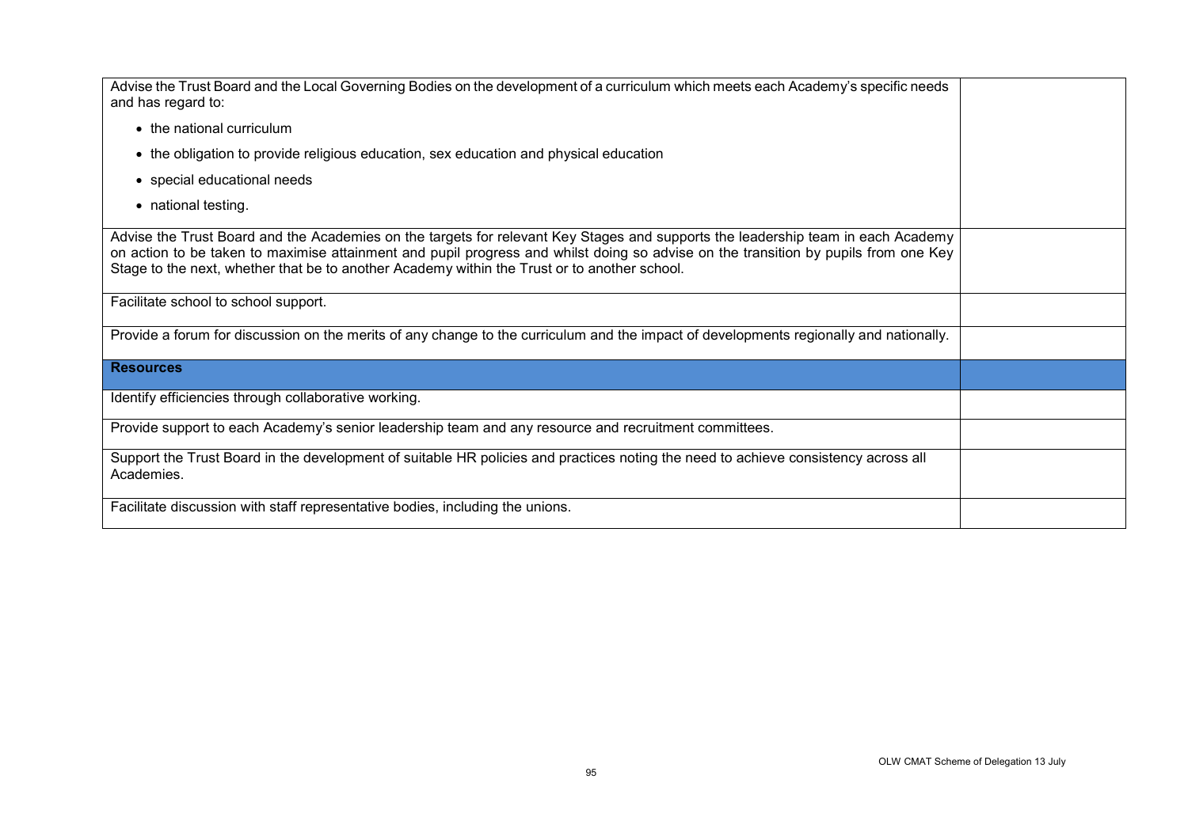| | |
|---|---|
| Advise the Trust Board and the Local Governing Bodies on the development of a curriculum which meets each Academy's specific needs and has regard to:<br>• the national curriculum<br>• the obligation to provide religious education, sex education and physical education<br>• special educational needs<br>• national testing. | |
| Advise the Trust Board and the Academies on the targets for relevant Key Stages and supports the leadership team in each Academy on action to be taken to maximise attainment and pupil progress and whilst doing so advise on the transition by pupils from one Key Stage to the next, whether that be to another Academy within the Trust or to another school. | |
| Facilitate school to school support. | |
| Provide a forum for discussion on the merits of any change to the curriculum and the impact of developments regionally and nationally. | |
| **Resources** | |
| Identify efficiencies through collaborative working. | |
| Provide support to each Academy's senior leadership team and any resource and recruitment committees. | |
| Support the Trust Board in the development of suitable HR policies and practices noting the need to achieve consistency across all Academies. | |
| Facilitate discussion with staff representative bodies, including the unions. | |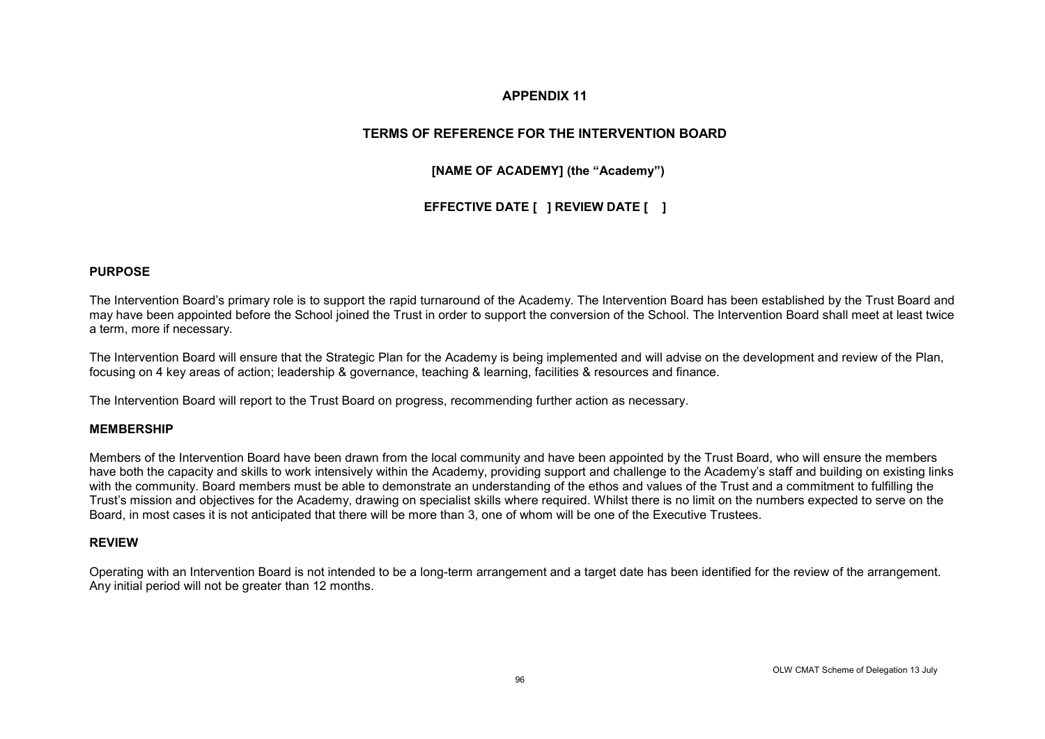# APPENDIX 11

## TERMS OF REFERENCE FOR THE INTERVENTION BOARD

**[NAME OF ACADEMY] (the "Academy")**

**EFFECTIVE DATE [ ] REVIEW DATE [ ]**

### PURPOSE

The Intervention Board's primary role is to support the rapid turnaround of the Academy. The Intervention Board has been established by the Trust Board and may have been appointed before the School joined the Trust in order to support the conversion of the School. The Intervention Board shall meet at least twice a term, more if necessary.

The Intervention Board will ensure that the Strategic Plan for the Academy is being implemented and will advise on the development and review of the Plan, focusing on 4 key areas of action; leadership & governance, teaching & learning, facilities & resources and finance.

The Intervention Board will report to the Trust Board on progress, recommending further action as necessary.

### MEMBERSHIP

Members of the Intervention Board have been drawn from the local community and have been appointed by the Trust Board, who will ensure the members have both the capacity and skills to work intensively within the Academy, providing support and challenge to the Academy's staff and building on existing links with the community. Board members must be able to demonstrate an understanding of the ethos and values of the Trust and a commitment to fulfilling the Trust's mission and objectives for the Academy, drawing on specialist skills where required. Whilst there is no limit on the numbers expected to serve on the Board, in most cases it is not anticipated that there will be more than 3, one of whom will be one of the Executive Trustees.

### REVIEW

Operating with an Intervention Board is not intended to be a long-term arrangement and a target date has been identified for the review of the arrangement. Any initial period will not be greater than 12 months.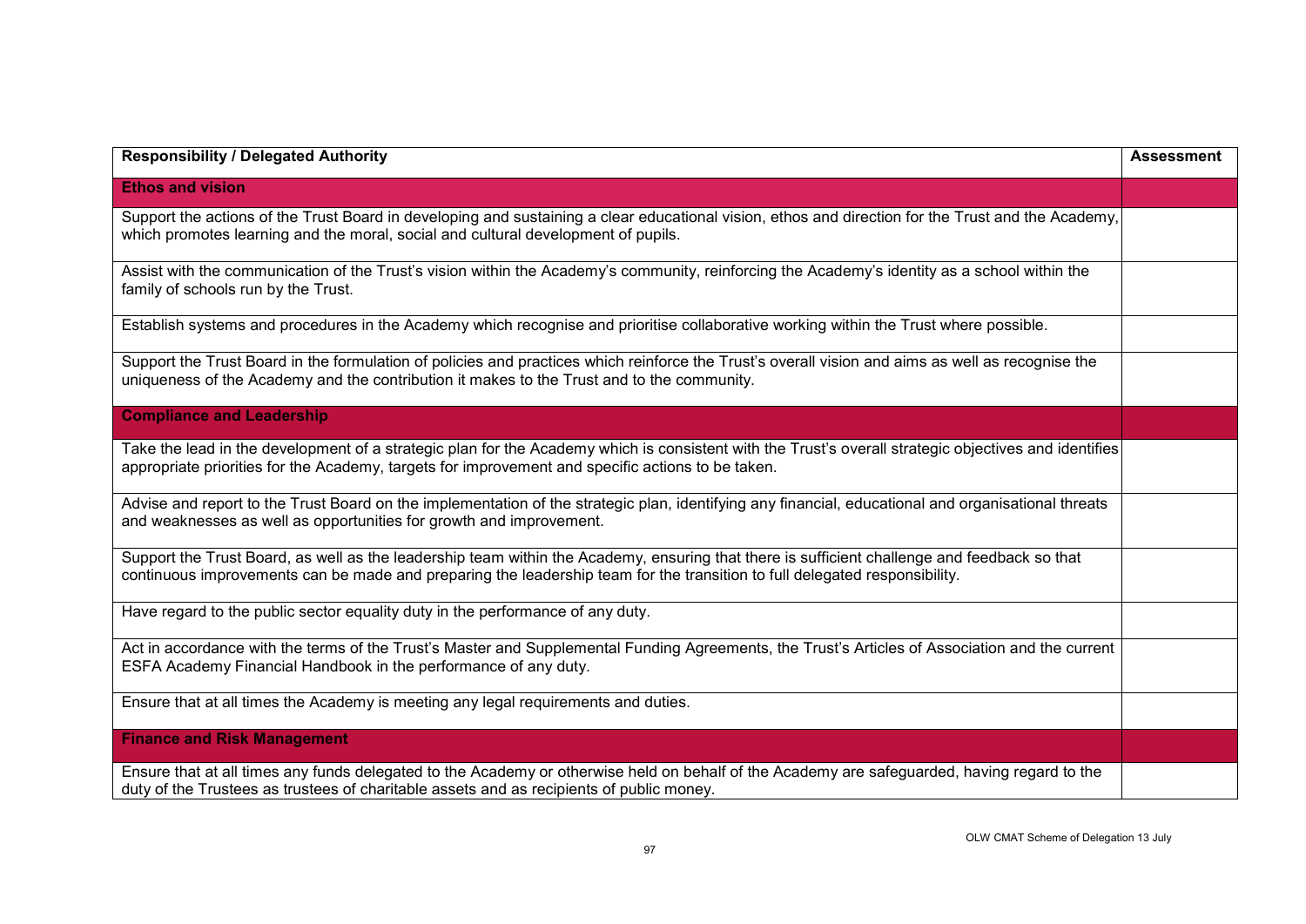| Responsibility / Delegated Authority | Assessment |
| --- | --- |
| **Ethos and vision** | |
| Support the actions of the Trust Board in developing and sustaining a clear educational vision, ethos and direction for the Trust and the Academy, which promotes learning and the moral, social and cultural development of pupils. | |
| Assist with the communication of the Trust's vision within the Academy's community, reinforcing the Academy's identity as a school within the family of schools run by the Trust. | |
| Establish systems and procedures in the Academy which recognise and prioritise collaborative working within the Trust where possible. | |
| Support the Trust Board in the formulation of policies and practices which reinforce the Trust's overall vision and aims as well as recognise the uniqueness of the Academy and the contribution it makes to the Trust and to the community. | |
| **Compliance and Leadership** | |
| Take the lead in the development of a strategic plan for the Academy which is consistent with the Trust's overall strategic objectives and identifies appropriate priorities for the Academy, targets for improvement and specific actions to be taken. | |
| Advise and report to the Trust Board on the implementation of the strategic plan, identifying any financial, educational and organisational threats and weaknesses as well as opportunities for growth and improvement. | |
| Support the Trust Board, as well as the leadership team within the Academy, ensuring that there is sufficient challenge and feedback so that continuous improvements can be made and preparing the leadership team for the transition to full delegated responsibility. | |
| Have regard to the public sector equality duty in the performance of any duty. | |
| Act in accordance with the terms of the Trust's Master and Supplemental Funding Agreements, the Trust's Articles of Association and the current ESFA Academy Financial Handbook in the performance of any duty. | |
| Ensure that at all times the Academy is meeting any legal requirements and duties. | |
| **Finance and Risk Management** | |
| Ensure that at all times any funds delegated to the Academy or otherwise held on behalf of the Academy are safeguarded, having regard to the duty of the Trustees as trustees of charitable assets and as recipients of public money. | |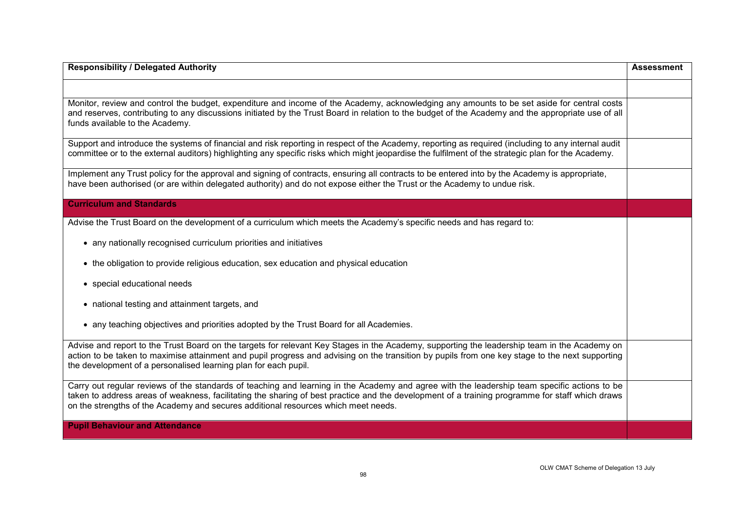| Responsibility / Delegated Authority | Assessment |
|---|---|
| | |
| Monitor, review and control the budget, expenditure and income of the Academy, acknowledging any amounts to be set aside for central costs and reserves, contributing to any discussions initiated by the Trust Board in relation to the budget of the Academy and the appropriate use of all funds available to the Academy. | |
| Support and introduce the systems of financial and risk reporting in respect of the Academy, reporting as required (including to any internal audit committee or to the external auditors) highlighting any specific risks which might jeopardise the fulfilment of the strategic plan for the Academy. | |
| Implement any Trust policy for the approval and signing of contracts, ensuring all contracts to be entered into by the Academy is appropriate, have been authorised (or are within delegated authority) and do not expose either the Trust or the Academy to undue risk. | |
| **Curriculum and Standards** | |
| Advise the Trust Board on the development of a curriculum which meets the Academy's specific needs and has regard to:<br>• any nationally recognised curriculum priorities and initiatives<br>• the obligation to provide religious education, sex education and physical education<br>• special educational needs<br>• national testing and attainment targets, and<br>• any teaching objectives and priorities adopted by the Trust Board for all Academies. | |
| Advise and report to the Trust Board on the targets for relevant Key Stages in the Academy, supporting the leadership team in the Academy on action to be taken to maximise attainment and pupil progress and advising on the transition by pupils from one key stage to the next supporting the development of a personalised learning plan for each pupil. | |
| Carry out regular reviews of the standards of teaching and learning in the Academy and agree with the leadership team specific actions to be taken to address areas of weakness, facilitating the sharing of best practice and the development of a training programme for staff which draws on the strengths of the Academy and secures additional resources which meet needs. | |
| **Pupil Behaviour and Attendance** | |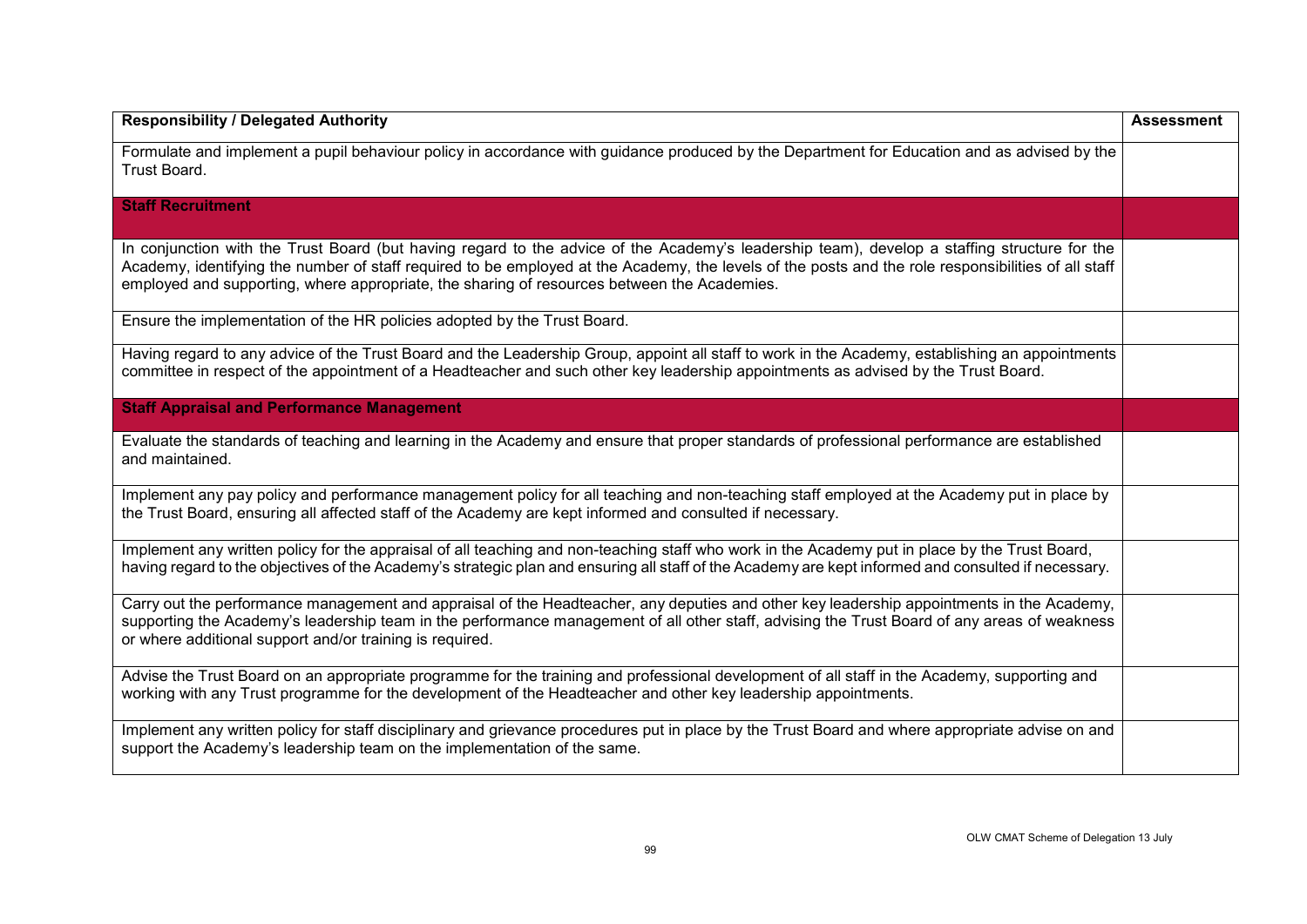| Responsibility / Delegated Authority | Assessment |
|---|---|
| Formulate and implement a pupil behaviour policy in accordance with guidance produced by the Department for Education and as advised by the Trust Board. | |
| **Staff Recruitment** | |
| In conjunction with the Trust Board (but having regard to the advice of the Academy's leadership team), develop a staffing structure for the Academy, identifying the number of staff required to be employed at the Academy, the levels of the posts and the role responsibilities of all staff employed and supporting, where appropriate, the sharing of resources between the Academies. | |
| Ensure the implementation of the HR policies adopted by the Trust Board. | |
| Having regard to any advice of the Trust Board and the Leadership Group, appoint all staff to work in the Academy, establishing an appointments committee in respect of the appointment of a Headteacher and such other key leadership appointments as advised by the Trust Board. | |
| **Staff Appraisal and Performance Management** | |
| Evaluate the standards of teaching and learning in the Academy and ensure that proper standards of professional performance are established and maintained. | |
| Implement any pay policy and performance management policy for all teaching and non-teaching staff employed at the Academy put in place by the Trust Board, ensuring all affected staff of the Academy are kept informed and consulted if necessary. | |
| Implement any written policy for the appraisal of all teaching and non-teaching staff who work in the Academy put in place by the Trust Board, having regard to the objectives of the Academy's strategic plan and ensuring all staff of the Academy are kept informed and consulted if necessary. | |
| Carry out the performance management and appraisal of the Headteacher, any deputies and other key leadership appointments in the Academy, supporting the Academy's leadership team in the performance management of all other staff, advising the Trust Board of any areas of weakness or where additional support and/or training is required. | |
| Advise the Trust Board on an appropriate programme for the training and professional development of all staff in the Academy, supporting and working with any Trust programme for the development of the Headteacher and other key leadership appointments. | |
| Implement any written policy for staff disciplinary and grievance procedures put in place by the Trust Board and where appropriate advise on and support the Academy's leadership team on the implementation of the same. | |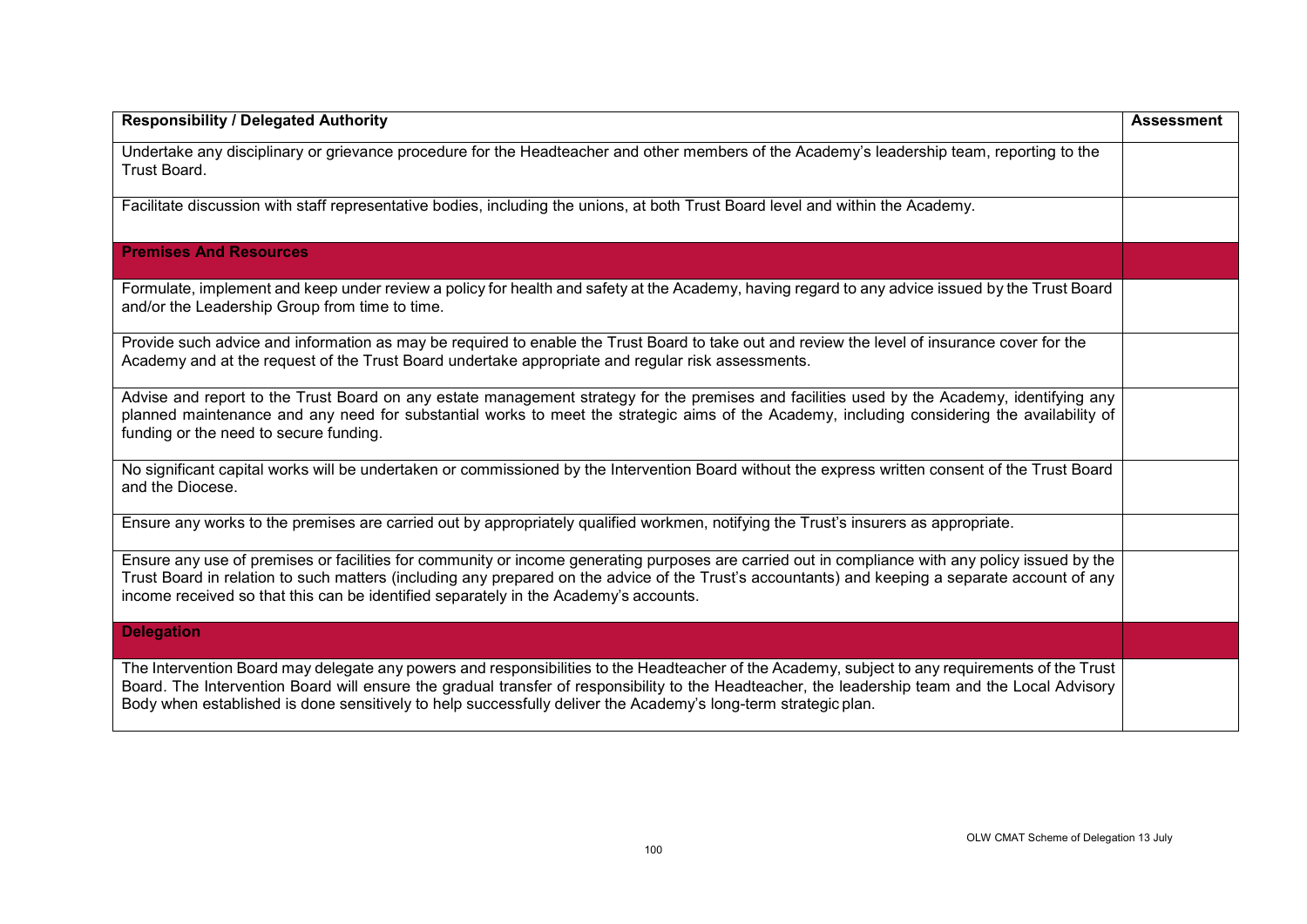| Responsibility / Delegated Authority | Assessment |
|---|---|
| Undertake any disciplinary or grievance procedure for the Headteacher and other members of the Academy's leadership team, reporting to the Trust Board. | |
| Facilitate discussion with staff representative bodies, including the unions, at both Trust Board level and within the Academy. | |
| **Premises And Resources** | |
| Formulate, implement and keep under review a policy for health and safety at the Academy, having regard to any advice issued by the Trust Board and/or the Leadership Group from time to time. | |
| Provide such advice and information as may be required to enable the Trust Board to take out and review the level of insurance cover for the Academy and at the request of the Trust Board undertake appropriate and regular risk assessments. | |
| Advise and report to the Trust Board on any estate management strategy for the premises and facilities used by the Academy, identifying any planned maintenance and any need for substantial works to meet the strategic aims of the Academy, including considering the availability of funding or the need to secure funding. | |
| No significant capital works will be undertaken or commissioned by the Intervention Board without the express written consent of the Trust Board and the Diocese. | |
| Ensure any works to the premises are carried out by appropriately qualified workmen, notifying the Trust's insurers as appropriate. | |
| Ensure any use of premises or facilities for community or income generating purposes are carried out in compliance with any policy issued by the Trust Board in relation to such matters (including any prepared on the advice of the Trust's accountants) and keeping a separate account of any income received so that this can be identified separately in the Academy's accounts. | |
| **Delegation** | |
| The Intervention Board may delegate any powers and responsibilities to the Headteacher of the Academy, subject to any requirements of the Trust Board. The Intervention Board will ensure the gradual transfer of responsibility to the Headteacher, the leadership team and the Local Advisory Body when established is done sensitively to help successfully deliver the Academy's long-term strategic plan. | |